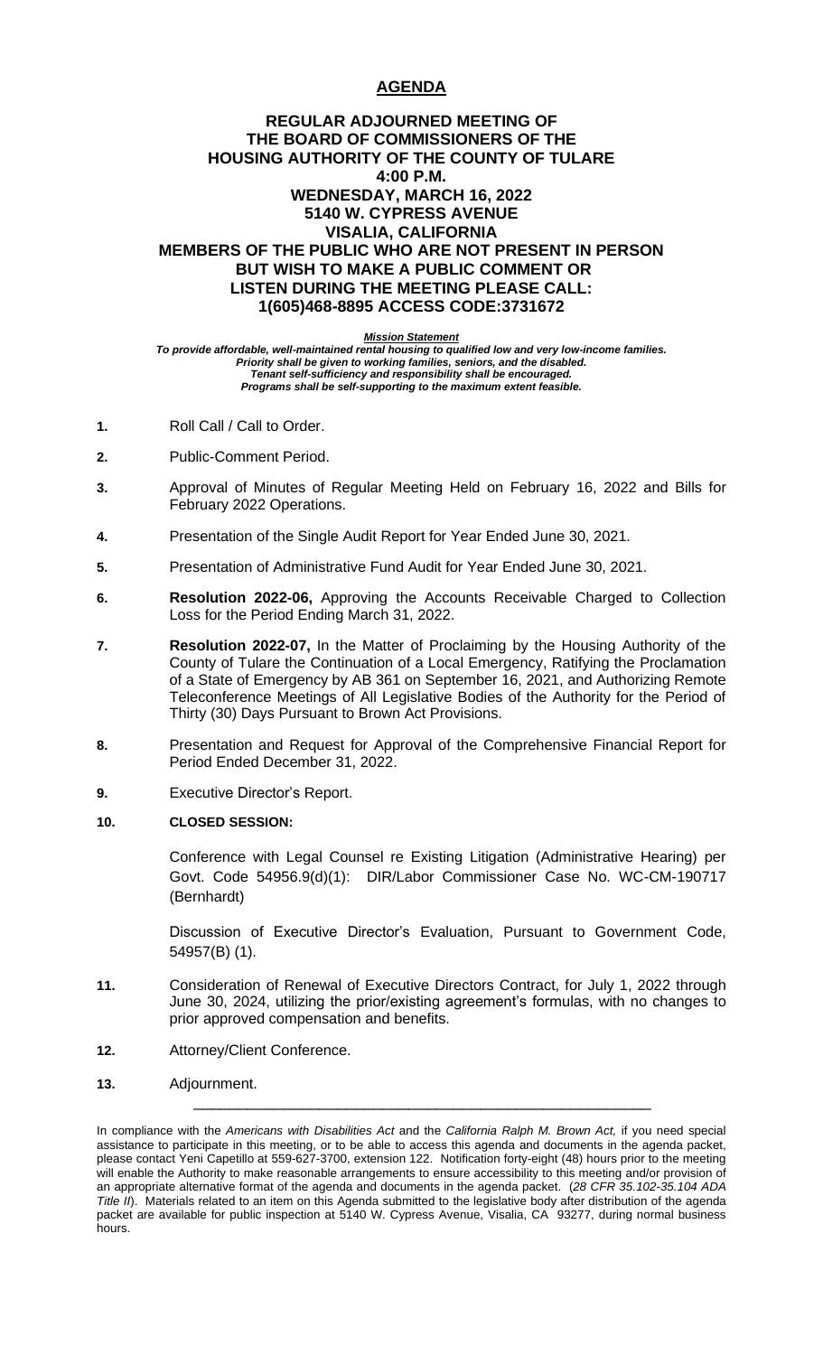# AGENDA

## REGULAR ADJOURNED MEETING OF THE BOARD OF COMMISSIONERS OF THE HOUSING AUTHORITY OF THE COUNTY OF TULARE

**4:00 P.M.**
**WEDNESDAY, MARCH 16, 2022**
**5140 W. CYPRESS AVENUE**
**VISALIA, CALIFORNIA**
**MEMBERS OF THE PUBLIC WHO ARE NOT PRESENT IN PERSON BUT WISH TO MAKE A PUBLIC COMMENT OR LISTEN DURING THE MEETING PLEASE CALL: 1(605)468-8895 ACCESS CODE:3731672**

***Mission Statement***

***To provide affordable, well-maintained rental housing to qualified low and very low-income families. Priority shall be given to working families, seniors, and the disabled. Tenant self-sufficiency and responsibility shall be encouraged. Programs shall be self-supporting to the maximum extent feasible.***

**1.** Roll Call / Call to Order.

**2.** Public-Comment Period.

**3.** Approval of Minutes of Regular Meeting Held on February 16, 2022 and Bills for February 2022 Operations.

**4.** Presentation of the Single Audit Report for Year Ended June 30, 2021.

**5.** Presentation of Administrative Fund Audit for Year Ended June 30, 2021.

**6.** **Resolution 2022-06,** Approving the Accounts Receivable Charged to Collection Loss for the Period Ending March 31, 2022.

**7.** **Resolution 2022-07,** In the Matter of Proclaiming by the Housing Authority of the County of Tulare the Continuation of a Local Emergency, Ratifying the Proclamation of a State of Emergency by AB 361 on September 16, 2021, and Authorizing Remote Teleconference Meetings of All Legislative Bodies of the Authority for the Period of Thirty (30) Days Pursuant to Brown Act Provisions.

**8.** Presentation and Request for Approval of the Comprehensive Financial Report for Period Ended December 31, 2022.

**9.** Executive Director's Report.

**10.** **CLOSED SESSION:**

Conference with Legal Counsel re Existing Litigation (Administrative Hearing) per Govt. Code 54956.9(d)(1): DIR/Labor Commissioner Case No. WC-CM-190717 (Bernhardt)

Discussion of Executive Director's Evaluation, Pursuant to Government Code, 54957(B) (1).

**11.** Consideration of Renewal of Executive Directors Contract, for July 1, 2022 through June 30, 2024, utilizing the prior/existing agreement's formulas, with no changes to prior approved compensation and benefits.

**12.** Attorney/Client Conference.

**13.** Adjournment.

---

In compliance with the *Americans with Disabilities Act* and the *California Ralph M. Brown Act,* if you need special assistance to participate in this meeting, or to be able to access this agenda and documents in the agenda packet, please contact Yeni Capetillo at 559-627-3700, extension 122. Notification forty-eight (48) hours prior to the meeting will enable the Authority to make reasonable arrangements to ensure accessibility to this meeting and/or provision of an appropriate alternative format of the agenda and documents in the agenda packet. (*28 CFR 35.102-35.104 ADA Title II*). Materials related to an item on this Agenda submitted to the legislative body after distribution of the agenda packet are available for public inspection at 5140 W. Cypress Avenue, Visalia, CA 93277, during normal business hours.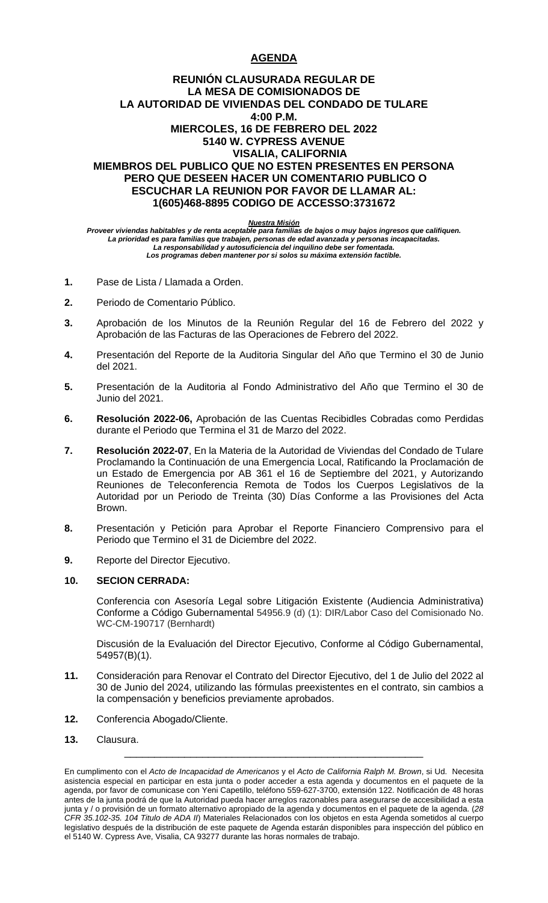# AGENDA

**REUNIÓN CLAUSURADA REGULAR DE**
**LA MESA DE COMISIONADOS DE**
**LA AUTORIDAD DE VIVIENDAS DEL CONDADO DE TULARE**
**4:00 P.M.**
**MIERCOLES, 16 DE FEBRERO DEL 2022**
**5140 W. CYPRESS AVENUE**
**VISALIA, CALIFORNIA**
**MIEMBROS DEL PUBLICO QUE NO ESTEN PRESENTES EN PERSONA PERO QUE DESEEN HACER UN COMENTARIO PUBLICO O ESCUCHAR LA REUNION POR FAVOR DE LLAMAR AL: 1(605)468-8895 CODIGO DE ACCESSO:3731672**

***Nuestra Misión***
***Proveer viviendas habitables y de renta aceptable para familias de bajos o muy bajos ingresos que califiquen.***
***La prioridad es para familias que trabajen, personas de edad avanzada y personas incapacitadas.***
***La responsabilidad y autosuficiencia del inquilino debe ser fomentada.***
***Los programas deben mantener por si solos su máxima extensión factible.***

**1.** Pase de Lista / Llamada a Orden.

**2.** Periodo de Comentario Público.

**3.** Aprobación de los Minutos de la Reunión Regular del 16 de Febrero del 2022 y Aprobación de las Facturas de las Operaciones de Febrero del 2022.

**4.** Presentación del Reporte de la Auditoria Singular del Año que Termino el 30 de Junio del 2021.

**5.** Presentación de la Auditoria al Fondo Administrativo del Año que Termino el 30 de Junio del 2021.

**6.** **Resolución 2022-06,** Aprobación de las Cuentas Recibidles Cobradas como Perdidas durante el Periodo que Termina el 31 de Marzo del 2022.

**7.** **Resolución 2022-07**, En la Materia de la Autoridad de Viviendas del Condado de Tulare Proclamando la Continuación de una Emergencia Local, Ratificando la Proclamación de un Estado de Emergencia por AB 361 el 16 de Septiembre del 2021, y Autorizando Reuniones de Teleconferencia Remota de Todos los Cuerpos Legislativos de la Autoridad por un Periodo de Treinta (30) Días Conforme a las Provisiones del Acta Brown.

**8.** Presentación y Petición para Aprobar el Reporte Financiero Comprensivo para el Periodo que Termino el 31 de Diciembre del 2022.

**9.** Reporte del Director Ejecutivo.

**10.** **SECION CERRADA:**

Conferencia con Asesoría Legal sobre Litigación Existente (Audiencia Administrativa) Conforme a Código Gubernamental 54956.9 (d) (1): DIR/Labor Caso del Comisionado No. WC-CM-190717 (Bernhardt)

Discusión de la Evaluación del Director Ejecutivo, Conforme al Código Gubernamental, 54957(B)(1).

**11.** Consideración para Renovar el Contrato del Director Ejecutivo, del 1 de Julio del 2022 al 30 de Junio del 2024, utilizando las fórmulas preexistentes en el contrato, sin cambios a la compensación y beneficios previamente aprobados.

**12.** Conferencia Abogado/Cliente.

**13.** Clausura.

---

En cumplimento con el *Acto de Incapacidad de Americanos* y el *Acto de California Ralph M. Brown*, si Ud. Necesita asistencia especial en participar en esta junta o poder acceder a esta agenda y documentos en el paquete de la agenda, por favor de comunicase con Yeni Capetillo, teléfono 559-627-3700, extensión 122. Notificación de 48 horas antes de la junta podrá de que la Autoridad pueda hacer arreglos razonables para asegurarse de accesibilidad a esta junta y / o provisión de un formato alternativo apropiado de la agenda y documentos en el paquete de la agenda. (*28 CFR 35.102-35. 104 Titulo de ADA II*) Materiales Relacionados con los objetos en esta Agenda sometidos al cuerpo legislativo después de la distribución de este paquete de Agenda estarán disponibles para inspección del público en el 5140 W. Cypress Ave, Visalia, CA 93277 durante las horas normales de trabajo.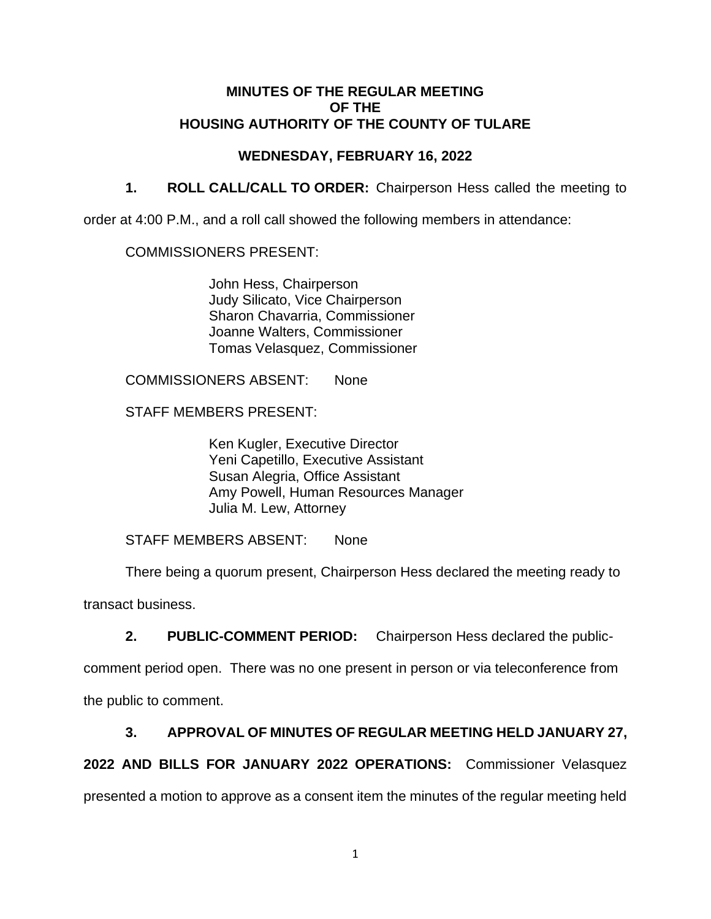**MINUTES OF THE REGULAR MEETING**
**OF THE**
**HOUSING AUTHORITY OF THE COUNTY OF TULARE**

**WEDNESDAY, FEBRUARY 16, 2022**

**1. ROLL CALL/CALL TO ORDER:** Chairperson Hess called the meeting to order at 4:00 P.M., and a roll call showed the following members in attendance:

COMMISSIONERS PRESENT:

John Hess, Chairperson
Judy Silicato, Vice Chairperson
Sharon Chavarria, Commissioner
Joanne Walters, Commissioner
Tomas Velasquez, Commissioner

COMMISSIONERS ABSENT: None

STAFF MEMBERS PRESENT:

Ken Kugler, Executive Director
Yeni Capetillo, Executive Assistant
Susan Alegria, Office Assistant
Amy Powell, Human Resources Manager
Julia M. Lew, Attorney

STAFF MEMBERS ABSENT: None

There being a quorum present, Chairperson Hess declared the meeting ready to transact business.

**2. PUBLIC-COMMENT PERIOD:** Chairperson Hess declared the public-comment period open. There was no one present in person or via teleconference from the public to comment.

**3. APPROVAL OF MINUTES OF REGULAR MEETING HELD JANUARY 27, 2022 AND BILLS FOR JANUARY 2022 OPERATIONS:** Commissioner Velasquez presented a motion to approve as a consent item the minutes of the regular meeting held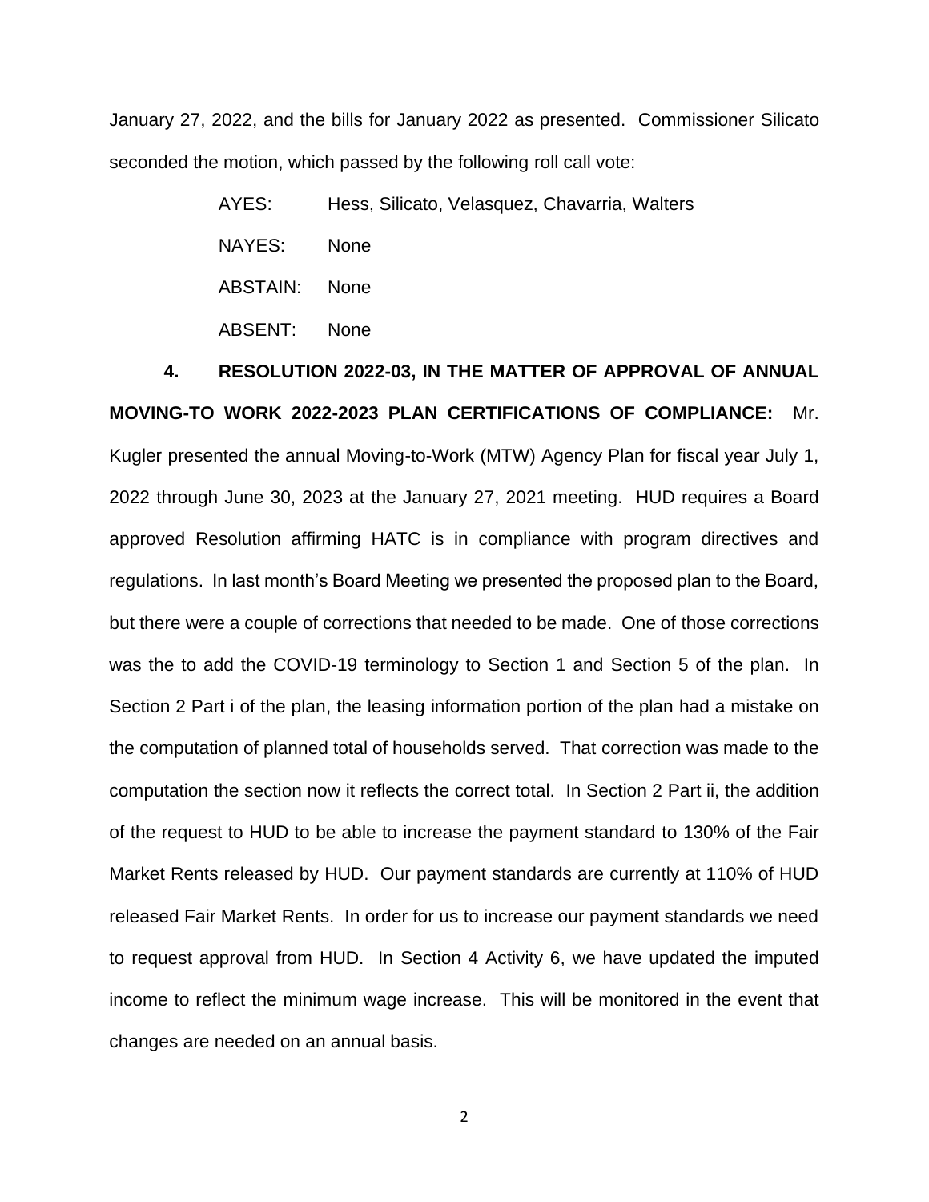January 27, 2022, and the bills for January 2022 as presented. Commissioner Silicato seconded the motion, which passed by the following roll call vote:

| | |
|---|---|
| AYES: | Hess, Silicato, Velasquez, Chavarria, Walters |
| NAYES: | None |
| ABSTAIN: | None |
| ABSENT: | None |

**4. RESOLUTION 2022-03, IN THE MATTER OF APPROVAL OF ANNUAL MOVING-TO WORK 2022-2023 PLAN CERTIFICATIONS OF COMPLIANCE:** Mr. Kugler presented the annual Moving-to-Work (MTW) Agency Plan for fiscal year July 1, 2022 through June 30, 2023 at the January 27, 2021 meeting. HUD requires a Board approved Resolution affirming HATC is in compliance with program directives and regulations. In last month's Board Meeting we presented the proposed plan to the Board, but there were a couple of corrections that needed to be made. One of those corrections was the to add the COVID-19 terminology to Section 1 and Section 5 of the plan. In Section 2 Part i of the plan, the leasing information portion of the plan had a mistake on the computation of planned total of households served. That correction was made to the computation the section now it reflects the correct total. In Section 2 Part ii, the addition of the request to HUD to be able to increase the payment standard to 130% of the Fair Market Rents released by HUD. Our payment standards are currently at 110% of HUD released Fair Market Rents. In order for us to increase our payment standards we need to request approval from HUD. In Section 4 Activity 6, we have updated the imputed income to reflect the minimum wage increase. This will be monitored in the event that changes are needed on an annual basis.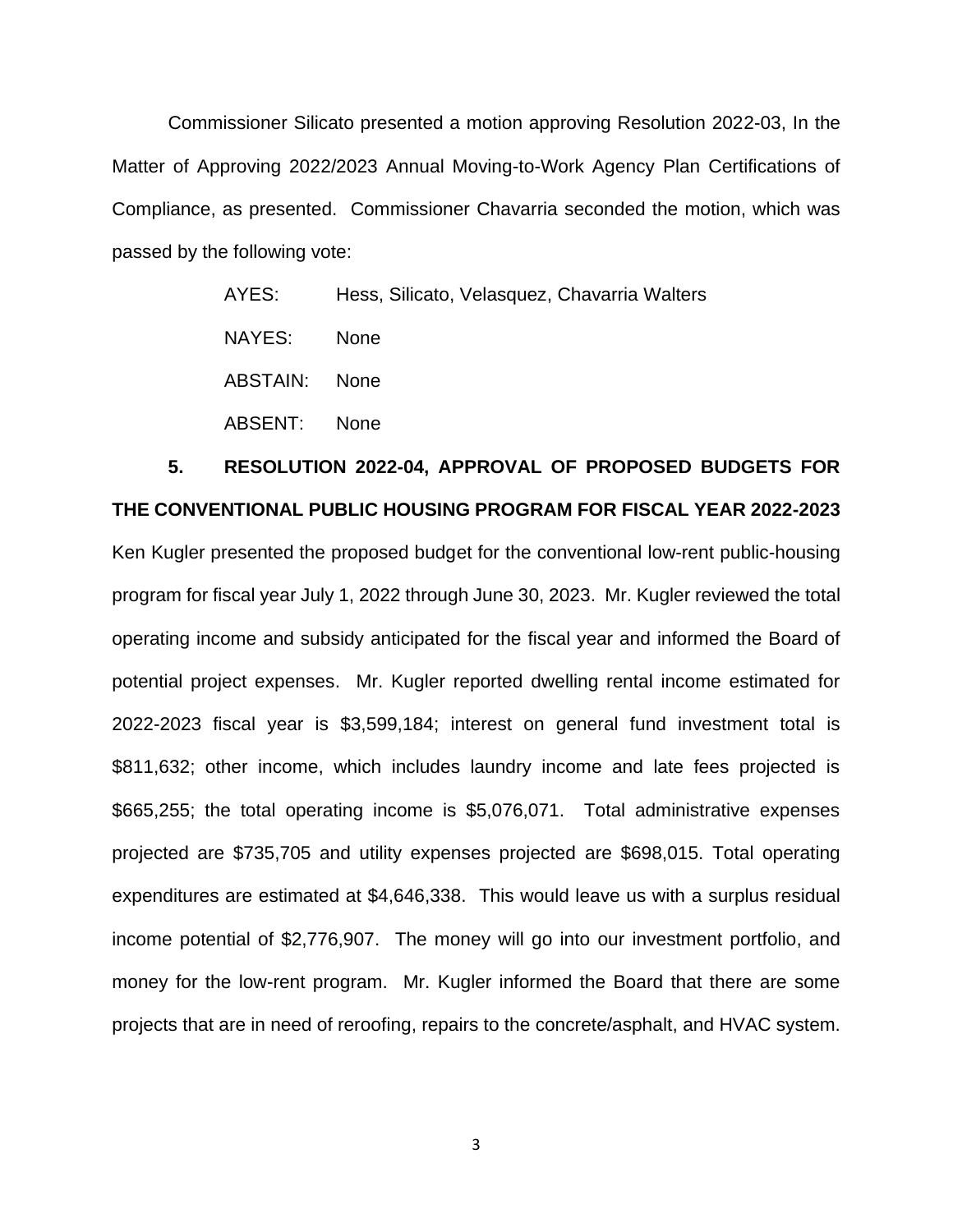Commissioner Silicato presented a motion approving Resolution 2022-03, In the Matter of Approving 2022/2023 Annual Moving-to-Work Agency Plan Certifications of Compliance, as presented. Commissioner Chavarria seconded the motion, which was passed by the following vote:

AYES: Hess, Silicato, Velasquez, Chavarria Walters

NAYES: None

ABSTAIN: None

ABSENT: None

**5. RESOLUTION 2022-04, APPROVAL OF PROPOSED BUDGETS FOR THE CONVENTIONAL PUBLIC HOUSING PROGRAM FOR FISCAL YEAR 2022-2023**

Ken Kugler presented the proposed budget for the conventional low-rent public-housing program for fiscal year July 1, 2022 through June 30, 2023. Mr. Kugler reviewed the total operating income and subsidy anticipated for the fiscal year and informed the Board of potential project expenses. Mr. Kugler reported dwelling rental income estimated for 2022-2023 fiscal year is $3,599,184; interest on general fund investment total is $811,632; other income, which includes laundry income and late fees projected is $665,255; the total operating income is $5,076,071. Total administrative expenses projected are $735,705 and utility expenses projected are $698,015. Total operating expenditures are estimated at $4,646,338. This would leave us with a surplus residual income potential of $2,776,907. The money will go into our investment portfolio, and money for the low-rent program. Mr. Kugler informed the Board that there are some projects that are in need of reroofing, repairs to the concrete/asphalt, and HVAC system.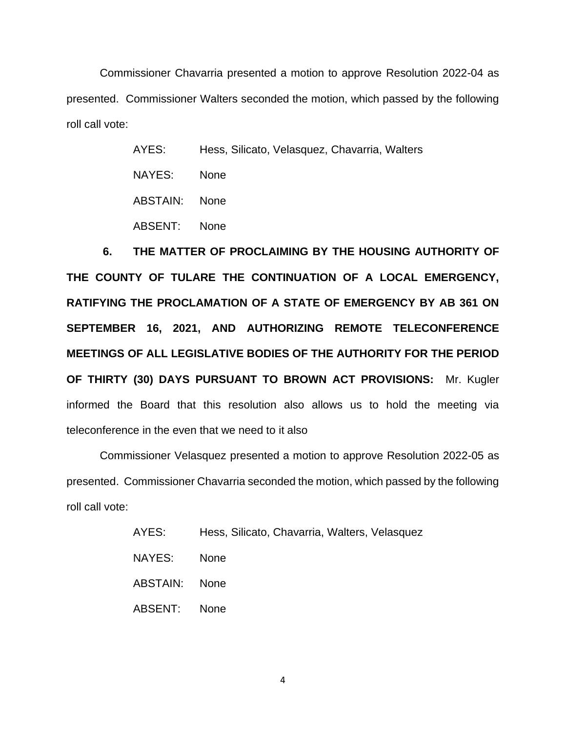Commissioner Chavarria presented a motion to approve Resolution 2022-04 as presented. Commissioner Walters seconded the motion, which passed by the following roll call vote:

AYES: Hess, Silicato, Velasquez, Chavarria, Walters

NAYES: None

ABSTAIN: None

ABSENT: None

**6. THE MATTER OF PROCLAIMING BY THE HOUSING AUTHORITY OF THE COUNTY OF TULARE THE CONTINUATION OF A LOCAL EMERGENCY, RATIFYING THE PROCLAMATION OF A STATE OF EMERGENCY BY AB 361 ON SEPTEMBER 16, 2021, AND AUTHORIZING REMOTE TELECONFERENCE MEETINGS OF ALL LEGISLATIVE BODIES OF THE AUTHORITY FOR THE PERIOD OF THIRTY (30) DAYS PURSUANT TO BROWN ACT PROVISIONS:** Mr. Kugler informed the Board that this resolution also allows us to hold the meeting via teleconference in the even that we need to it also

Commissioner Velasquez presented a motion to approve Resolution 2022-05 as presented. Commissioner Chavarria seconded the motion, which passed by the following roll call vote:

AYES: Hess, Silicato, Chavarria, Walters, Velasquez

NAYES: None

ABSTAIN: None

ABSENT: None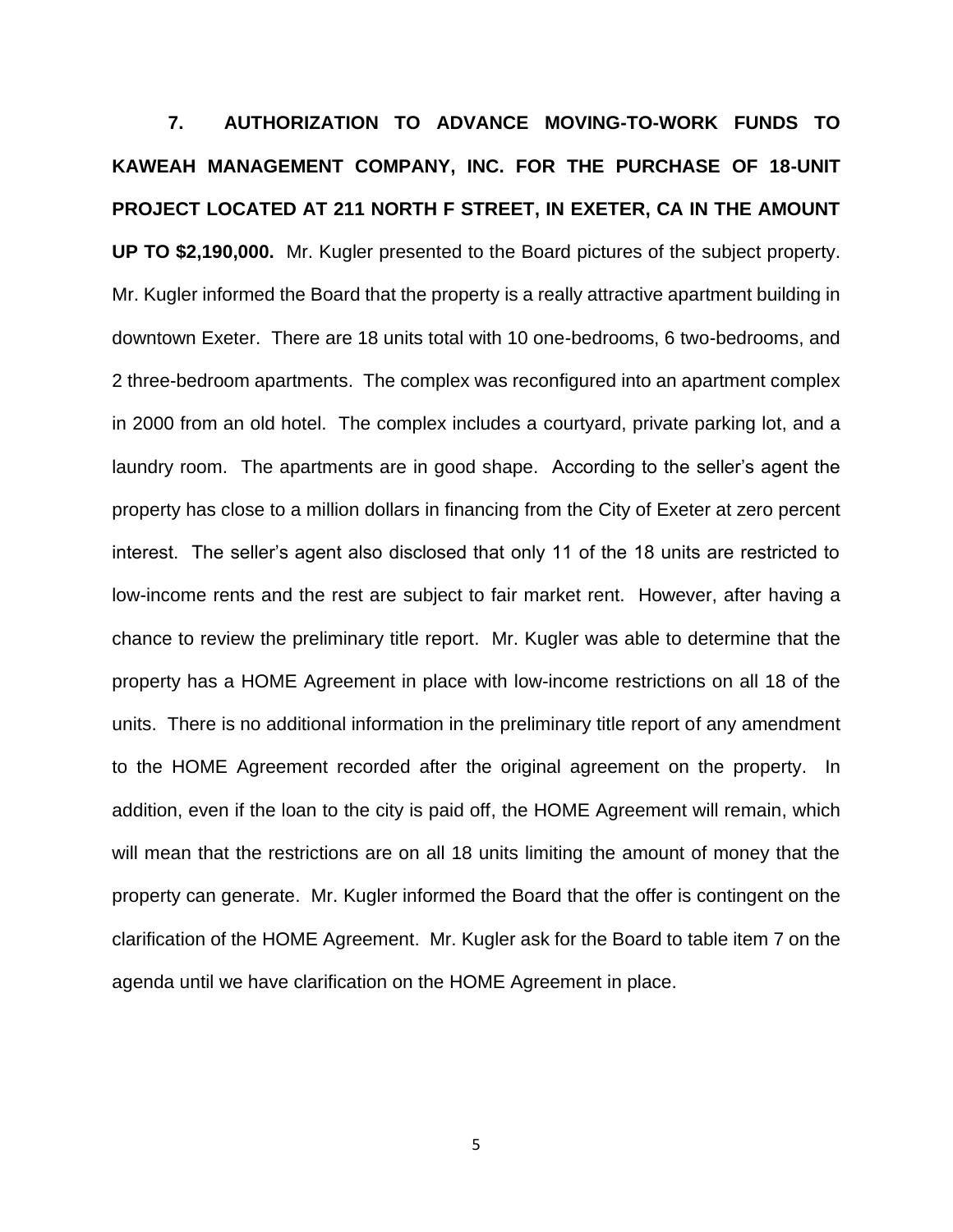**7. AUTHORIZATION TO ADVANCE MOVING-TO-WORK FUNDS TO KAWEAH MANAGEMENT COMPANY, INC. FOR THE PURCHASE OF 18-UNIT PROJECT LOCATED AT 211 NORTH F STREET, IN EXETER, CA IN THE AMOUNT UP TO $2,190,000.** Mr. Kugler presented to the Board pictures of the subject property. Mr. Kugler informed the Board that the property is a really attractive apartment building in downtown Exeter. There are 18 units total with 10 one-bedrooms, 6 two-bedrooms, and 2 three-bedroom apartments. The complex was reconfigured into an apartment complex in 2000 from an old hotel. The complex includes a courtyard, private parking lot, and a laundry room. The apartments are in good shape. According to the seller's agent the property has close to a million dollars in financing from the City of Exeter at zero percent interest. The seller's agent also disclosed that only 11 of the 18 units are restricted to low-income rents and the rest are subject to fair market rent. However, after having a chance to review the preliminary title report. Mr. Kugler was able to determine that the property has a HOME Agreement in place with low-income restrictions on all 18 of the units. There is no additional information in the preliminary title report of any amendment to the HOME Agreement recorded after the original agreement on the property. In addition, even if the loan to the city is paid off, the HOME Agreement will remain, which will mean that the restrictions are on all 18 units limiting the amount of money that the property can generate. Mr. Kugler informed the Board that the offer is contingent on the clarification of the HOME Agreement. Mr. Kugler ask for the Board to table item 7 on the agenda until we have clarification on the HOME Agreement in place.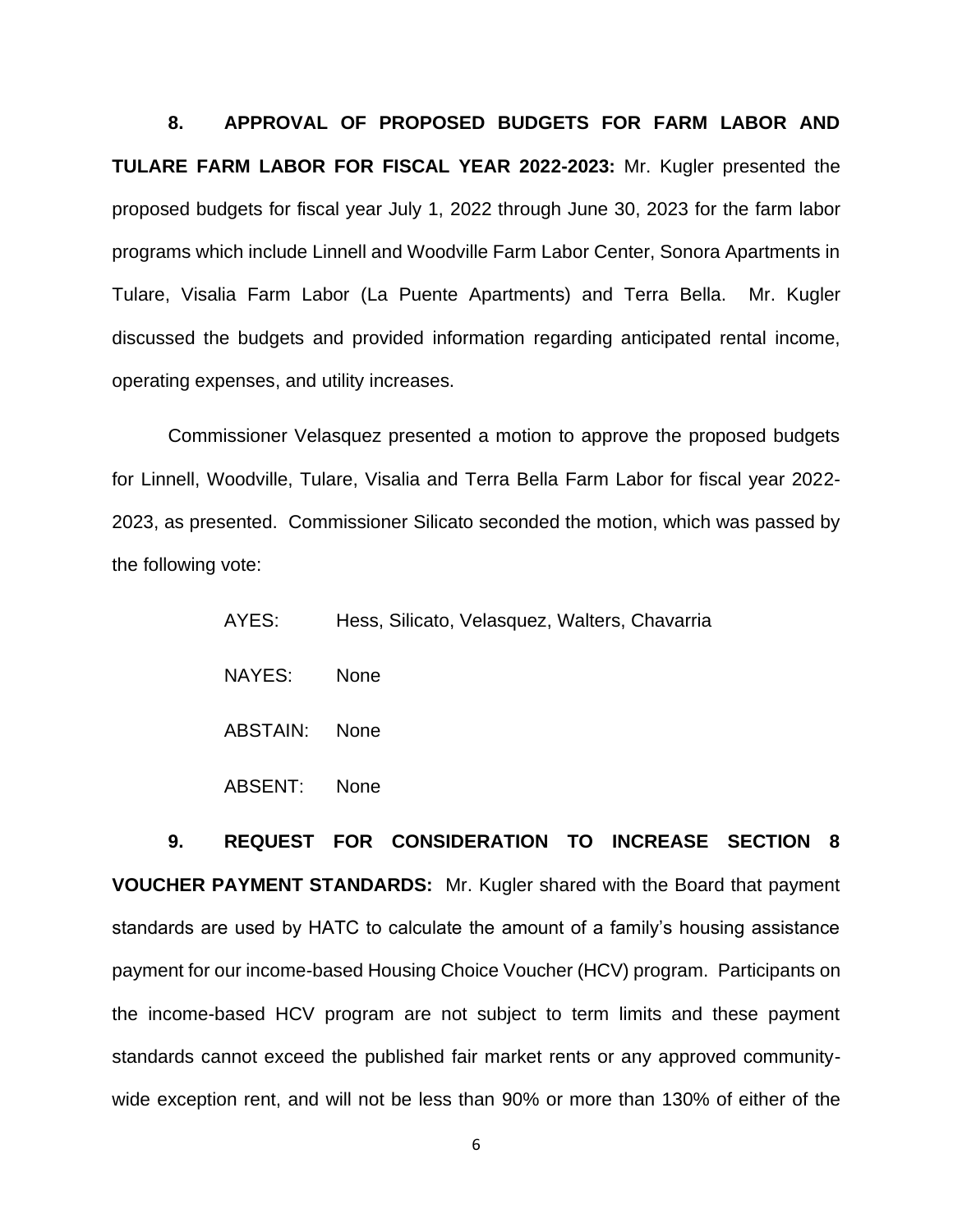**8. APPROVAL OF PROPOSED BUDGETS FOR FARM LABOR AND TULARE FARM LABOR FOR FISCAL YEAR 2022-2023:** Mr. Kugler presented the proposed budgets for fiscal year July 1, 2022 through June 30, 2023 for the farm labor programs which include Linnell and Woodville Farm Labor Center, Sonora Apartments in Tulare, Visalia Farm Labor (La Puente Apartments) and Terra Bella. Mr. Kugler discussed the budgets and provided information regarding anticipated rental income, operating expenses, and utility increases.

Commissioner Velasquez presented a motion to approve the proposed budgets for Linnell, Woodville, Tulare, Visalia and Terra Bella Farm Labor for fiscal year 2022-2023, as presented. Commissioner Silicato seconded the motion, which was passed by the following vote:

AYES: Hess, Silicato, Velasquez, Walters, Chavarria

NAYES: None

ABSTAIN: None

ABSENT: None

**9. REQUEST FOR CONSIDERATION TO INCREASE SECTION 8 VOUCHER PAYMENT STANDARDS:** Mr. Kugler shared with the Board that payment standards are used by HATC to calculate the amount of a family's housing assistance payment for our income-based Housing Choice Voucher (HCV) program. Participants on the income-based HCV program are not subject to term limits and these payment standards cannot exceed the published fair market rents or any approved community-wide exception rent, and will not be less than 90% or more than 130% of either of the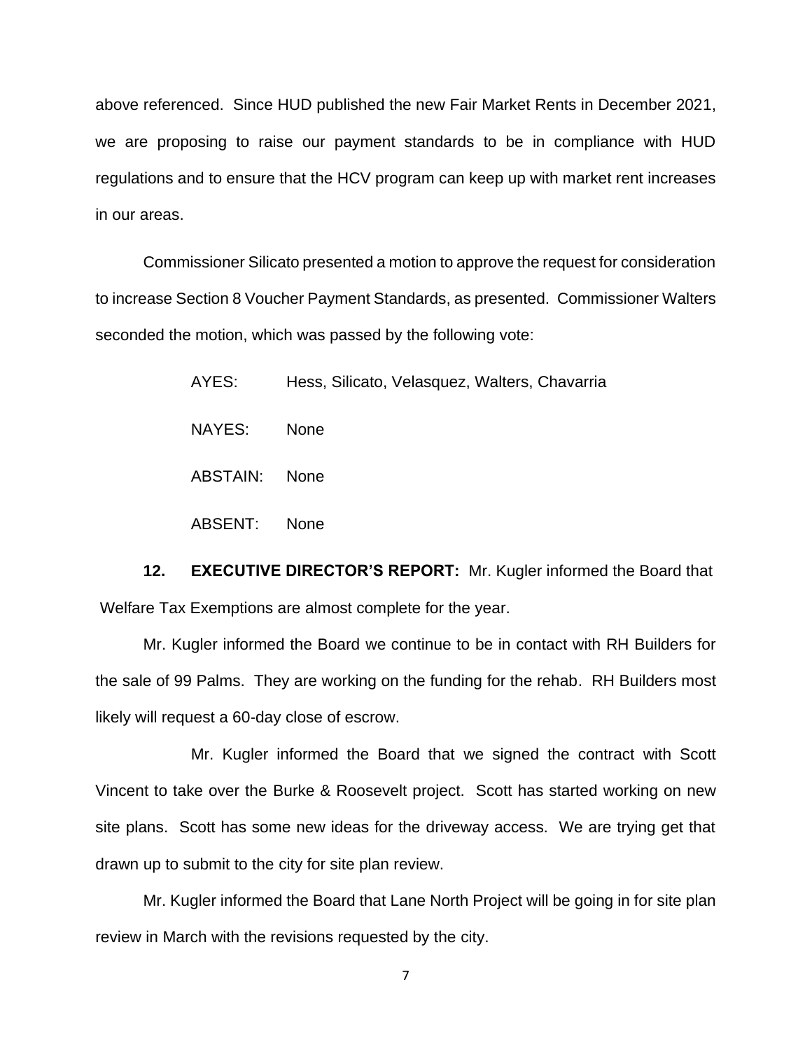above referenced. Since HUD published the new Fair Market Rents in December 2021, we are proposing to raise our payment standards to be in compliance with HUD regulations and to ensure that the HCV program can keep up with market rent increases in our areas.

Commissioner Silicato presented a motion to approve the request for consideration to increase Section 8 Voucher Payment Standards, as presented. Commissioner Walters seconded the motion, which was passed by the following vote:

AYES: Hess, Silicato, Velasquez, Walters, Chavarria

NAYES: None

ABSTAIN: None

ABSENT: None

**12. EXECUTIVE DIRECTOR'S REPORT:** Mr. Kugler informed the Board that Welfare Tax Exemptions are almost complete for the year.

Mr. Kugler informed the Board we continue to be in contact with RH Builders for the sale of 99 Palms. They are working on the funding for the rehab. RH Builders most likely will request a 60-day close of escrow.

Mr. Kugler informed the Board that we signed the contract with Scott Vincent to take over the Burke & Roosevelt project. Scott has started working on new site plans. Scott has some new ideas for the driveway access. We are trying get that drawn up to submit to the city for site plan review.

Mr. Kugler informed the Board that Lane North Project will be going in for site plan review in March with the revisions requested by the city.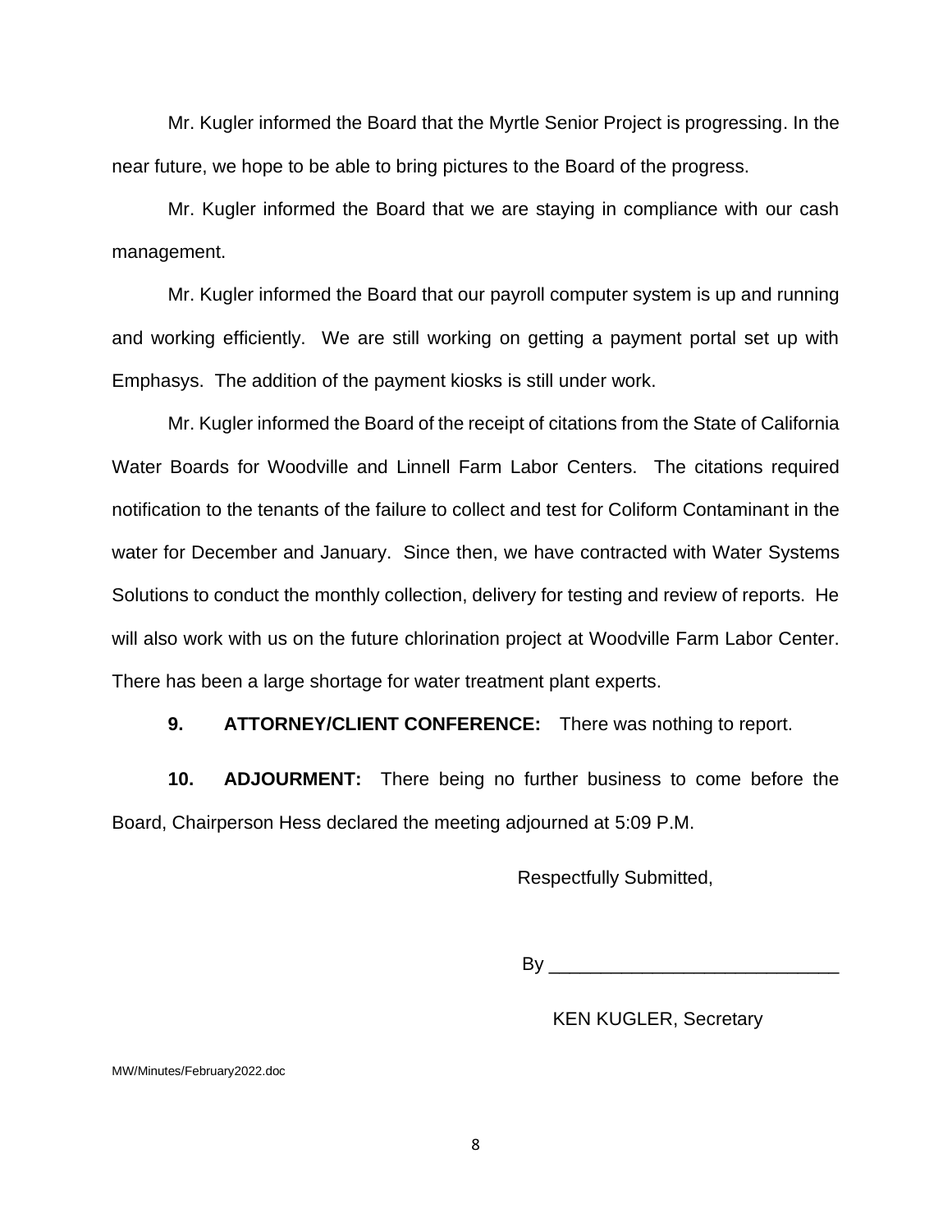Mr. Kugler informed the Board that the Myrtle Senior Project is progressing. In the near future, we hope to be able to bring pictures to the Board of the progress.

Mr. Kugler informed the Board that we are staying in compliance with our cash management.

Mr. Kugler informed the Board that our payroll computer system is up and running and working efficiently. We are still working on getting a payment portal set up with Emphasys. The addition of the payment kiosks is still under work.

Mr. Kugler informed the Board of the receipt of citations from the State of California Water Boards for Woodville and Linnell Farm Labor Centers. The citations required notification to the tenants of the failure to collect and test for Coliform Contaminant in the water for December and January. Since then, we have contracted with Water Systems Solutions to conduct the monthly collection, delivery for testing and review of reports. He will also work with us on the future chlorination project at Woodville Farm Labor Center. There has been a large shortage for water treatment plant experts.

**9. ATTORNEY/CLIENT CONFERENCE:** There was nothing to report.

**10. ADJOURMENT:** There being no further business to come before the Board, Chairperson Hess declared the meeting adjourned at 5:09 P.M.

Respectfully Submitted,

By ____________________________

KEN KUGLER, Secretary

MW/Minutes/February2022.doc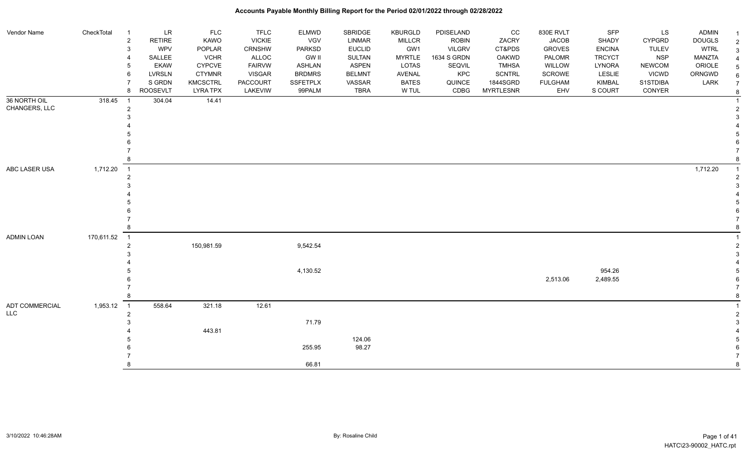# Accounts Payable Monthly Billing Report for the Period 02/01/2022 through 02/28/2022

| Vendor Name | CheckTotal | | | | | | | | | | | | | | |
|---|---|---|---|---|---|---|---|---|---|---|---|---|---|---|---|
| | | 1 | LR | FLC | TFLC | ELMWD | SBRIDGE | KBURGLD | PDISELAND | CC | 830E RVLT | SFP | LS | ADMIN | 1 |
| | | 2 | RETIRE | KAWO | VICKIE | VGV | LINMAR | MILLCR | ROBIN | ZACRY | JACOB | SHADY | CYPGRD | DOUGLS | 2 |
| | | 3 | WPV | POPLAR | CRNSHW | PARKSD | EUCLID | GW1 | VILGRV | CT&PDS | GROVES | ENCINA | TULEV | WTRL | 3 |
| | | 4 | SALLEE | VCHR | ALLOC | GW II | SULTAN | MYRTLE | 1634 S GRDN | OAKWD | PALOMR | TRCYCT | NSP | MANZTA | 4 |
| | | 5 | EKAW | CYPCVE | FAIRVW | ASHLAN | ASPEN | LOTAS | SEQVIL | TMHSA | WILLOW | LYNORA | NEWCOM | ORIOLE | 5 |
| | | 6 | LVRSLN | CTYMNR | VISGAR | BRDMRS | BELMNT | AVENAL | KPC | SCNTRL | SCROWE | LESLIE | VICWD | ORNGWD | 6 |
| | | 7 | S GRDN | KMCSCTRL | PACCOURT | SSFETPLX | VASSAR | BATES | QUINCE | 1844SGRD | FULGHAM | KIMBAL | S1STDIBA | LARK | 7 |
| | | 8 | ROOSEVLT | LYRA TPX | LAKEVIW | 99PALM | TBRA | W TUL | CDBG | MYRTLESNR | EHV | S COURT | CONYER | | 8 |
| 36 NORTH OIL CHANGERS, LLC | 318.45 | 1 | 304.04 | 14.41 | | | | | | | | | | | 1 |
| | | 2 | | | | | | | | | | | | | 2 |
| | | 3 | | | | | | | | | | | | | 3 |
| | | 4 | | | | | | | | | | | | | 4 |
| | | 5 | | | | | | | | | | | | | 5 |
| | | 6 | | | | | | | | | | | | | 6 |
| | | 7 | | | | | | | | | | | | | 7 |
| | | 8 | | | | | | | | | | | | | 8 |
| ABC LASER USA | 1,712.20 | 1 | | | | | | | | | | | | 1,712.20 | 1 |
| | | 2 | | | | | | | | | | | | | 2 |
| | | 3 | | | | | | | | | | | | | 3 |
| | | 4 | | | | | | | | | | | | | 4 |
| | | 5 | | | | | | | | | | | | | 5 |
| | | 6 | | | | | | | | | | | | | 6 |
| | | 7 | | | | | | | | | | | | | 7 |
| | | 8 | | | | | | | | | | | | | 8 |
| ADMIN LOAN | 170,611.52 | 1 | | | | | | | | | | | | | 1 |
| | | 2 | | 150,981.59 | | 9,542.54 | | | | | | | | | 2 |
| | | 3 | | | | | | | | | | | | | 3 |
| | | 4 | | | | | | | | | | | | | 4 |
| | | 5 | | | | 4,130.52 | | | | | | 954.26 | | | 5 |
| | | 6 | | | | | | | | | 2,513.06 | 2,489.55 | | | 6 |
| | | 7 | | | | | | | | | | | | | 7 |
| | | 8 | | | | | | | | | | | | | 8 |
| ADT COMMERCIAL LLC | 1,953.12 | 1 | 558.64 | 321.18 | 12.61 | | | | | | | | | | 1 |
| | | 2 | | | | | | | | | | | | | 2 |
| | | 3 | | | | 71.79 | | | | | | | | | 3 |
| | | 4 | | 443.81 | | | | | | | | | | | 4 |
| | | 5 | | | | | 124.06 | | | | | | | | 5 |
| | | 6 | | | | 255.95 | 98.27 | | | | | | | | 6 |
| | | 7 | | | | | | | | | | | | | 7 |
| | | 8 | | | | 66.81 | | | | | | | | | 8 |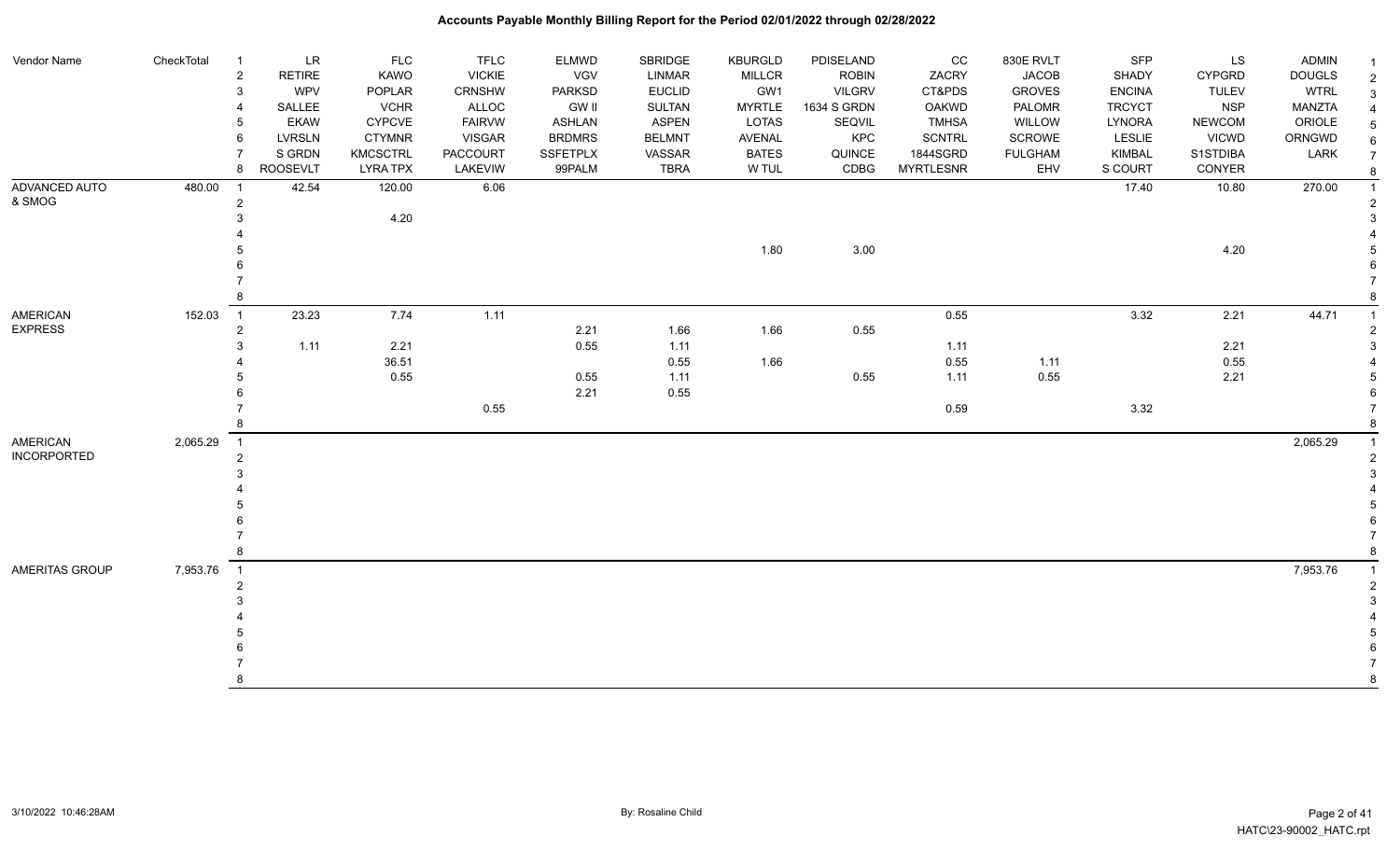| Vendor Name | CheckTotal | | | | | | | | | | | | | | |
|---|---|---|---|---|---|---|---|---|---|---|---|---|---|---|---|
| | | 1 | LR | FLC | TFLC | ELMWD | SBRIDGE | KBURGLD | PDISELAND | CC | 830E RVLT | SFP | LS | ADMIN | 1 |
| | | 2 | RETIRE | KAWO | VICKIE | VGV | LINMAR | MILLCR | ROBIN | ZACRY | JACOB | SHADY | CYPGRD | DOUGLS | 2 |
| | | 3 | WPV | POPLAR | CRNSHW | PARKSD | EUCLID | GW1 | VILGRV | CT&PDS | GROVES | ENCINA | TULEV | WTRL | 3 |
| | | 4 | SALLEE | VCHR | ALLOC | GW II | SULTAN | MYRTLE | 1634 S GRDN | OAKWD | PALOMR | TRCYCT | NSP | MANZTA | 4 |
| | | 5 | EKAW | CYPCVE | FAIRVW | ASHLAN | ASPEN | LOTAS | SEQVIL | TMHSA | WILLOW | LYNORA | NEWCOM | ORIOLE | 5 |
| | | 6 | LVRSLN | CTYMNR | VISGAR | BRDMRS | BELMNT | AVENAL | KPC | SCNTRL | SCROWE | LESLIE | VICWD | ORNGWD | 6 |
| | | 7 | S GRDN | KMCSCTRL | PACCOURT | SSFETPLX | VASSAR | BATES | QUINCE | 1844SGRD | FULGHAM | KIMBAL | S1STDIBA | LARK | 7 |
| | | 8 | ROOSEVLT | LYRA TPX | LAKEVIW | 99PALM | TBRA | W TUL | CDBG | MYRTLESNR | EHV | S COURT | CONYER | | 8 |
| ADVANCED AUTO & SMOG | 480.00 | 1 | 42.54 | 120.00 | 6.06 | | | | | | | 17.40 | 10.80 | 270.00 | 1 |
| | | 2 | | | | | | | | | | | | | 2 |
| | | 3 | | 4.20 | | | | | | | | | | | 3 |
| | | 4 | | | | | | | | | | | | | 4 |
| | | 5 | | | | | | 1.80 | 3.00 | | | | 4.20 | | 5 |
| | | 6 | | | | | | | | | | | | | 6 |
| | | 7 | | | | | | | | | | | | | 7 |
| | | 8 | | | | | | | | | | | | | 8 |
| AMERICAN EXPRESS | 152.03 | 1 | 23.23 | 7.74 | 1.11 | | | | | 0.55 | | 3.32 | 2.21 | 44.71 | 1 |
| | | 2 | | | | 2.21 | 1.66 | 1.66 | 0.55 | | | | | | 2 |
| | | 3 | 1.11 | 2.21 | | 0.55 | 1.11 | | | 1.11 | | | 2.21 | | 3 |
| | | 4 | | 36.51 | | | 0.55 | 1.66 | | 0.55 | 1.11 | | 0.55 | | 4 |
| | | 5 | | 0.55 | | 0.55 | 1.11 | | 0.55 | 1.11 | 0.55 | | 2.21 | | 5 |
| | | 6 | | | | 2.21 | 0.55 | | | | | | | | 6 |
| | | 7 | | | 0.55 | | | | | 0.59 | | 3.32 | | | 7 |
| | | 8 | | | | | | | | | | | | | 8 |
| AMERICAN INCORPORATED | 2,065.29 | 1 | | | | | | | | | | | | 2,065.29 | 1 |
| | | 2 | | | | | | | | | | | | | 2 |
| | | 3 | | | | | | | | | | | | | 3 |
| | | 4 | | | | | | | | | | | | | 4 |
| | | 5 | | | | | | | | | | | | | 5 |
| | | 6 | | | | | | | | | | | | | 6 |
| | | 7 | | | | | | | | | | | | | 7 |
| | | 8 | | | | | | | | | | | | | 8 |
| AMERITAS GROUP | 7,953.76 | 1 | | | | | | | | | | | | 7,953.76 | 1 |
| | | 2 | | | | | | | | | | | | | 2 |
| | | 3 | | | | | | | | | | | | | 3 |
| | | 4 | | | | | | | | | | | | | 4 |
| | | 5 | | | | | | | | | | | | | 5 |
| | | 6 | | | | | | | | | | | | | 6 |
| | | 7 | | | | | | | | | | | | | 7 |
| | | 8 | | | | | | | | | | | | | 8 |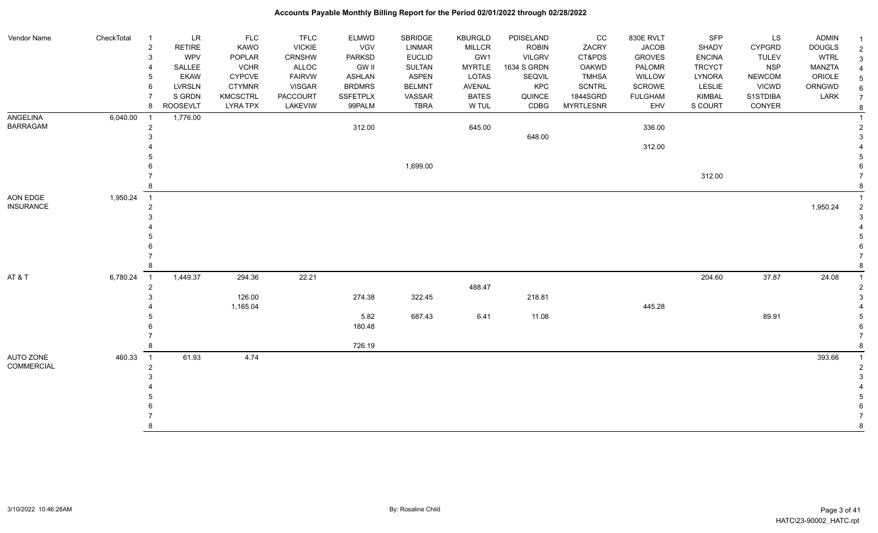# Accounts Payable Monthly Billing Report for the Period 02/01/2022 through 02/28/2022

| Vendor Name | CheckTotal | | | | | | | | | | | | | | |
|---|---|---|---|---|---|---|---|---|---|---|---|---|---|---|---|
| | | 1 | LR | FLC | TFLC | ELMWD | SBRIDGE | KBURGLD | PDISELAND | CC | 830E RVLT | SFP | LS | ADMIN | 1 |
| | | 2 | RETIRE | KAWO | VICKIE | VGV | LINMAR | MILLCR | ROBIN | ZACRY | JACOB | SHADY | CYPGRD | DOUGLS | 2 |
| | | 3 | WPV | POPLAR | CRNSHW | PARKSD | EUCLID | GW1 | VILGRV | CT&PDS | GROVES | ENCINA | TULEV | WTRL | 3 |
| | | 4 | SALLEE | VCHR | ALLOC | GW II | SULTAN | MYRTLE | 1634 S GRDN | OAKWD | PALOMR | TRCYCT | NSP | MANZTA | 4 |
| | | 5 | EKAW | CYPCVE | FAIRVW | ASHLAN | ASPEN | LOTAS | SEQVIL | TMHSA | WILLOW | LYNORA | NEWCOM | ORIOLE | 5 |
| | | 6 | LVRSLN | CTYMNR | VISGAR | BRDMRS | BELMNT | AVENAL | KPC | SCNTRL | SCROWE | LESLIE | VICWD | ORNGWD | 6 |
| | | 7 | S GRDN | KMCSCTRL | PACCOURT | SSFETPLX | VASSAR | BATES | QUINCE | 1844SGRD | FULGHAM | KIMBAL | S1STDIBA | LARK | 7 |
| | | 8 | ROOSEVLT | LYRA TPX | LAKEVIW | 99PALM | TBRA | W TUL | CDBG | MYRTLESNR | EHV | S COURT | CONYER | | 8 |
| ANGELINA BARRAGAM | 6,040.00 | 1 | 1,776.00 | | | | | | | | | | | | 1 |
| | | 2 | | | | 312.00 | | 645.00 | | | 336.00 | | | | 2 |
| | | 3 | | | | | | | 648.00 | | | | | | 3 |
| | | 4 | | | | | | | | | 312.00 | | | | 4 |
| | | 5 | | | | | | | | | | | | | 5 |
| | | 6 | | | | | 1,699.00 | | | | | | | | 6 |
| | | 7 | | | | | | | | | | 312.00 | | | 7 |
| | | 8 | | | | | | | | | | | | | 8 |
| AON EDGE INSURANCE | 1,950.24 | 1 | | | | | | | | | | | | | 1 |
| | | 2 | | | | | | | | | | | | 1,950.24 | 2 |
| | | 3 | | | | | | | | | | | | | 3 |
| | | 4 | | | | | | | | | | | | | 4 |
| | | 5 | | | | | | | | | | | | | 5 |
| | | 6 | | | | | | | | | | | | | 6 |
| | | 7 | | | | | | | | | | | | | 7 |
| | | 8 | | | | | | | | | | | | | 8 |
| AT & T | 6,780.24 | 1 | 1,449.37 | 294.36 | 22.21 | | | | | | | 204.60 | 37.87 | 24.08 | 1 |
| | | 2 | | | | | | 488.47 | | | | | | | 2 |
| | | 3 | | 126.00 | | 274.38 | 322.45 | | 218.81 | | | | | | 3 |
| | | 4 | | 1,165.04 | | | | | | | 445.28 | | | | 4 |
| | | 5 | | | | 5.82 | 687.43 | 6.41 | 11.08 | | | | 89.91 | | 5 |
| | | 6 | | | | 180.48 | | | | | | | | | 6 |
| | | 7 | | | | | | | | | | | | | 7 |
| | | 8 | | | | 726.19 | | | | | | | | | 8 |
| AUTO ZONE COMMERCIAL | 460.33 | 1 | 61.93 | 4.74 | | | | | | | | | | 393.66 | 1 |
| | | 2 | | | | | | | | | | | | | 2 |
| | | 3 | | | | | | | | | | | | | 3 |
| | | 4 | | | | | | | | | | | | | 4 |
| | | 5 | | | | | | | | | | | | | 5 |
| | | 6 | | | | | | | | | | | | | 6 |
| | | 7 | | | | | | | | | | | | | 7 |
| | | 8 | | | | | | | | | | | | | 8 |

By: Rosaline Child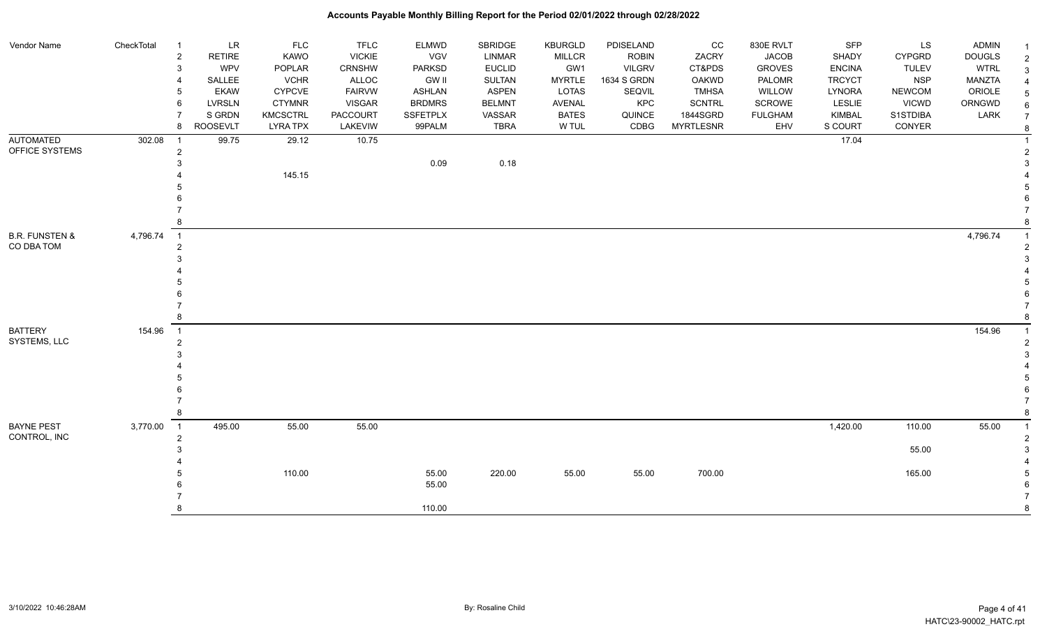| Vendor Name | CheckTotal | # | LR | FLC | TFLC | ELMWD | SBRIDGE | KBURGLD | PDISELAND | CC | 830E RVLT | SFP | LS | ADMIN |
|---|---|---|---|---|---|---|---|---|---|---|---|---|---|---|
| | | 2 | RETIRE | KAWO | VICKIE | VGV | LINMAR | MILLCR | ROBIN | ZACRY | JACOB | SHADY | CYPGRD | DOUGLS |
| | | 3 | WPV | POPLAR | CRNSHW | PARKSD | EUCLID | GW1 | VILGRV | CT&PDS | GROVES | ENCINA | TULEV | WTRL |
| | | 4 | SALLEE | VCHR | ALLOC | GW II | SULTAN | MYRTLE | 1634 S GRDN | OAKWD | PALOMR | TRCYCT | NSP | MANZTA |
| | | 5 | EKAW | CYPCVE | FAIRVW | ASHLAN | ASPEN | LOTAS | SEQVIL | TMHSA | WILLOW | LYNORA | NEWCOM | ORIOLE |
| | | 6 | LVRSLN | CTYMNR | VISGAR | BRDMRS | BELMNT | AVENAL | KPC | SCNTRL | SCROWE | LESLIE | VICWD | ORNGWD |
| | | 7 | S GRDN | KMCSCTRL | PACCOURT | SSFETPLX | VASSAR | BATES | QUINCE | 1844SGRD | FULGHAM | KIMBAL | S1STDIBA | LARK |
| | | 8 | ROOSEVLT | LYRA TPX | LAKEVIW | 99PALM | TBRA | W TUL | CDBG | MYRTLESNR | EHV | S COURT | CONYER | |
| AUTOMATED OFFICE SYSTEMS | 302.08 | 1 | 99.75 | 29.12 | 10.75 | | | | | | | 17.04 | | |
| | | 2 | | | | | | | | | | | | |
| | | 3 | | | | 0.09 | 0.18 | | | | | | | |
| | | 4 | | 145.15 | | | | | | | | | | |
| | | 5 | | | | | | | | | | | | |
| | | 6 | | | | | | | | | | | | |
| | | 7 | | | | | | | | | | | | |
| | | 8 | | | | | | | | | | | | |
| B.R. FUNSTEN & CO DBA TOM | 4,796.74 | 1 | | | | | | | | | | | | 4,796.74 |
| | | 2 | | | | | | | | | | | | |
| | | 3 | | | | | | | | | | | | |
| | | 4 | | | | | | | | | | | | |
| | | 5 | | | | | | | | | | | | |
| | | 6 | | | | | | | | | | | | |
| | | 7 | | | | | | | | | | | | |
| | | 8 | | | | | | | | | | | | |
| BATTERY SYSTEMS, LLC | 154.96 | 1 | | | | | | | | | | | | 154.96 |
| | | 2 | | | | | | | | | | | | |
| | | 3 | | | | | | | | | | | | |
| | | 4 | | | | | | | | | | | | |
| | | 5 | | | | | | | | | | | | |
| | | 6 | | | | | | | | | | | | |
| | | 7 | | | | | | | | | | | | |
| | | 8 | | | | | | | | | | | | |
| BAYNE PEST CONTROL, INC | 3,770.00 | 1 | 495.00 | 55.00 | 55.00 | | | | | | | 1,420.00 | 110.00 | 55.00 |
| | | 2 | | | | | | | | | | | | |
| | | 3 | | | | | | | | | | | 55.00 | |
| | | 4 | | | | | | | | | | | | |
| | | 5 | | 110.00 | | 55.00 | 220.00 | 55.00 | 55.00 | 700.00 | | | 165.00 | |
| | | 6 | | | | 55.00 | | | | | | | | |
| | | 7 | | | | | | | | | | | | |
| | | 8 | | | | 110.00 | | | | | | | | |

By: Rosaline Child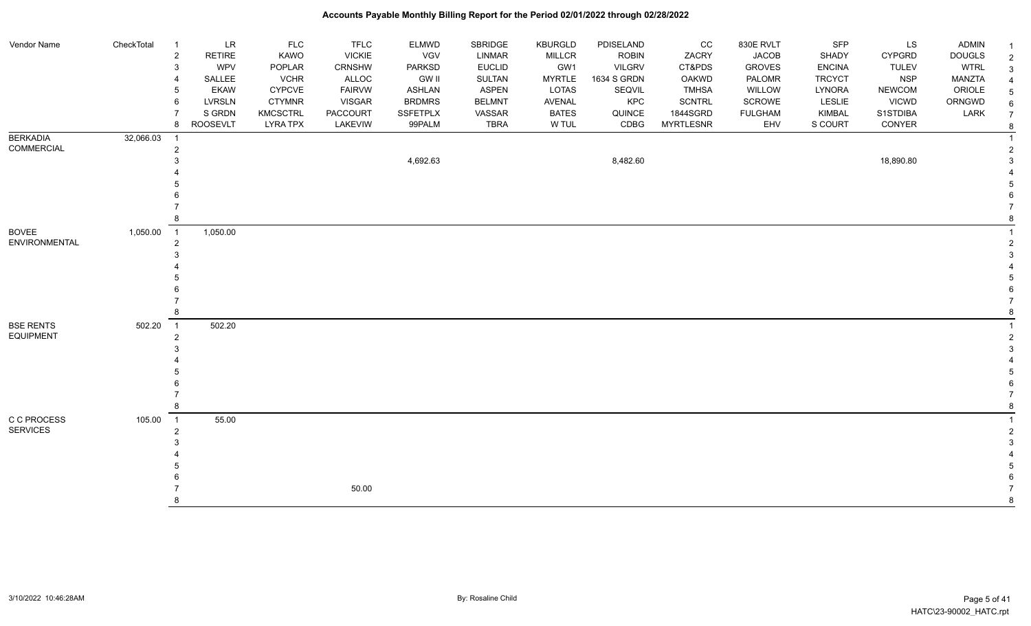| Vendor Name | CheckTotal | | LR | FLC | TFLC | ELMWD | SBRIDGE | KBURGLD | PDISELAND | CC | 830E RVLT | SFP | LS | ADMIN | |
|---|---|---|---|---|---|---|---|---|---|---|---|---|---|---|---|
| | | 1 | LR | FLC | TFLC | ELMWD | SBRIDGE | KBURGLD | PDISELAND | CC | 830E RVLT | SFP | LS | ADMIN | 1 |
| | | 2 | RETIRE | KAWO | VICKIE | VGV | LINMAR | MILLCR | ROBIN | ZACRY | JACOB | SHADY | CYPGRD | DOUGLS | 2 |
| | | 3 | WPV | POPLAR | CRNSHW | PARKSD | EUCLID | GW1 | VILGRV | CT&PDS | GROVES | ENCINA | TULEV | WTRL | 3 |
| | | 4 | SALLEE | VCHR | ALLOC | GW II | SULTAN | MYRTLE | 1634 S GRDN | OAKWD | PALOMR | TRCYCT | NSP | MANZTA | 4 |
| | | 5 | EKAW | CYPCVE | FAIRVW | ASHLAN | ASPEN | LOTAS | SEQVIL | TMHSA | WILLOW | LYNORA | NEWCOM | ORIOLE | 5 |
| | | 6 | LVRSLN | CTYMNR | VISGAR | BRDMRS | BELMNT | AVENAL | KPC | SCNTRL | SCROWE | LESLIE | VICWD | ORNGWD | 6 |
| | | 7 | S GRDN | KMCSCTRL | PACCOURT | SSFETPLX | VASSAR | BATES | QUINCE | 1844SGRD | FULGHAM | KIMBAL | S1STDIBA | LARK | 7 |
| | | 8 | ROOSEVLT | LYRA TPX | LAKEVIW | 99PALM | TBRA | W TUL | CDBG | MYRTLESNR | EHV | S COURT | CONYER | | 8 |
| BERKADIA | 32,066.03 | 1 | | | | | | | | | | | | | 1 |
| COMMERCIAL | | 2 | | | | | | | | | | | | | 2 |
| | | 3 | | | | 4,692.63 | | | 8,482.60 | | | | 18,890.80 | | 3 |
| | | 4 | | | | | | | | | | | | | 4 |
| | | 5 | | | | | | | | | | | | | 5 |
| | | 6 | | | | | | | | | | | | | 6 |
| | | 7 | | | | | | | | | | | | | 7 |
| | | 8 | | | | | | | | | | | | | 8 |
| BOVEE | 1,050.00 | 1 | 1,050.00 | | | | | | | | | | | | 1 |
| ENVIRONMENTAL | | 2 | | | | | | | | | | | | | 2 |
| | | 3 | | | | | | | | | | | | | 3 |
| | | 4 | | | | | | | | | | | | | 4 |
| | | 5 | | | | | | | | | | | | | 5 |
| | | 6 | | | | | | | | | | | | | 6 |
| | | 7 | | | | | | | | | | | | | 7 |
| | | 8 | | | | | | | | | | | | | 8 |
| BSE RENTS | 502.20 | 1 | 502.20 | | | | | | | | | | | | 1 |
| EQUIPMENT | | 2 | | | | | | | | | | | | | 2 |
| | | 3 | | | | | | | | | | | | | 3 |
| | | 4 | | | | | | | | | | | | | 4 |
| | | 5 | | | | | | | | | | | | | 5 |
| | | 6 | | | | | | | | | | | | | 6 |
| | | 7 | | | | | | | | | | | | | 7 |
| | | 8 | | | | | | | | | | | | | 8 |
| C C PROCESS | 105.00 | 1 | 55.00 | | | | | | | | | | | | 1 |
| SERVICES | | 2 | | | | | | | | | | | | | 2 |
| | | 3 | | | | | | | | | | | | | 3 |
| | | 4 | | | | | | | | | | | | | 4 |
| | | 5 | | | | | | | | | | | | | 5 |
| | | 6 | | | | | | | | | | | | | 6 |
| | | 7 | | | 50.00 | | | | | | | | | | 7 |
| | | 8 | | | | | | | | | | | | | 8 |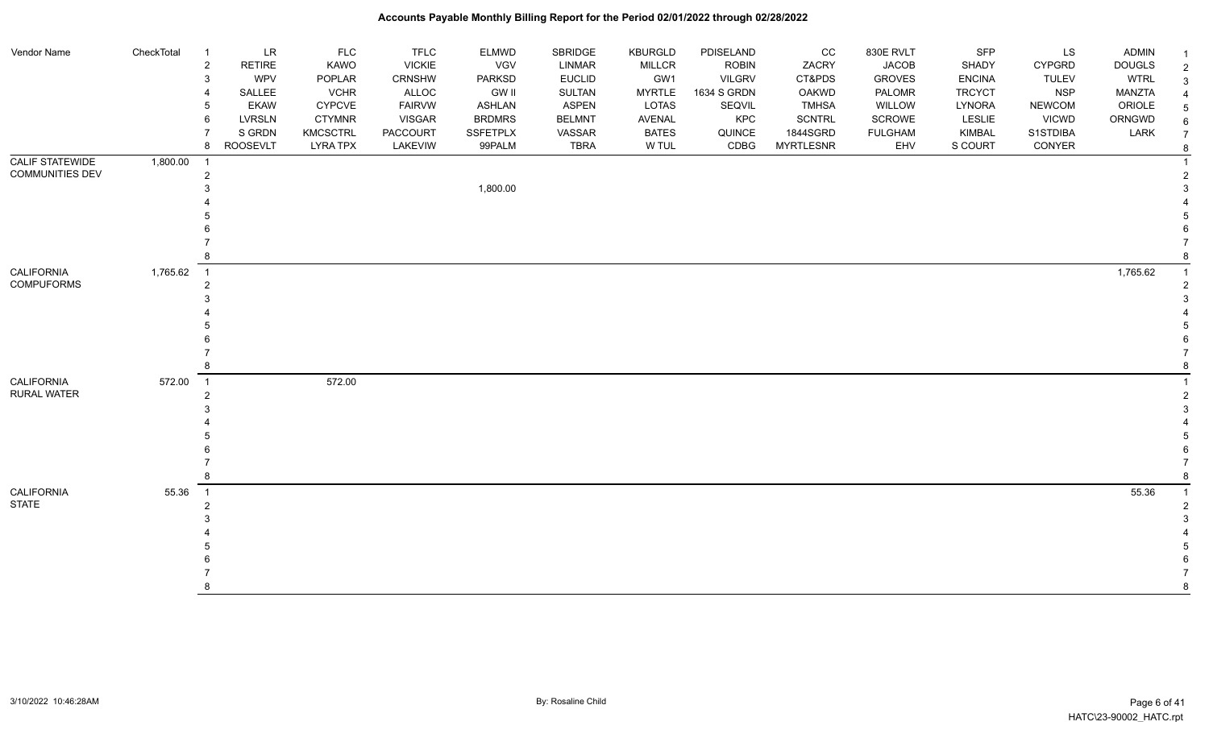# Accounts Payable Monthly Billing Report for the Period 02/01/2022 through 02/28/2022

| Vendor Name | CheckTotal | | | | | | | | | | | | | | | |
|---|---|---|---|---|---|---|---|---|---|---|---|---|---|---|---|---|
| | | 1 | LR | FLC | TFLC | ELMWD | SBRIDGE | KBURGLD | PDISELAND | CC | 830E RVLT | SFP | LS | ADMIN | 1 |
| | | 2 | RETIRE | KAWO | VICKIE | VGV | LINMAR | MILLCR | ROBIN | ZACRY | JACOB | SHADY | CYPGRD | DOUGLS | 2 |
| | | 3 | WPV | POPLAR | CRNSHW | PARKSD | EUCLID | GW1 | VILGRV | CT&PDS | GROVES | ENCINA | TULEV | WTRL | 3 |
| | | 4 | SALLEE | VCHR | ALLOC | GW II | SULTAN | MYRTLE | 1634 S GRDN | OAKWD | PALOMR | TRCYCT | NSP | MANZTA | 4 |
| | | 5 | EKAW | CYPCVE | FAIRVW | ASHLAN | ASPEN | LOTAS | SEQVIL | TMHSA | WILLOW | LYNORA | NEWCOM | ORIOLE | 5 |
| | | 6 | LVRSLN | CTYMNR | VISGAR | BRDMRS | BELMNT | AVENAL | KPC | SCNTRL | SCROWE | LESLIE | VICWD | ORNGWD | 6 |
| | | 7 | S GRDN | KMCSCTRL | PACCOURT | SSFETPLX | VASSAR | BATES | QUINCE | 1844SGRD | FULGHAM | KIMBAL | S1STDIBA | LARK | 7 |
| | | 8 | ROOSEVLT | LYRA TPX | LAKEVIW | 99PALM | TBRA | W TUL | CDBG | MYRTLESNR | EHV | S COURT | CONYER | | 8 |
| CALIF STATEWIDE COMMUNITIES DEV | 1,800.00 | 3 | | | | 1,800.00 | | | | | | | | | 3 |
| CALIFORNIA COMPUFORMS | 1,765.62 | 1 | | | | | | | | | | | | 1,765.62 | 1 |
| CALIFORNIA RURAL WATER | 572.00 | 1 | | 572.00 | | | | | | | | | | | 1 |
| CALIFORNIA STATE | 55.36 | 1 | | | | | | | | | | | | 55.36 | 1 |

3/10/2022 10:46:28AM | By: Rosaline Child | HATC\23-90002_HATC.rpt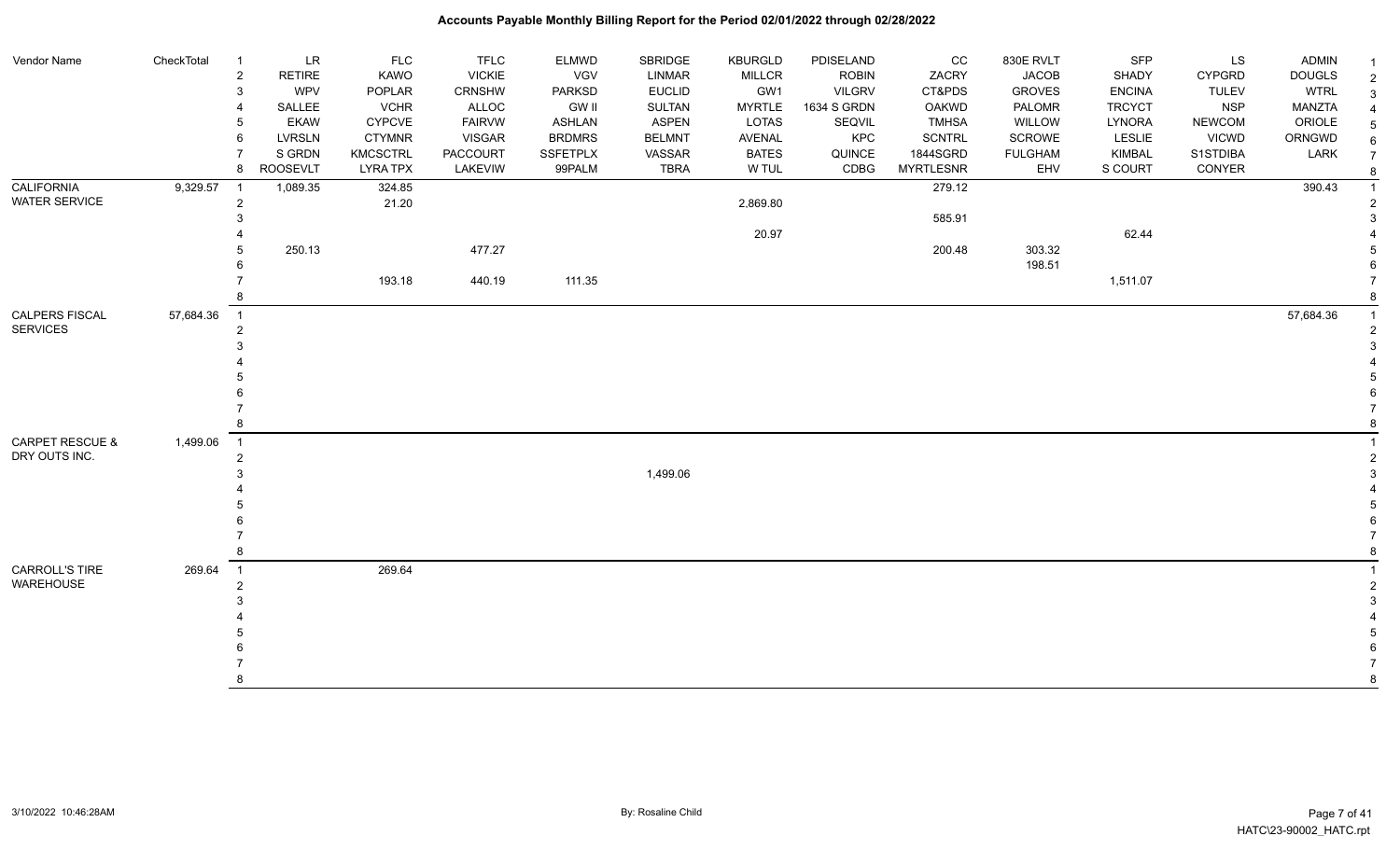# Accounts Payable Monthly Billing Report for the Period 02/01/2022 through 02/28/2022

| Vendor Name | CheckTotal | | | | | | | | | | | | | | |
|---|---|---|---|---|---|---|---|---|---|---|---|---|---|---|---|
| | | 1 | LR | FLC | TFLC | ELMWD | SBRIDGE | KBURGLD | PDISELAND | CC | 830E RVLT | SFP | LS | ADMIN | 1 |
| | | 2 | RETIRE | KAWO | VICKIE | VGV | LINMAR | MILLCR | ROBIN | ZACRY | JACOB | SHADY | CYPGRD | DOUGLS | 2 |
| | | 3 | WPV | POPLAR | CRNSHW | PARKSD | EUCLID | GW1 | VILGRV | CT&PDS | GROVES | ENCINA | TULEV | WTRL | 3 |
| | | 4 | SALLEE | VCHR | ALLOC | GW II | SULTAN | MYRTLE | 1634 S GRDN | OAKWD | PALOMR | TRCYCT | NSP | MANZTA | 4 |
| | | 5 | EKAW | CYPCVE | FAIRVW | ASHLAN | ASPEN | LOTAS | SEQVIL | TMHSA | WILLOW | LYNORA | NEWCOM | ORIOLE | 5 |
| | | 6 | LVRSLN | CTYMNR | VISGAR | BRDMRS | BELMNT | AVENAL | KPC | SCNTRL | SCROWE | LESLIE | VICWD | ORNGWD | 6 |
| | | 7 | S GRDN | KMCSCTRL | PACCOURT | SSFETPLX | VASSAR | BATES | QUINCE | 1844SGRD | FULGHAM | KIMBAL | S1STDIBA | LARK | 7 |
| | | 8 | ROOSEVLT | LYRA TPX | LAKEVIW | 99PALM | TBRA | W TUL | CDBG | MYRTLESNR | EHV | S COURT | CONYER | | 8 |
| CALIFORNIA WATER SERVICE | 9,329.57 | 1 | 1,089.35 | 324.85 | | | | | | 279.12 | | | | 390.43 | 1 |
| | | 2 | | 21.20 | | | | 2,869.80 | | | | | | | 2 |
| | | 3 | | | | | | | | 585.91 | | | | | 3 |
| | | 4 | | | | | | 20.97 | | | | 62.44 | | | 4 |
| | | 5 | 250.13 | | 477.27 | | | | | 200.48 | 303.32 | | | | 5 |
| | | 6 | | | | | | | | | 198.51 | | | | 6 |
| | | 7 | | 193.18 | 440.19 | 111.35 | | | | | | 1,511.07 | | | 7 |
| | | 8 | | | | | | | | | | | | | 8 |
| CALPERS FISCAL SERVICES | 57,684.36 | 1 | | | | | | | | | | | | 57,684.36 | 1 |
| | | 2 | | | | | | | | | | | | | 2 |
| | | 3 | | | | | | | | | | | | | 3 |
| | | 4 | | | | | | | | | | | | | 4 |
| | | 5 | | | | | | | | | | | | | 5 |
| | | 6 | | | | | | | | | | | | | 6 |
| | | 7 | | | | | | | | | | | | | 7 |
| | | 8 | | | | | | | | | | | | | 8 |
| CARPET RESCUE & DRY OUTS INC. | 1,499.06 | 1 | | | | | | | | | | | | | 1 |
| | | 2 | | | | | | | | | | | | | 2 |
| | | 3 | | | | | 1,499.06 | | | | | | | | 3 |
| | | 4 | | | | | | | | | | | | | 4 |
| | | 5 | | | | | | | | | | | | | 5 |
| | | 6 | | | | | | | | | | | | | 6 |
| | | 7 | | | | | | | | | | | | | 7 |
| | | 8 | | | | | | | | | | | | | 8 |
| CARROLL'S TIRE WAREHOUSE | 269.64 | 1 | | 269.64 | | | | | | | | | | | 1 |
| | | 2 | | | | | | | | | | | | | 2 |
| | | 3 | | | | | | | | | | | | | 3 |
| | | 4 | | | | | | | | | | | | | 4 |
| | | 5 | | | | | | | | | | | | | 5 |
| | | 6 | | | | | | | | | | | | | 6 |
| | | 7 | | | | | | | | | | | | | 7 |
| | | 8 | | | | | | | | | | | | | 8 |

3/10/2022 10:46:28AM — By: Rosaline Child — HATC\23-90002_HATC.rpt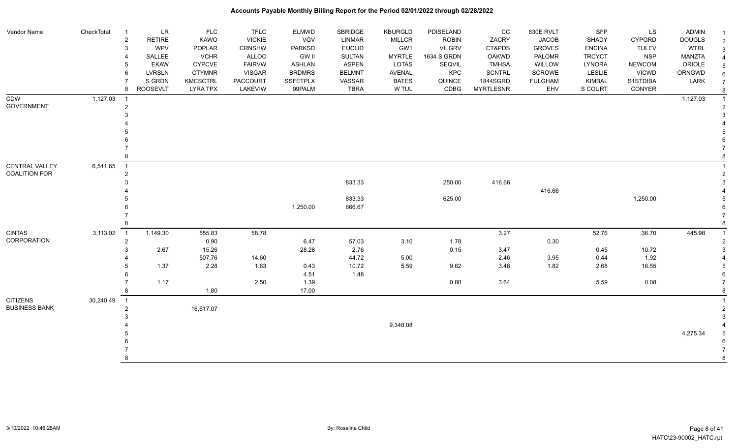# Accounts Payable Monthly Billing Report for the Period 02/01/2022 through 02/28/2022

| Vendor Name | CheckTotal | | | | | | | | | | | | | | |
|---|---|---|---|---|---|---|---|---|---|---|---|---|---|---|---|
| | | 1 | LR | FLC | TFLC | ELMWD | SBRIDGE | KBURGLD | PDISELAND | CC | 830E RVLT | SFP | LS | ADMIN | 1 |
| | | 2 | RETIRE | KAWO | VICKIE | VGV | LINMAR | MILLCR | ROBIN | ZACRY | JACOB | SHADY | CYPGRD | DOUGLS | 2 |
| | | 3 | WPV | POPLAR | CRNSHW | PARKSD | EUCLID | GW1 | VILGRV | CT&PDS | GROVES | ENCINA | TULEV | WTRL | 3 |
| | | 4 | SALLEE | VCHR | ALLOC | GW II | SULTAN | MYRTLE | 1634 S GRDN | OAKWD | PALOMR | TRCYCT | NSP | MANZTA | 4 |
| | | 5 | EKAW | CYPCVE | FAIRVW | ASHLAN | ASPEN | LOTAS | SEQVIL | TMHSA | WILLOW | LYNORA | NEWCOM | ORIOLE | 5 |
| | | 6 | LVRSLN | CTYMNR | VISGAR | BRDMRS | BELMNT | AVENAL | KPC | SCNTRL | SCROWE | LESLIE | VICWD | ORNGWD | 6 |
| | | 7 | S GRDN | KMCSCTRL | PACCOURT | SSFETPLX | VASSAR | BATES | QUINCE | 1844SGRDN | FULGHAM | KIMBAL | S1STDIBA | LARK | 7 |
| | | 8 | ROOSEVLT | LYRA TPX | LAKEVIEW | 99PALM | TBRA | W TUL | CDBG | MYRTLESNR | EHV | S COURT | CONYER | | 8 |
| CDW GOVERNMENT | 1,127.03 | 1 | | | | | | | | | | | | 1,127.03 | 1 |
| | | 2 | | | | | | | | | | | | | 2 |
| | | 3 | | | | | | | | | | | | | 3 |
| | | 4 | | | | | | | | | | | | | 4 |
| | | 5 | | | | | | | | | | | | | 5 |
| | | 6 | | | | | | | | | | | | | 6 |
| | | 7 | | | | | | | | | | | | | 7 |
| | | 8 | | | | | | | | | | | | | 8 |
| CENTRAL VALLEY COALITION FOR | 6,541.65 | 1 | | | | | | | | | | | | | 1 |
| | | 2 | | | | | | | | | | | | | 2 |
| | | 3 | | | | | 833.33 | | 250.00 | 416.66 | | | | | 3 |
| | | 4 | | | | | | | | | 416.66 | | | | 4 |
| | | 5 | | | | | 833.33 | | 625.00 | | | | 1,250.00 | | 5 |
| | | 6 | | | | 1,250.00 | 666.67 | | | | | | | | 6 |
| | | 7 | | | | | | | | | | | | | 7 |
| | | 8 | | | | | | | | | | | | | 8 |
| CINTAS CORPORATION | 3,113.02 | 1 | 1,149.30 | 555.83 | 58.78 | | | | | 3.27 | | 52.76 | 36.70 | 445.98 | 1 |
| | | 2 | | 0.90 | | 6.47 | 57.03 | 3.10 | 1.78 | | 0.30 | | | | 2 |
| | | 3 | 2.67 | 15.26 | | 28.28 | 2.76 | | 0.15 | 3.47 | | 0.45 | 10.72 | | 3 |
| | | 4 | | 507.76 | 14.60 | | 44.72 | 5.00 | | 2.46 | 3.95 | 0.44 | 1.92 | | 4 |
| | | 5 | 1.37 | 2.28 | 1.63 | 0.43 | 10.72 | 5.59 | 9.62 | 3.48 | 1.82 | 2.68 | 16.55 | | 5 |
| | | 6 | | | | 4.51 | 1.48 | | | | | | | | 6 |
| | | 7 | 1.17 | | 2.50 | 1.39 | | | 0.88 | 3.64 | | 5.59 | 0.08 | | 7 |
| | | 8 | | 1.80 | | 17.00 | | | | | | | | | 8 |
| CITIZENS BUSINESS BANK | 30,240.49 | 1 | | | | | | | | | | | | | 1 |
| | | 2 | | 16,617.07 | | | | | | | | | | | 2 |
| | | 3 | | | | | | | | | | | | | 3 |
| | | 4 | | | | | | 9,348.08 | | | | | | | 4 |
| | | 5 | | | | | | | | | | | | 4,275.34 | 5 |
| | | 6 | | | | | | | | | | | | | 6 |
| | | 7 | | | | | | | | | | | | | 7 |
| | | 8 | | | | | | | | | | | | | 8 |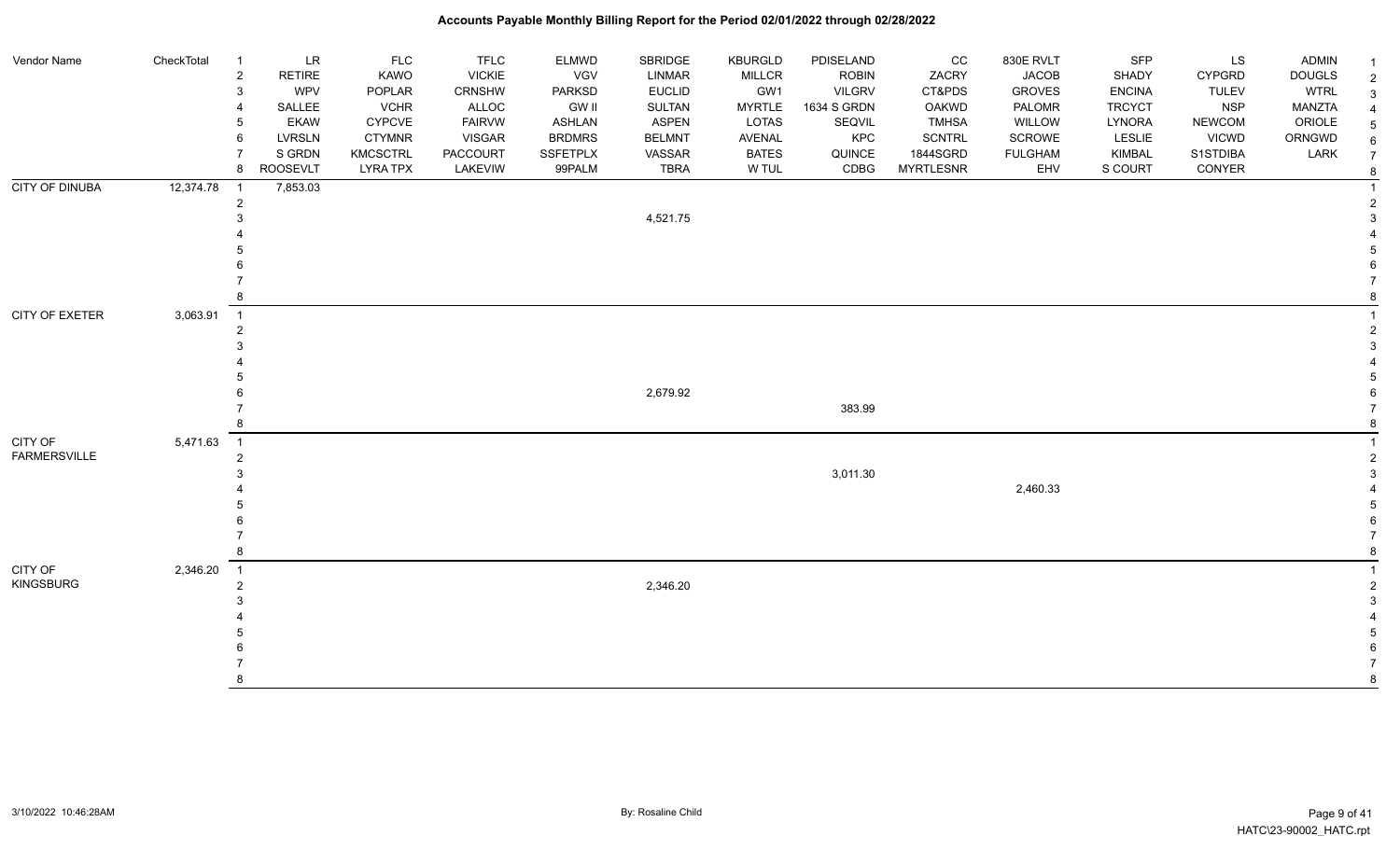# Accounts Payable Monthly Billing Report for the Period 02/01/2022 through 02/28/2022

| Vendor Name | CheckTotal | | | | | | | | | | | | | | |
|---|---|---|---|---|---|---|---|---|---|---|---|---|---|---|---|
| | | 1 | LR | FLC | TFLC | ELMWD | SBRIDGE | KBURGLD | PDISELAND | CC | 830E RVLT | SFP | LS | ADMIN | 1 |
| | | 2 | RETIRE | KAWO | VICKIE | VGV | LINMAR | MILLCR | ROBIN | ZACRY | JACOB | SHADY | CYPGRD | DOUGLS | 2 |
| | | 3 | WPV | POPLAR | CRNSHW | PARKSD | EUCLID | GW1 | VILGRV | CT&PDS | GROVES | ENCINA | TULEV | WTRL | 3 |
| | | 4 | SALLEE | VCHR | ALLOC | GW II | SULTAN | MYRTLE | 1634 S GRDN | OAKWD | PALOMR | TRCYCT | NSP | MANZTA | 4 |
| | | 5 | EKAW | CYPCVE | FAIRVW | ASHLAN | ASPEN | LOTAS | SEQVIL | TMHSA | WILLOW | LYNORA | NEWCOM | ORIOLE | 5 |
| | | 6 | LVRSLN | CTYMNR | VISGAR | BRDMRS | BELMNT | AVENAL | KPC | SCNTRL | SCROWE | LESLIE | VICWD | ORNGWD | 6 |
| | | 7 | S GRDN | KMCSCTRL | PACCOURT | SSFETPLX | VASSAR | BATES | QUINCE | 1844SGRD | FULGHAM | KIMBAL | S1STDIBA | LARK | 7 |
| | | 8 | ROOSEVLT | LYRA TPX | LAKEVIW | 99PALM | TBRA | W TUL | CDBG | MYRTLESNR | EHV | S COURT | CONYER | | 8 |
| CITY OF DINUBA | 12,374.78 | 1 | 7,853.03 | | | | | | | | | | | | 1 |
| | | 2 | | | | | | | | | | | | | 2 |
| | | 3 | | | | | 4,521.75 | | | | | | | | 3 |
| | | 4 | | | | | | | | | | | | | 4 |
| | | 5 | | | | | | | | | | | | | 5 |
| | | 6 | | | | | | | | | | | | | 6 |
| | | 7 | | | | | | | | | | | | | 7 |
| | | 8 | | | | | | | | | | | | | 8 |
| CITY OF EXETER | 3,063.91 | 1 | | | | | | | | | | | | | 1 |
| | | 2 | | | | | | | | | | | | | 2 |
| | | 3 | | | | | | | | | | | | | 3 |
| | | 4 | | | | | | | | | | | | | 4 |
| | | 5 | | | | | | | | | | | | | 5 |
| | | 6 | | | | | 2,679.92 | | | | | | | | 6 |
| | | 7 | | | | | | | 383.99 | | | | | | 7 |
| | | 8 | | | | | | | | | | | | | 8 |
| CITY OF FARMERSVILLE | 5,471.63 | 1 | | | | | | | | | | | | | 1 |
| | | 2 | | | | | | | | | | | | | 2 |
| | | 3 | | | | | | | 3,011.30 | | | | | | 3 |
| | | 4 | | | | | | | | | 2,460.33 | | | | 4 |
| | | 5 | | | | | | | | | | | | | 5 |
| | | 6 | | | | | | | | | | | | | 6 |
| | | 7 | | | | | | | | | | | | | 7 |
| | | 8 | | | | | | | | | | | | | 8 |
| CITY OF KINGSBURG | 2,346.20 | 1 | | | | | | | | | | | | | 1 |
| | | 2 | | | | | 2,346.20 | | | | | | | | 2 |
| | | 3 | | | | | | | | | | | | | 3 |
| | | 4 | | | | | | | | | | | | | 4 |
| | | 5 | | | | | | | | | | | | | 5 |
| | | 6 | | | | | | | | | | | | | 6 |
| | | 7 | | | | | | | | | | | | | 7 |
| | | 8 | | | | | | | | | | | | | 8 |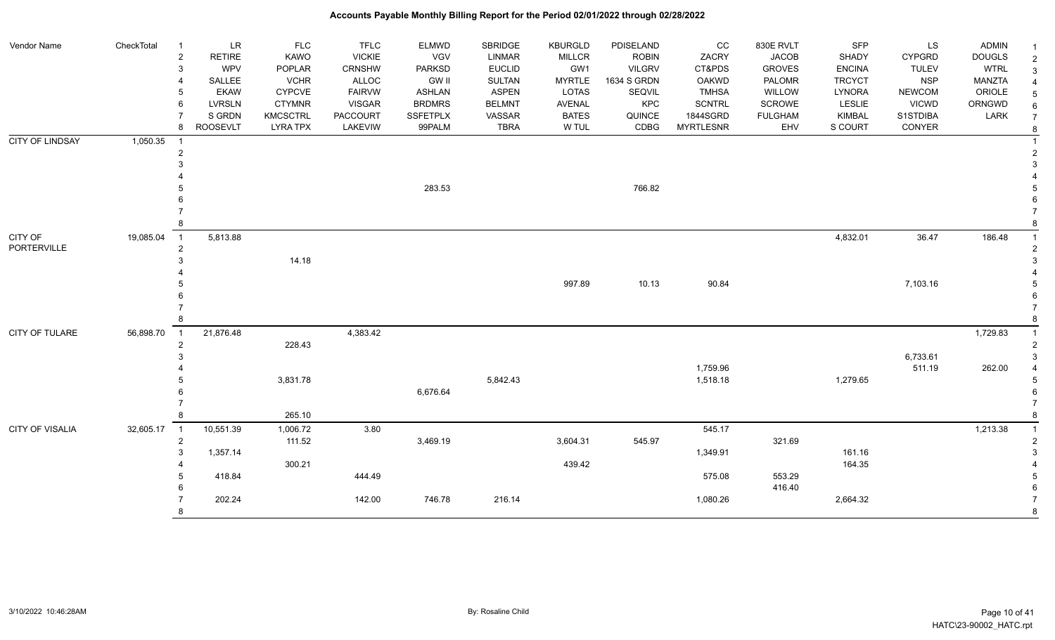# Accounts Payable Monthly Billing Report for the Period 02/01/2022 through 02/28/2022

| Vendor Name | CheckTotal | | | | | | | | | | | | | |
|---|---|---|---|---|---|---|---|---|---|---|---|---|---|---|
| | | 1 | LR | FLC | TFLC | ELMWD | SBRIDGE | KBURGLD | PDISELAND | CC | 830E RVLT | SFP | LS | ADMIN |
| | | 2 | RETIRE | KAWO | VICKIE | VGV | LINMAR | MILLCR | ROBIN | ZACRY | JACOB | SHADY | CYPGRD | DOUGLS |
| | | 3 | WPV | POPLAR | CRNSHW | PARKSD | EUCLID | GW1 | VILGRV | CT&PDS | GROVES | ENCINA | TULEV | WTRL |
| | | 4 | SALLEE | VCHR | ALLOC | GW II | SULTAN | MYRTLE | 1634 S GRDN | OAKWD | PALOMR | TRCYCT | NSP | MANZTA |
| | | 5 | EKAW | CYPCVE | FAIRVW | ASHLAN | ASPEN | LOTAS | SEQVIL | TMHSA | WILLOW | LYNORA | NEWCOM | ORIOLE |
| | | 6 | LVRSLN | CTYMNR | VISGAR | BRDMRS | BELMNT | AVENAL | KPC | SCNTRL | SCROWE | LESLIE | VICWD | ORNGWD |
| | | 7 | S GRDN | KMCSCTRL | PACCOURT | SSFETPLX | VASSAR | BATES | QUINCE | 1844SGRD | FULGHAM | KIMBAL | S1STDIBA | LARK |
| | | 8 | ROOSEVLT | LYRA TPX | LAKEVIW | 99PALM | TBRA | W TUL | CDBG | MYRTLESNR | EHV | S COURT | CONYER | |
| CITY OF LINDSAY | 1,050.35 | 1 | | | | | | | | | | | | |
| | | 2 | | | | | | | | | | | | |
| | | 3 | | | | | | | | | | | | |
| | | 4 | | | | | | | | | | | | |
| | | 5 | | | | 283.53 | | | 766.82 | | | | | |
| | | 6 | | | | | | | | | | | | |
| | | 7 | | | | | | | | | | | | |
| | | 8 | | | | | | | | | | | | |
| CITY OF PORTERVILLE | 19,085.04 | 1 | 5,813.88 | | | | | | | | | 4,832.01 | 36.47 | 186.48 |
| | | 2 | | | | | | | | | | | | |
| | | 3 | | 14.18 | | | | | | | | | | |
| | | 4 | | | | | | | | | | | | |
| | | 5 | | | | | | 997.89 | 10.13 | 90.84 | | | 7,103.16 | |
| | | 6 | | | | | | | | | | | | |
| | | 7 | | | | | | | | | | | | |
| | | 8 | | | | | | | | | | | | |
| CITY OF TULARE | 56,898.70 | 1 | 21,876.48 | | 4,383.42 | | | | | | | | | 1,729.83 |
| | | 2 | | 228.43 | | | | | | | | | | |
| | | 3 | | | | | | | | | | | 6,733.61 | |
| | | 4 | | | | | | | | 1,759.96 | | | 511.19 | 262.00 |
| | | 5 | | 3,831.78 | | | 5,842.43 | | | 1,518.18 | | 1,279.65 | | |
| | | 6 | | | | 6,676.64 | | | | | | | | |
| | | 7 | | | | | | | | | | | | |
| | | 8 | | 265.10 | | | | | | | | | | |
| CITY OF VISALIA | 32,605.17 | 1 | 10,551.39 | 1,006.72 | 3.80 | | | | | 545.17 | | | | 1,213.38 |
| | | 2 | | 111.52 | | 3,469.19 | | 3,604.31 | 545.97 | | 321.69 | | | |
| | | 3 | 1,357.14 | | | | | | | 1,349.91 | | 161.16 | | |
| | | 4 | | 300.21 | | | | 439.42 | | | | 164.35 | | |
| | | 5 | 418.84 | | 444.49 | | | | | 575.08 | 553.29 | | | |
| | | 6 | | | | | | | | | 416.40 | | | |
| | | 7 | 202.24 | | 142.00 | 746.78 | 216.14 | | | 1,080.26 | | 2,664.32 | | |
| | | 8 | | | | | | | | | | | | |

3/10/2022 10:46:28AM

By: Rosaline Child

HATC\23-90002_HATC.rpt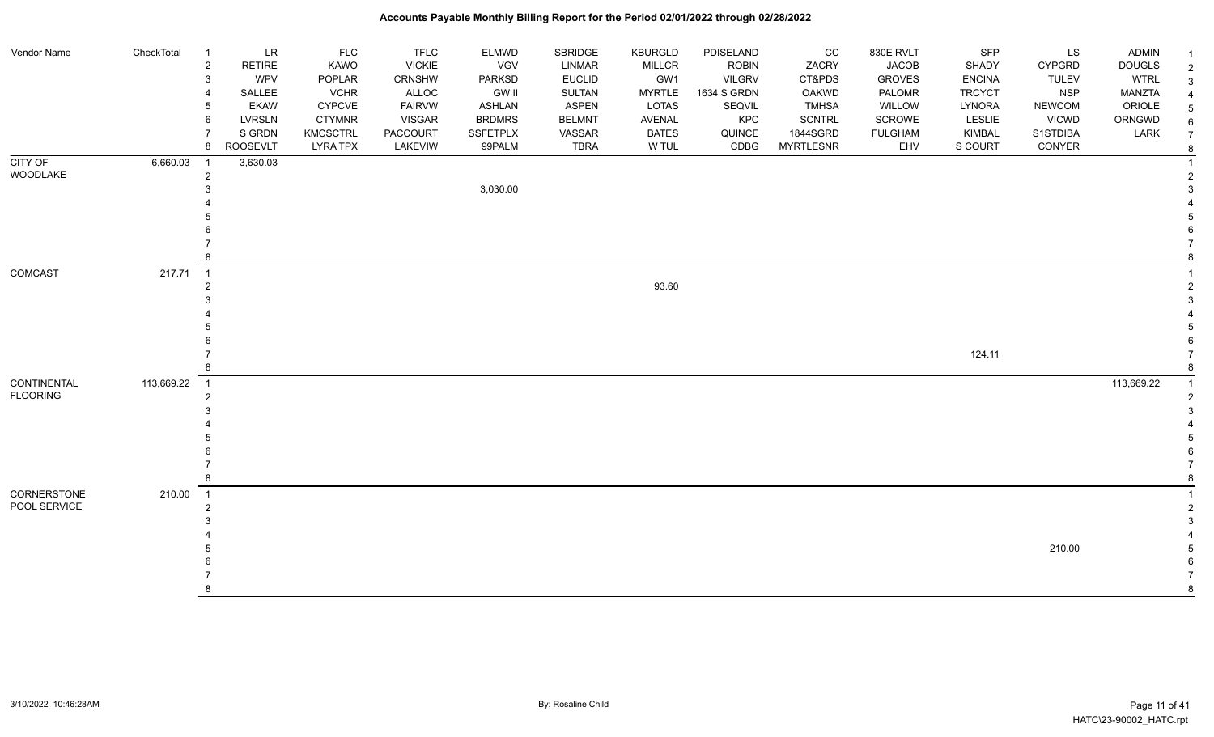# Accounts Payable Monthly Billing Report for the Period 02/01/2022 through 02/28/2022

| Vendor Name | CheckTotal | | | | | | | | | | | | | | |
|---|---|---|---|---|---|---|---|---|---|---|---|---|---|---|---|
| | | 1 | LR | FLC | TFLC | ELMWD | SBRIDGE | KBURGLD | PDISELAND | CC | 830E RVLT | SFP | LS | ADMIN | 1 |
| | | 2 | RETIRE | KAWO | VICKIE | VGV | LINMAR | MILLCR | ROBIN | ZACRY | JACOB | SHADY | CYPGRD | DOUGLS | 2 |
| | | 3 | WPV | POPLAR | CRNSHW | PARKSD | EUCLID | GW1 | VILGRV | CT&PDS | GROVES | ENCINA | TULEV | WTRL | 3 |
| | | 4 | SALLEE | VCHR | ALLOC | GW II | SULTAN | MYRTLE | 1634 S GRDN | OAKWD | PALOMR | TRCYCT | NSP | MANZTA | 4 |
| | | 5 | EKAW | CYPCVE | FAIRVW | ASHLAN | ASPEN | LOTAS | SEQVIL | TMHSA | WILLOW | LYNORA | NEWCOM | ORIOLE | 5 |
| | | 6 | LVRSLN | CTYMNR | VISGAR | BRDMRS | BELMNT | AVENAL | KPC | SCNTRL | SCROWE | LESLIE | VICWD | ORNGWD | 6 |
| | | 7 | S GRDN | KMCSCTRL | PACCOURT | SSFETPLX | VASSAR | BATES | QUINCE | 1844SGRD | FULGHAM | KIMBAL | S1STDIBA | LARK | 7 |
| | | 8 | ROOSEVLT | LYRA TPX | LAKEVIEW | 99PALM | TBRA | W TUL | CDBG | MYRTLESNR | EHV | S COURT | CONYER | | 8 |
| CITY OF WOODLAKE | 6,660.03 | 1 | 3,630.03 | | | | | | | | | | | | 1 |
| | | 2 | | | | | | | | | | | | | 2 |
| | | 3 | | | | 3,030.00 | | | | | | | | | 3 |
| | | 4 | | | | | | | | | | | | | 4 |
| | | 5 | | | | | | | | | | | | | 5 |
| | | 6 | | | | | | | | | | | | | 6 |
| | | 7 | | | | | | | | | | | | | 7 |
| | | 8 | | | | | | | | | | | | | 8 |
| COMCAST | 217.71 | 1 | | | | | | | | | | | | | 1 |
| | | 2 | | | | | | 93.60 | | | | | | | 2 |
| | | 3 | | | | | | | | | | | | | 3 |
| | | 4 | | | | | | | | | | | | | 4 |
| | | 5 | | | | | | | | | | | | | 5 |
| | | 6 | | | | | | | | | | | | | 6 |
| | | 7 | | | | | | | | | | 124.11 | | | 7 |
| | | 8 | | | | | | | | | | | | | 8 |
| CONTINENTAL FLOORING | 113,669.22 | 1 | | | | | | | | | | | | 113,669.22 | 1 |
| | | 2 | | | | | | | | | | | | | 2 |
| | | 3 | | | | | | | | | | | | | 3 |
| | | 4 | | | | | | | | | | | | | 4 |
| | | 5 | | | | | | | | | | | | | 5 |
| | | 6 | | | | | | | | | | | | | 6 |
| | | 7 | | | | | | | | | | | | | 7 |
| | | 8 | | | | | | | | | | | | | 8 |
| CORNERSTONE POOL SERVICE | 210.00 | 1 | | | | | | | | | | | | | 1 |
| | | 2 | | | | | | | | | | | | | 2 |
| | | 3 | | | | | | | | | | | | | 3 |
| | | 4 | | | | | | | | | | | | | 4 |
| | | 5 | | | | | | | | | | | 210.00 | | 5 |
| | | 6 | | | | | | | | | | | | | 6 |
| | | 7 | | | | | | | | | | | | | 7 |
| | | 8 | | | | | | | | | | | | | 8 |

3/10/2022 10:46:28AM

By: Rosaline Child

HATC\23-90002_HATC.rpt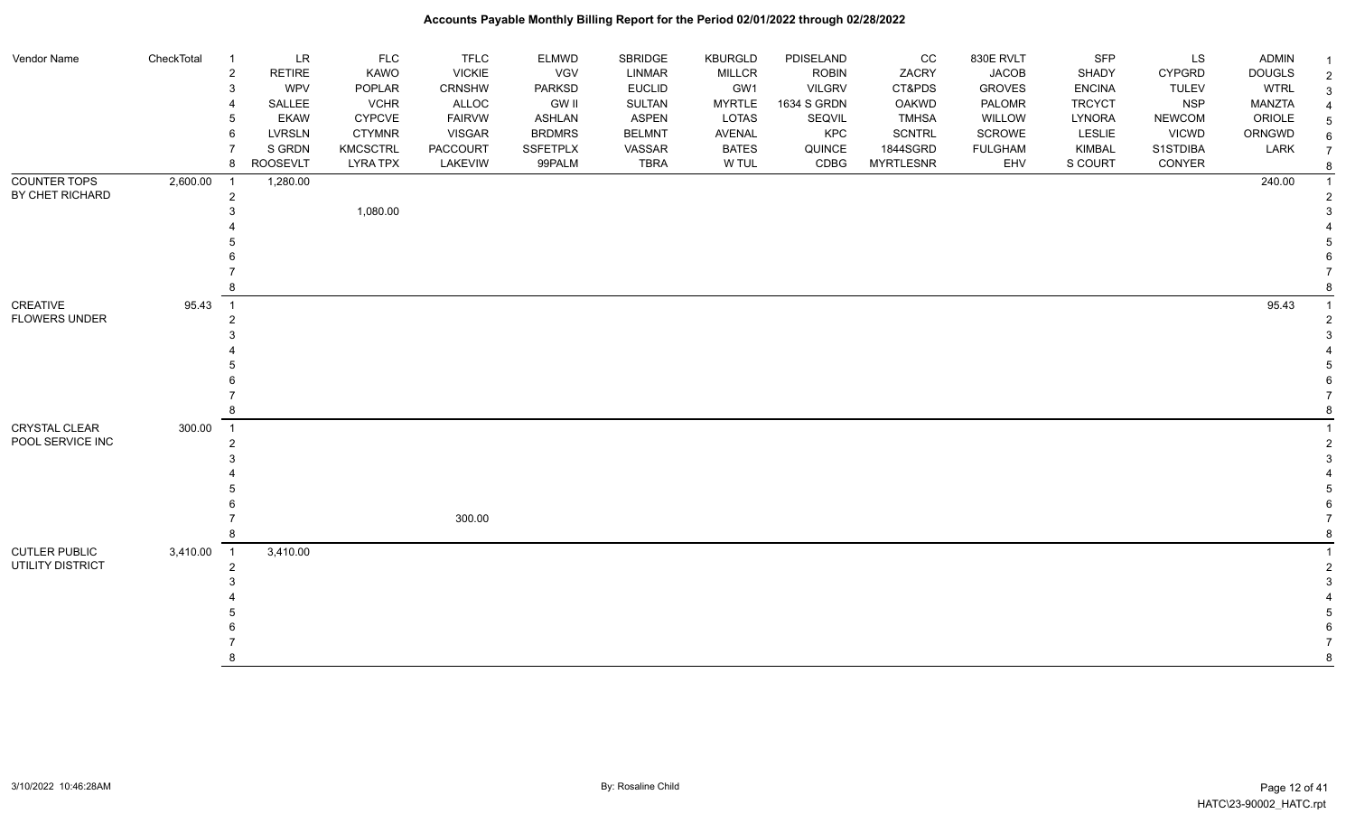# Accounts Payable Monthly Billing Report for the Period 02/01/2022 through 02/28/2022

| Vendor Name | CheckTotal | # | | | | | | | | | | | | | # |
|---|---|---|---|---|---|---|---|---|---|---|---|---|---|---|---|
| | | 1 | LR | FLC | TFLC | ELMWD | SBRIDGE | KBURGLD | PDISELAND | CC | 830E RVLT | SFP | LS | ADMIN | 1 |
| | | 2 | RETIRE | KAWO | VICKIE | VGV | LINMAR | MILLCR | ROBIN | ZACRY | JACOB | SHADY | CYPGRD | DOUGLS | 2 |
| | | 3 | WPV | POPLAR | CRNSHW | PARKSD | EUCLID | GW1 | VILGRV | CT&PDS | GROVES | ENCINA | TULEV | WTRL | 3 |
| | | 4 | SALLEE | VCHR | ALLOC | GW II | SULTAN | MYRTLE | 1634 S GRDN | OAKWD | PALOMR | TRCYCT | NSP | MANZTA | 4 |
| | | 5 | EKAW | CYPCVE | FAIRVW | ASHLAN | ASPEN | LOTAS | SEQVIL | TMHSA | WILLOW | LYNORA | NEWCOM | ORIOLE | 5 |
| | | 6 | LVRSLN | CTYMNR | VISGAR | BRDMRS | BELMNT | AVENAL | KPC | SCNTRL | SCROWE | LESLIE | VICWD | ORNGWD | 6 |
| | | 7 | S GRDN | KMCSCTRL | PACCOURT | SSFETPLX | VASSAR | BATES | QUINCE | 1844SGRD | FULGHAM | KIMBAL | S1STDIBA | LARK | 7 |
| | | 8 | ROOSEVLT | LYRA TPX | LAKEVIW | 99PALM | TBRA | W TUL | CDBG | MYRTLESNR | EHV | S COURT | CONYER | | 8 |
| COUNTER TOPS | 2,600.00 | 1 | 1,280.00 | | | | | | | | | | | 240.00 | 1 |
| BY CHET RICHARD | | 2 | | | | | | | | | | | | | 2 |
| | | 3 | | 1,080.00 | | | | | | | | | | | 3 |
| | | 4 | | | | | | | | | | | | | 4 |
| | | 5 | | | | | | | | | | | | | 5 |
| | | 6 | | | | | | | | | | | | | 6 |
| | | 7 | | | | | | | | | | | | | 7 |
| | | 8 | | | | | | | | | | | | | 8 |
| CREATIVE | 95.43 | 1 | | | | | | | | | | | | 95.43 | 1 |
| FLOWERS UNDER | | 2 | | | | | | | | | | | | | 2 |
| | | 3 | | | | | | | | | | | | | 3 |
| | | 4 | | | | | | | | | | | | | 4 |
| | | 5 | | | | | | | | | | | | | 5 |
| | | 6 | | | | | | | | | | | | | 6 |
| | | 7 | | | | | | | | | | | | | 7 |
| | | 8 | | | | | | | | | | | | | 8 |
| CRYSTAL CLEAR | 300.00 | 1 | | | | | | | | | | | | | 1 |
| POOL SERVICE INC | | 2 | | | | | | | | | | | | | 2 |
| | | 3 | | | | | | | | | | | | | 3 |
| | | 4 | | | | | | | | | | | | | 4 |
| | | 5 | | | | | | | | | | | | | 5 |
| | | 6 | | | | | | | | | | | | | 6 |
| | | 7 | | | 300.00 | | | | | | | | | | 7 |
| | | 8 | | | | | | | | | | | | | 8 |
| CUTLER PUBLIC | 3,410.00 | 1 | 3,410.00 | | | | | | | | | | | | 1 |
| UTILITY DISTRICT | | 2 | | | | | | | | | | | | | 2 |
| | | 3 | | | | | | | | | | | | | 3 |
| | | 4 | | | | | | | | | | | | | 4 |
| | | 5 | | | | | | | | | | | | | 5 |
| | | 6 | | | | | | | | | | | | | 6 |
| | | 7 | | | | | | | | | | | | | 7 |
| | | 8 | | | | | | | | | | | | | 8 |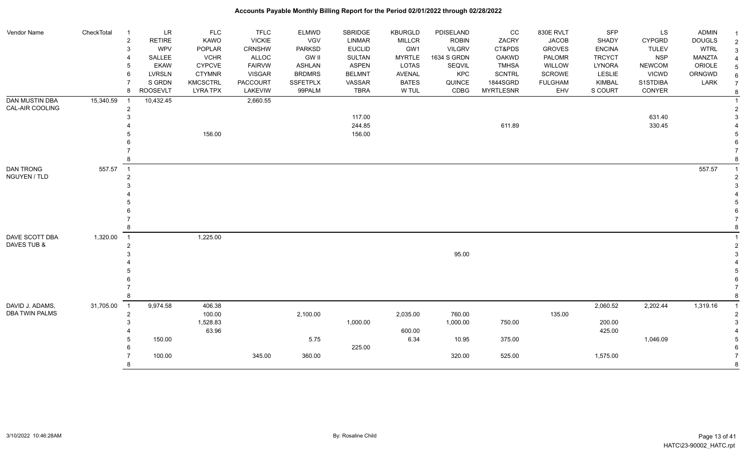# Accounts Payable Monthly Billing Report for the Period 02/01/2022 through 02/28/2022

| Vendor Name | CheckTotal | | LR | FLC | TFLC | ELMWD | SBRIDGE | KBURGLD | PDISELAND | CC | 830E RVLT | SFP | LS | ADMIN | |
|---|---|---|---|---|---|---|---|---|---|---|---|---|---|---|---|
| | | 1 | LR | FLC | TFLC | ELMWD | SBRIDGE | KBURGLD | PDISELAND | CC | 830E RVLT | SFP | LS | ADMIN | 1 |
| | | 2 | RETIRE | KAWO | VICKIE | VGV | LINMAR | MILLCR | ROBIN | ZACRY | JACOB | SHADY | CYPGRD | DOUGLS | 2 |
| | | 3 | WPV | POPLAR | CRNSHW | PARKSD | EUCLID | GW1 | VILGRV | CT&PDS | GROVES | ENCINA | TULEV | WTRL | 3 |
| | | 4 | SALLEE | VCHR | ALLOC | GW II | SULTAN | MYRTLE | 1634 S GRDN | OAKWD | PALOMR | TRCYCT | NSP | MANZTA | 4 |
| | | 5 | EKAW | CYPCVE | FAIRVW | ASHLAN | ASPEN | LOTAS | SEQVIL | TMHSA | WILLOW | LYNORA | NEWCOM | ORIOLE | 5 |
| | | 6 | LVRSLN | CTYMNR | VISGAR | BRDMRS | BELMNT | AVENAL | KPC | SCNTRL | SCROWE | LESLIE | VICWD | ORNGWD | 6 |
| | | 7 | S GRDN | KMCSCTRL | PACCOURT | SSFETPLX | VASSAR | BATES | QUINCE | 1844SGRD | FULGHAM | KIMBAL | S1STDIBA | LARK | 7 |
| | | 8 | ROOSEVLT | LYRA TPX | LAKEVIW | 99PALM | TBRA | W TUL | CDBG | MYRTLESNR | EHV | S COURT | CONYER | | 8 |
| DAN MUSTIN DBA | 15,340.59 | 1 | 10,432.45 | | 2,660.55 | | | | | | | | | | 1 |
| CAL-AIR COOLING | | 2 | | | | | | | | | | | | | 2 |
| | | 3 | | | | | 117.00 | | | | | | 631.40 | | 3 |
| | | 4 | | | | | 244.85 | | | 611.89 | | | 330.45 | | 4 |
| | | 5 | | 156.00 | | | 156.00 | | | | | | | | 5 |
| | | 6 | | | | | | | | | | | | | 6 |
| | | 7 | | | | | | | | | | | | | 7 |
| | | 8 | | | | | | | | | | | | | 8 |
| DAN TRONG | 557.57 | 1 | | | | | | | | | | | | 557.57 | 1 |
| NGUYEN / TLD | | 2 | | | | | | | | | | | | | 2 |
| | | 3 | | | | | | | | | | | | | 3 |
| | | 4 | | | | | | | | | | | | | 4 |
| | | 5 | | | | | | | | | | | | | 5 |
| | | 6 | | | | | | | | | | | | | 6 |
| | | 7 | | | | | | | | | | | | | 7 |
| | | 8 | | | | | | | | | | | | | 8 |
| DAVE SCOTT DBA | 1,320.00 | 1 | | 1,225.00 | | | | | | | | | | | 1 |
| DAVES TUB & | | 2 | | | | | | | | | | | | | 2 |
| | | 3 | | | | | | | 95.00 | | | | | | 3 |
| | | 4 | | | | | | | | | | | | | 4 |
| | | 5 | | | | | | | | | | | | | 5 |
| | | 6 | | | | | | | | | | | | | 6 |
| | | 7 | | | | | | | | | | | | | 7 |
| | | 8 | | | | | | | | | | | | | 8 |
| DAVID J. ADAMS, | 31,705.00 | 1 | 9,974.58 | 406.38 | | | | | | | | 2,060.52 | 2,202.44 | 1,319.16 | 1 |
| DBA TWIN PALMS | | 2 | | 100.00 | | 2,100.00 | | 2,035.00 | 760.00 | | 135.00 | | | | 2 |
| | | 3 | | 1,528.83 | | | 1,000.00 | | 1,000.00 | 750.00 | | 200.00 | | | 3 |
| | | 4 | | 63.96 | | | | 600.00 | | | | 425.00 | | | 4 |
| | | 5 | 150.00 | | | 5.75 | | 6.34 | 10.95 | 375.00 | | | 1,046.09 | | 5 |
| | | 6 | | | | | 225.00 | | | | | | | | 6 |
| | | 7 | 100.00 | | 345.00 | 360.00 | | | 320.00 | 525.00 | | 1,575.00 | | | 7 |
| | | 8 | | | | | | | | | | | | | 8 |

3/10/2022 10:46:28AM By: Rosaline Child HATC\23-90002_HATC.rpt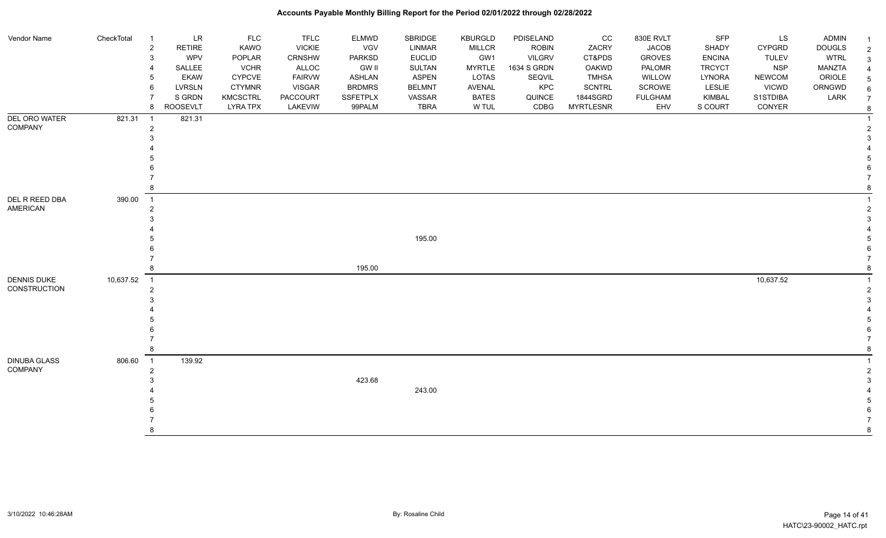# Accounts Payable Monthly Billing Report for the Period 02/01/2022 through 02/28/2022

| Vendor Name | CheckTotal | # | LR | FLC | TFLC | ELMWD | SBRIDGE | KBURGLD | PDISELAND | CC | 830E RVLT | SFP | LS | ADMIN | # |
|---|---|---|---|---|---|---|---|---|---|---|---|---|---|---|---|
| | | 2 | RETIRE | KAWO | VICKIE | VGV | LINMAR | MILLCR | ROBIN | ZACRY | JACOB | SHADY | CYPGRD | DOUGLS | 2 |
| | | 3 | WPV | POPLAR | CRNSHW | PARKSD | EUCLID | GW1 | VILGRV | CT&PDS | GROVES | ENCINA | TULEV | WTRL | 3 |
| | | 4 | SALLEE | VCHR | ALLOC | GW II | SULTAN | MYRTLE | 1634 S GRDN | OAKWD | PALOMR | TRCYCT | NSP | MANZTA | 4 |
| | | 5 | EKAW | CYPCVE | FAIRVW | ASHLAN | ASPEN | LOTAS | SEQVIL | TMHSA | WILLOW | LYNORA | NEWCOM | ORIOLE | 5 |
| | | 6 | LVRSLN | CTYMNR | VISGAR | BRDMRS | BELMNT | AVENAL | KPC | SCNTRL | SCROWE | LESLIE | VICWD | ORNGWD | 6 |
| | | 7 | S GRDN | KMCSCTRL | PACCOURT | SSFETPLX | VASSAR | BATES | QUINCE | 1844SGRDN | FULGHAM | KIMBAL | S1STDIBA | LARK | 7 |
| | | 8 | ROOSEVLT | LYRA TPX | LAKEVIW | 99PALM | TBRA | W TUL | CDBG | MYRTLESNR | EHV | S COURT | CONYER | | 8 |
| DEL ORO WATER COMPANY | 821.31 | 1 | 821.31 | | | | | | | | | | | | 1 |
| | | 2 | | | | | | | | | | | | | 2 |
| | | 3 | | | | | | | | | | | | | 3 |
| | | 4 | | | | | | | | | | | | | 4 |
| | | 5 | | | | | | | | | | | | | 5 |
| | | 6 | | | | | | | | | | | | | 6 |
| | | 7 | | | | | | | | | | | | | 7 |
| | | 8 | | | | | | | | | | | | | 8 |
| DEL R REED DBA AMERICAN | 390.00 | 1 | | | | | | | | | | | | | 1 |
| | | 2 | | | | | | | | | | | | | 2 |
| | | 3 | | | | | | | | | | | | | 3 |
| | | 4 | | | | | | | | | | | | | 4 |
| | | 5 | | | | | 195.00 | | | | | | | | 5 |
| | | 6 | | | | | | | | | | | | | 6 |
| | | 7 | | | | | | | | | | | | | 7 |
| | | 8 | | | | 195.00 | | | | | | | | | 8 |
| DENNIS DUKE CONSTRUCTION | 10,637.52 | 1 | | | | | | | | | | | 10,637.52 | | 1 |
| | | 2 | | | | | | | | | | | | | 2 |
| | | 3 | | | | | | | | | | | | | 3 |
| | | 4 | | | | | | | | | | | | | 4 |
| | | 5 | | | | | | | | | | | | | 5 |
| | | 6 | | | | | | | | | | | | | 6 |
| | | 7 | | | | | | | | | | | | | 7 |
| | | 8 | | | | | | | | | | | | | 8 |
| DINUBA GLASS COMPANY | 806.60 | 1 | 139.92 | | | | | | | | | | | | 1 |
| | | 2 | | | | | | | | | | | | | 2 |
| | | 3 | | | | 423.68 | | | | | | | | | 3 |
| | | 4 | | | | | 243.00 | | | | | | | | 4 |
| | | 5 | | | | | | | | | | | | | 5 |
| | | 6 | | | | | | | | | | | | | 6 |
| | | 7 | | | | | | | | | | | | | 7 |
| | | 8 | | | | | | | | | | | | | 8 |

3/10/2022 10:46:28AM — By: Rosaline Child — HATC\23-90002_HATC.rpt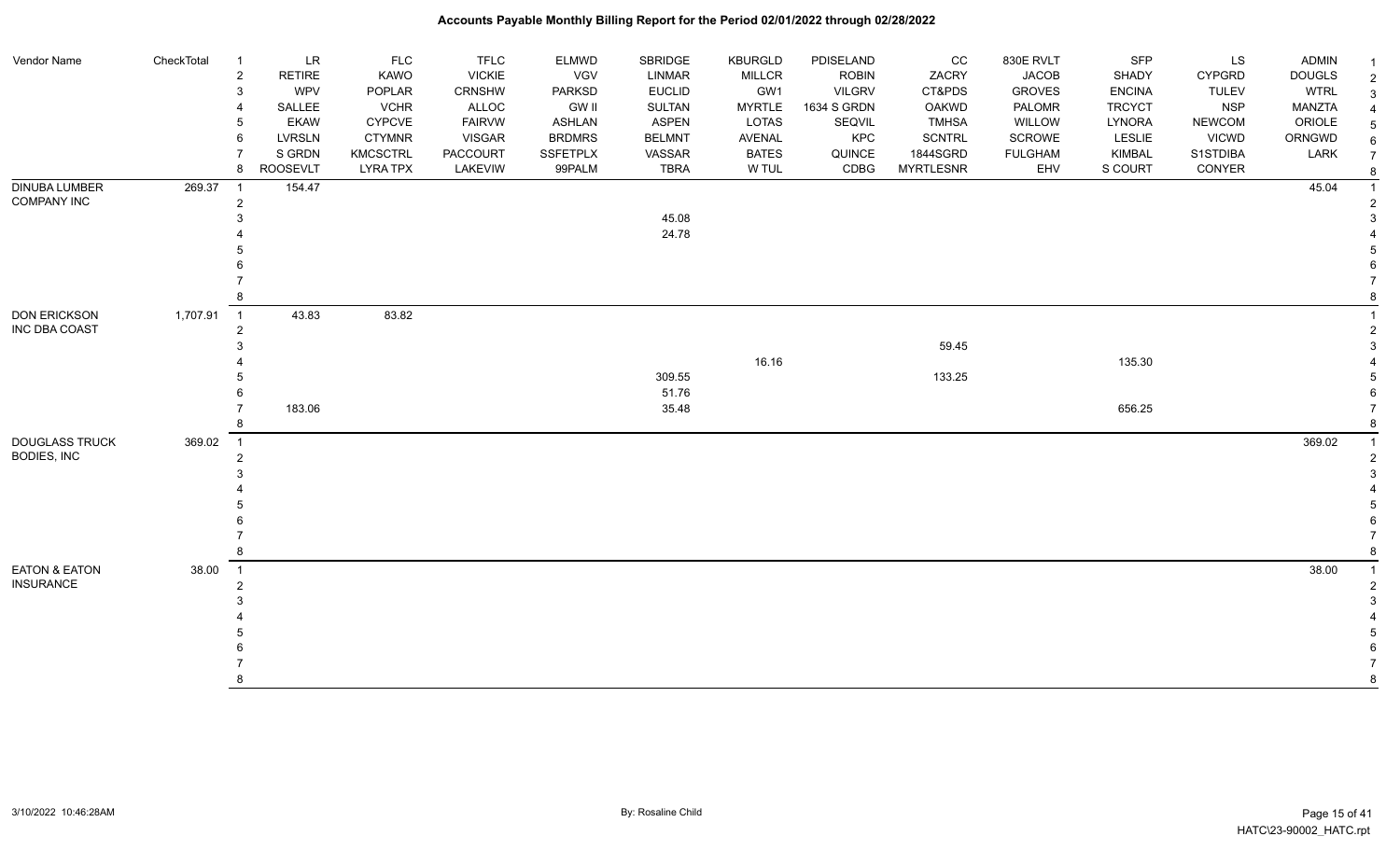# Accounts Payable Monthly Billing Report for the Period 02/01/2022 through 02/28/2022

| Vendor Name | CheckTotal | | LR | FLC | TFLC | ELMWD | SBRIDGE | KBURGLD | PDISELAND | CC | 830E RVLT | SFP | LS | ADMIN |
|---|---|---|---|---|---|---|---|---|---|---|---|---|---|---|
| | | 1 | LR | FLC | TFLC | ELMWD | SBRIDGE | KBURGLD | PDISELAND | CC | 830E RVLT | SFP | LS | ADMIN |
| | | 2 | RETIRE | KAWO | VICKIE | VGV | LINMAR | MILLCR | ROBIN | ZACRY | JACOB | SHADY | CYPGRD | DOUGLS |
| | | 3 | WPV | POPLAR | CRNSHW | PARKSD | EUCLID | GW1 | VILGRV | CT&PDS | GROVES | ENCINA | TULEV | WTRL |
| | | 4 | SALLEE | VCHR | ALLOC | GW II | SULTAN | MYRTLE | 1634 S GRDN | OAKWD | PALOMR | TRCYCT | NSP | MANZTA |
| | | 5 | EKAW | CYPCVE | FAIRVW | ASHLAN | ASPEN | LOTAS | SEQVIL | TMHSA | WILLOW | LYNORA | NEWCOM | ORIOLE |
| | | 6 | LVRSLN | CTYMNR | VISGAR | BRDMRS | BELMNT | AVENAL | KPC | SCNTRL | SCROWE | LESLIE | VICWD | ORNGWD |
| | | 7 | S GRDN | KMCSTRL | PACCOURT | SSFETPLX | VASSAR | BATES | QUINCE | 1844SGRDN | FULGHAM | KIMBAL | S1STDIBA | LARK |
| | | 8 | ROOSEVLT | LYRA TPX | LAKEVIW | 99PALM | TBRA | W TUL | CDBG | MYRTLESNR | EHV | S COURT | CONYER | |
| DINUBA LUMBER COMPANY INC | 269.37 | 1 | 154.47 | | | | | | | | | | | 45.04 |
| | | 2 | | | | | | | | | | | | |
| | | 3 | | | | | 45.08 | | | | | | | |
| | | 4 | | | | | 24.78 | | | | | | | |
| | | 5 | | | | | | | | | | | | |
| | | 6 | | | | | | | | | | | | |
| | | 7 | | | | | | | | | | | | |
| | | 8 | | | | | | | | | | | | |
| DON ERICKSON INC DBA COAST | 1,707.91 | 1 | 43.83 | 83.82 | | | | | | | | | | |
| | | 2 | | | | | | | | | | | | |
| | | 3 | | | | | | | | 59.45 | | | | |
| | | 4 | | | | | | 16.16 | | | | 135.30 | | |
| | | 5 | | | | | 309.55 | | | 133.25 | | | | |
| | | 6 | | | | | 51.76 | | | | | | | |
| | | 7 | 183.06 | | | | 35.48 | | | | | 656.25 | | |
| | | 8 | | | | | | | | | | | | |
| DOUGLASS TRUCK BODIES, INC | 369.02 | 1 | | | | | | | | | | | | 369.02 |
| | | 2 | | | | | | | | | | | | |
| | | 3 | | | | | | | | | | | | |
| | | 4 | | | | | | | | | | | | |
| | | 5 | | | | | | | | | | | | |
| | | 6 | | | | | | | | | | | | |
| | | 7 | | | | | | | | | | | | |
| | | 8 | | | | | | | | | | | | |
| EATON & EATON INSURANCE | 38.00 | 1 | | | | | | | | | | | | 38.00 |
| | | 2 | | | | | | | | | | | | |
| | | 3 | | | | | | | | | | | | |
| | | 4 | | | | | | | | | | | | |
| | | 5 | | | | | | | | | | | | |
| | | 6 | | | | | | | | | | | | |
| | | 7 | | | | | | | | | | | | |
| | | 8 | | | | | | | | | | | | |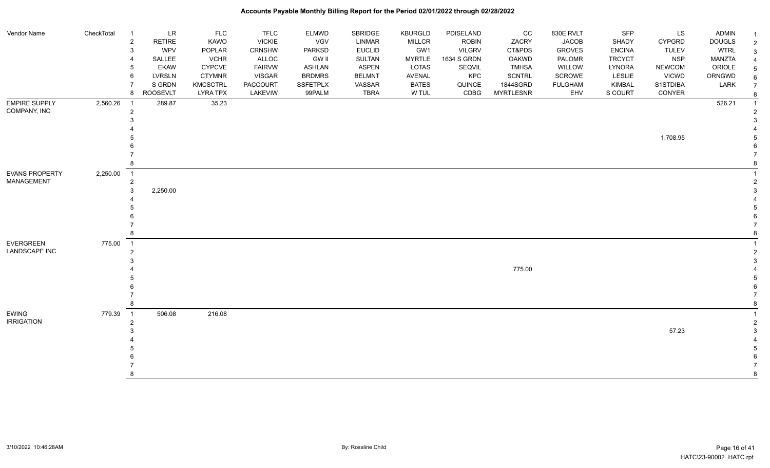# Accounts Payable Monthly Billing Report for the Period 02/01/2022 through 02/28/2022

| Vendor Name | CheckTotal | | LR | FLC | TFLC | ELMWD | SBRIDGE | KBURGLD | PDISELAND | CC | 830E RVLT | SFP | LS | ADMIN | |
|---|---|---|---|---|---|---|---|---|---|---|---|---|---|---|---|
| | | 1 | LR | FLC | TFLC | ELMWD | SBRIDGE | KBURGLD | PDISELAND | CC | 830E RVLT | SFP | LS | ADMIN | 1 |
| | | 2 | RETIRE | KAWO | VICKIE | VGV | LINMAR | MILLCR | ROBIN | ZACRY | JACOB | SHADY | CYPGRD | DOUGLS | 2 |
| | | 3 | WPV | POPLAR | CRNSHW | PARKSD | EUCLID | GW1 | VILGRV | CT&PDS | GROVES | ENCINA | TULEV | WTRL | 3 |
| | | 4 | SALLEE | VCHR | ALLOC | GW II | SULTAN | MYRTLE | 1634 S GRDN | OAKWD | PALOMR | TRCYCT | NSP | MANZTA | 4 |
| | | 5 | EKAW | CYPCVE | FAIRVW | ASHLAN | ASPEN | LOTAS | SEQVIL | TMHSA | WILLOW | LYNORA | NEWCOM | ORIOLE | 5 |
| | | 6 | LVRSLN | CTYMNR | VISGAR | BRDMRS | BELMNT | AVENAL | KPC | SCNTRL | SCROWE | LESLIE | VICWD | ORNGWD | 6 |
| | | 7 | S GRDN | KMCSCTRL | PACCOURT | SSFETPLX | VASSAR | BATES | QUINCE | 1844SGRD | FULGHAM | KIMBAL | S1STDIBA | LARK | 7 |
| | | 8 | ROOSEVLT | LYRA TPX | LAKEVIW | 99PALM | TBRA | W TUL | CDBG | MYRTLESNR | EHV | S COURT | CONYER | | 8 |
| EMPIRE SUPPLY COMPANY, INC | 2,560.26 | 1 | 289.87 | 35.23 | | | | | | | | | | 526.21 | 1 |
| | | 2 | | | | | | | | | | | | | 2 |
| | | 3 | | | | | | | | | | | | | 3 |
| | | 4 | | | | | | | | | | | | | 4 |
| | | 5 | | | | | | | | | | | 1,708.95 | | 5 |
| | | 6 | | | | | | | | | | | | | 6 |
| | | 7 | | | | | | | | | | | | | 7 |
| | | 8 | | | | | | | | | | | | | 8 |
| EVANS PROPERTY MANAGEMENT | 2,250.00 | 1 | | | | | | | | | | | | | 1 |
| | | 2 | | | | | | | | | | | | | 2 |
| | | 3 | 2,250.00 | | | | | | | | | | | | 3 |
| | | 4 | | | | | | | | | | | | | 4 |
| | | 5 | | | | | | | | | | | | | 5 |
| | | 6 | | | | | | | | | | | | | 6 |
| | | 7 | | | | | | | | | | | | | 7 |
| | | 8 | | | | | | | | | | | | | 8 |
| EVERGREEN LANDSCAPE INC | 775.00 | 1 | | | | | | | | | | | | | 1 |
| | | 2 | | | | | | | | | | | | | 2 |
| | | 3 | | | | | | | | | | | | | 3 |
| | | 4 | | | | | | | | 775.00 | | | | | 4 |
| | | 5 | | | | | | | | | | | | | 5 |
| | | 6 | | | | | | | | | | | | | 6 |
| | | 7 | | | | | | | | | | | | | 7 |
| | | 8 | | | | | | | | | | | | | 8 |
| EWING IRRIGATION | 779.39 | 1 | 506.08 | 216.08 | | | | | | | | | | | 1 |
| | | 2 | | | | | | | | | | | | | 2 |
| | | 3 | | | | | | | | | | | 57.23 | | 3 |
| | | 4 | | | | | | | | | | | | | 4 |
| | | 5 | | | | | | | | | | | | | 5 |
| | | 6 | | | | | | | | | | | | | 6 |
| | | 7 | | | | | | | | | | | | | 7 |
| | | 8 | | | | | | | | | | | | | 8 |

3/10/2022 10:46:28AM

By: Rosaline Child

HATC\23-90002_HATC.rpt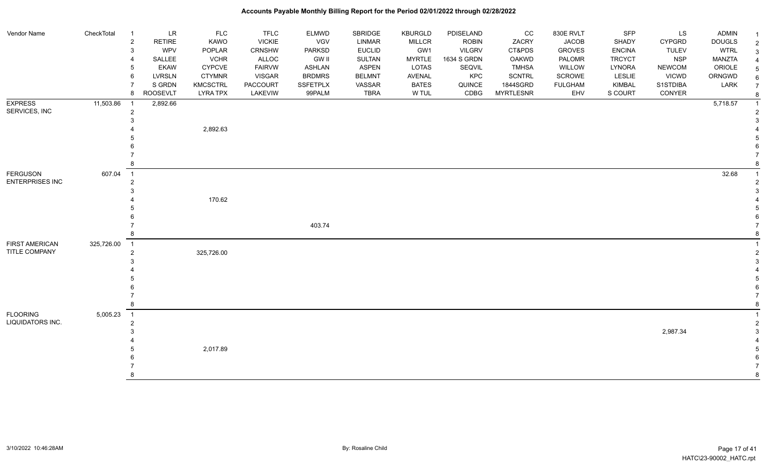# Accounts Payable Monthly Billing Report for the Period 02/01/2022 through 02/28/2022

| Vendor Name | CheckTotal | | | | | | | | | | | | | | |
|---|---|---|---|---|---|---|---|---|---|---|---|---|---|---|---|
| | | 1 | LR | FLC | TFLC | ELMWD | SBRIDGE | KBURGLD | PDISELAND | CC | 830E RVLT | SFP | LS | ADMIN | 1 |
| | | 2 | RETIRE | KAWO | VICKIE | VGV | LINMAR | MILLCR | ROBIN | ZACRY | JACOB | SHADY | CYPGRD | DOUGLS | 2 |
| | | 3 | WPV | POPLAR | CRNSHW | PARKSD | EUCLID | GW1 | VILGRV | CT&PDS | GROVES | ENCINA | TULEV | WTRL | 3 |
| | | 4 | SALLEE | VCHR | ALLOC | GW II | SULTAN | MYRTLE | 1634 S GRDN | OAKWD | PALOMR | TRCYCT | NSP | MANZTA | 4 |
| | | 5 | EKAW | CYPCVE | FAIRVW | ASHLAN | ASPEN | LOTAS | SEQVIL | TMHSA | WILLOW | LYNORA | NEWCOM | ORIOLE | 5 |
| | | 6 | LVRSLN | CTYMNR | VISGAR | BRDMRS | BELMNT | AVENAL | KPC | SCNTRL | SCROWE | LESLIE | VICWD | ORNGWD | 6 |
| | | 7 | S GRDN | KMCSCTRL | PACCOURT | SSFETPLX | VASSAR | BATES | QUINCE | 1844SGRD | FULGHAM | KIMBAL | S1STDIBA | LARK | 7 |
| | | 8 | ROOSEVLT | LYRA TPX | LAKEVIW | 99PALM | TBRA | W TUL | CDBG | MYRTLESNR | EHV | S COURT | CONYER | | 8 |
| EXPRESS SERVICES, INC | 11,503.86 | 1 | 2,892.66 | | | | | | | | | | | 5,718.57 | 1 |
| | | 2 | | | | | | | | | | | | | 2 |
| | | 3 | | | | | | | | | | | | | 3 |
| | | 4 | | 2,892.63 | | | | | | | | | | | 4 |
| | | 5 | | | | | | | | | | | | | 5 |
| | | 6 | | | | | | | | | | | | | 6 |
| | | 7 | | | | | | | | | | | | | 7 |
| | | 8 | | | | | | | | | | | | | 8 |
| FERGUSON ENTERPRISES INC | 607.04 | 1 | | | | | | | | | | | | 32.68 | 1 |
| | | 2 | | | | | | | | | | | | | 2 |
| | | 3 | | | | | | | | | | | | | 3 |
| | | 4 | | 170.62 | | | | | | | | | | | 4 |
| | | 5 | | | | | | | | | | | | | 5 |
| | | 6 | | | | | | | | | | | | | 6 |
| | | 7 | | | | 403.74 | | | | | | | | | 7 |
| | | 8 | | | | | | | | | | | | | 8 |
| FIRST AMERICAN TITLE COMPANY | 325,726.00 | 1 | | | | | | | | | | | | | 1 |
| | | 2 | | 325,726.00 | | | | | | | | | | | 2 |
| | | 3 | | | | | | | | | | | | | 3 |
| | | 4 | | | | | | | | | | | | | 4 |
| | | 5 | | | | | | | | | | | | | 5 |
| | | 6 | | | | | | | | | | | | | 6 |
| | | 7 | | | | | | | | | | | | | 7 |
| | | 8 | | | | | | | | | | | | | 8 |
| FLOORING LIQUIDATORS INC. | 5,005.23 | 1 | | | | | | | | | | | | | 1 |
| | | 2 | | | | | | | | | | | | | 2 |
| | | 3 | | | | | | | | | | | 2,987.34 | | 3 |
| | | 4 | | | | | | | | | | | | | 4 |
| | | 5 | | 2,017.89 | | | | | | | | | | | 5 |
| | | 6 | | | | | | | | | | | | | 6 |
| | | 7 | | | | | | | | | | | | | 7 |
| | | 8 | | | | | | | | | | | | | 8 |

3/10/2022 10:46:28AM

By: Rosaline Child

HATC\23-90002_HATC.rpt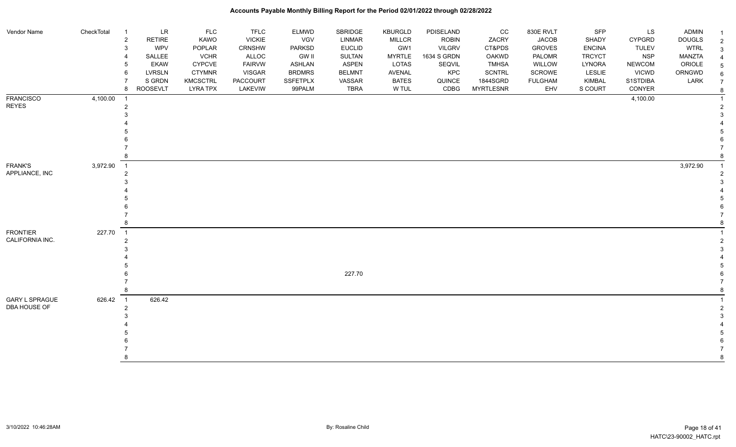| Vendor Name | CheckTotal | | LR | FLC | TFLC | ELMWD | SBRIDGE | KBURGLD | PDISELAND | CC | 830E RVLT | SFP | LS | ADMIN | |
|---|---|---|---|---|---|---|---|---|---|---|---|---|---|---|---|
| | | 1 | LR | FLC | TFLC | ELMWD | SBRIDGE | KBURGLD | PDISELAND | CC | 830E RVLT | SFP | LS | ADMIN | 1 |
| | | 2 | RETIRE | KAWO | VICKIE | VGV | LINMAR | MILLCR | ROBIN | ZACRY | JACOB | SHADY | CYPGRD | DOUGLS | 2 |
| | | 3 | WPV | POPLAR | CRNSHW | PARKSD | EUCLID | GW1 | VILGRV | CT&PDS | GROVES | ENCINA | TULEV | WTRL | 3 |
| | | 4 | SALLEE | VCHR | ALLOC | GW II | SULTAN | MYRTLE | 1634 S GRDN | OAKWD | PALOMR | TRCYCT | NSP | MANZTA | 4 |
| | | 5 | EKAW | CYPCVE | FAIRVW | ASHLAN | ASPEN | LOTAS | SEQVIL | TMHSA | WILLOW | LYNORA | NEWCOM | ORIOLE | 5 |
| | | 6 | LVRSLN | CTYMNR | VISGAR | BRDMRS | BELMNT | AVENAL | KPC | SCNTRL | SCROWE | LESLIE | VICWD | ORNGWD | 6 |
| | | 7 | S GRDN | KMCSCTRL | PACCOURT | SSFETPLX | VASSAR | BATES | QUINCE | 1844SGRD | FULGHAM | KIMBAL | S1STDIBA | LARK | 7 |
| | | 8 | ROOSEVLT | LYRA TPX | LAKEVIW | 99PALM | TBRA | W TUL | CDBG | MYRTLESNR | EHV | S COURT | CONYER | | 8 |
| FRANCISCO REYES | 4,100.00 | 1 | | | | | | | | | | | 4,100.00 | | 1 |
| | | 2 | | | | | | | | | | | | | 2 |
| | | 3 | | | | | | | | | | | | | 3 |
| | | 4 | | | | | | | | | | | | | 4 |
| | | 5 | | | | | | | | | | | | | 5 |
| | | 6 | | | | | | | | | | | | | 6 |
| | | 7 | | | | | | | | | | | | | 7 |
| | | 8 | | | | | | | | | | | | | 8 |
| FRANK'S APPLIANCE, INC | 3,972.90 | 1 | | | | | | | | | | | | 3,972.90 | 1 |
| | | 2 | | | | | | | | | | | | | 2 |
| | | 3 | | | | | | | | | | | | | 3 |
| | | 4 | | | | | | | | | | | | | 4 |
| | | 5 | | | | | | | | | | | | | 5 |
| | | 6 | | | | | | | | | | | | | 6 |
| | | 7 | | | | | | | | | | | | | 7 |
| | | 8 | | | | | | | | | | | | | 8 |
| FRONTIER CALIFORNIA INC. | 227.70 | 1 | | | | | | | | | | | | | 1 |
| | | 2 | | | | | | | | | | | | | 2 |
| | | 3 | | | | | | | | | | | | | 3 |
| | | 4 | | | | | | | | | | | | | 4 |
| | | 5 | | | | | | | | | | | | | 5 |
| | | 6 | | | | | 227.70 | | | | | | | | 6 |
| | | 7 | | | | | | | | | | | | | 7 |
| | | 8 | | | | | | | | | | | | | 8 |
| GARY L SPRAGUE DBA HOUSE OF | 626.42 | 1 | 626.42 | | | | | | | | | | | | 1 |
| | | 2 | | | | | | | | | | | | | 2 |
| | | 3 | | | | | | | | | | | | | 3 |
| | | 4 | | | | | | | | | | | | | 4 |
| | | 5 | | | | | | | | | | | | | 5 |
| | | 6 | | | | | | | | | | | | | 6 |
| | | 7 | | | | | | | | | | | | | 7 |
| | | 8 | | | | | | | | | | | | | 8 |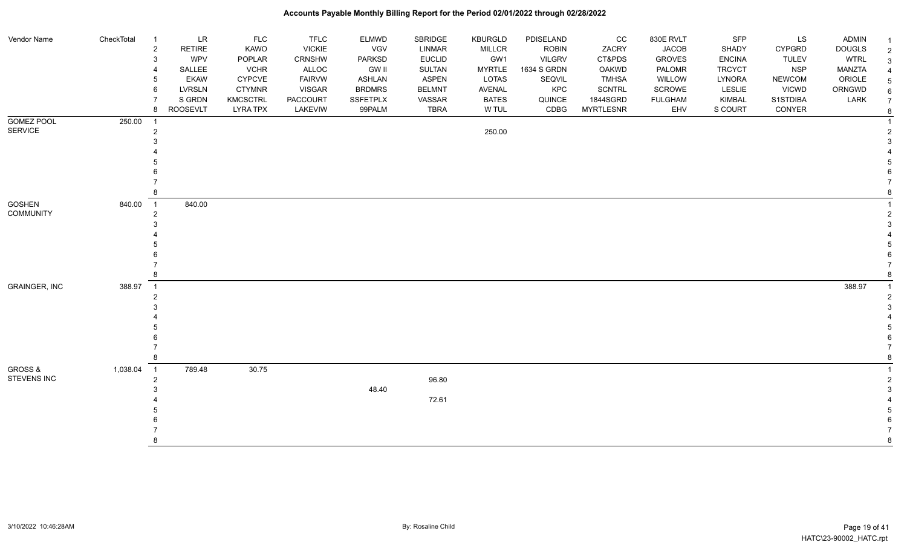# Accounts Payable Monthly Billing Report for the Period 02/01/2022 through 02/28/2022

| Vendor Name | CheckTotal | | | | | | | | | | | | | |
|---|---|---|---|---|---|---|---|---|---|---|---|---|---|---|
| | | 1 | LR | FLC | TFLC | ELMWD | SBRIDGE | KBURGLD | PDISELAND | CC | 830E RVLT | SFP | LS | ADMIN |
| | | 2 | RETIRE | KAWO | VICKIE | VGV | LINMAR | MILLCR | ROBIN | ZACRY | JACOB | SHADY | CYPGRD | DOUGLS |
| | | 3 | WPV | POPLAR | CRNSHW | PARKSD | EUCLID | GW1 | VILGRV | CT&PDS | GROVES | ENCINA | TULEV | WTRL |
| | | 4 | SALLEE | VCHR | ALLOC | GW II | SULTAN | MYRTLE | 1634 S GRDN | OAKWD | PALOMR | TRCYCT | NSP | MANZTA |
| | | 5 | EKAW | CYPCVE | FAIRVW | ASHLAN | ASPEN | LOTAS | SEQVIL | TMHSA | WILLOW | LYNORA | NEWCOM | ORIOLE |
| | | 6 | LVRSLN | CTYMNR | VISGAR | BRDMRS | BELMNT | AVENAL | KPC | SCNTRL | SCROWE | LESLIE | VICWD | ORNGWD |
| | | 7 | S GRDN | KMCSCTRL | PACCOURT | SSFETPLX | VASSAR | BATES | QUINCE | 1844SGRD | FULGHAM | KIMBAL | S1STDIBA | LARK |
| | | 8 | ROOSEVLT | LYRA TPX | LAKEVIW | 99PALM | TBRA | W TUL | CDBG | MYRTLESNR | EHV | S COURT | CONYER | |
| GOMEZ POOL SERVICE | 250.00 | 1 | | | | | | | | | | | | |
| | | 2 | | | | | | 250.00 | | | | | | |
| | | 3 | | | | | | | | | | | | |
| | | 4 | | | | | | | | | | | | |
| | | 5 | | | | | | | | | | | | |
| | | 6 | | | | | | | | | | | | |
| | | 7 | | | | | | | | | | | | |
| | | 8 | | | | | | | | | | | | |
| GOSHEN COMMUNITY | 840.00 | 1 | 840.00 | | | | | | | | | | | |
| | | 2 | | | | | | | | | | | | |
| | | 3 | | | | | | | | | | | | |
| | | 4 | | | | | | | | | | | | |
| | | 5 | | | | | | | | | | | | |
| | | 6 | | | | | | | | | | | | |
| | | 7 | | | | | | | | | | | | |
| | | 8 | | | | | | | | | | | | |
| GRAINGER, INC | 388.97 | 1 | | | | | | | | | | | | 388.97 |
| | | 2 | | | | | | | | | | | | |
| | | 3 | | | | | | | | | | | | |
| | | 4 | | | | | | | | | | | | |
| | | 5 | | | | | | | | | | | | |
| | | 6 | | | | | | | | | | | | |
| | | 7 | | | | | | | | | | | | |
| | | 8 | | | | | | | | | | | | |
| GROSS & STEVENS INC | 1,038.04 | 1 | 789.48 | 30.75 | | | | | | | | | | |
| | | 2 | | | | | 96.80 | | | | | | | |
| | | 3 | | | | 48.40 | | | | | | | | |
| | | 4 | | | | | 72.61 | | | | | | | |
| | | 5 | | | | | | | | | | | | |
| | | 6 | | | | | | | | | | | | |
| | | 7 | | | | | | | | | | | | |
| | | 8 | | | | | | | | | | | | |

3/10/2022 10:46:28AM — By: Rosaline Child — HATC\23-90002_HATC.rpt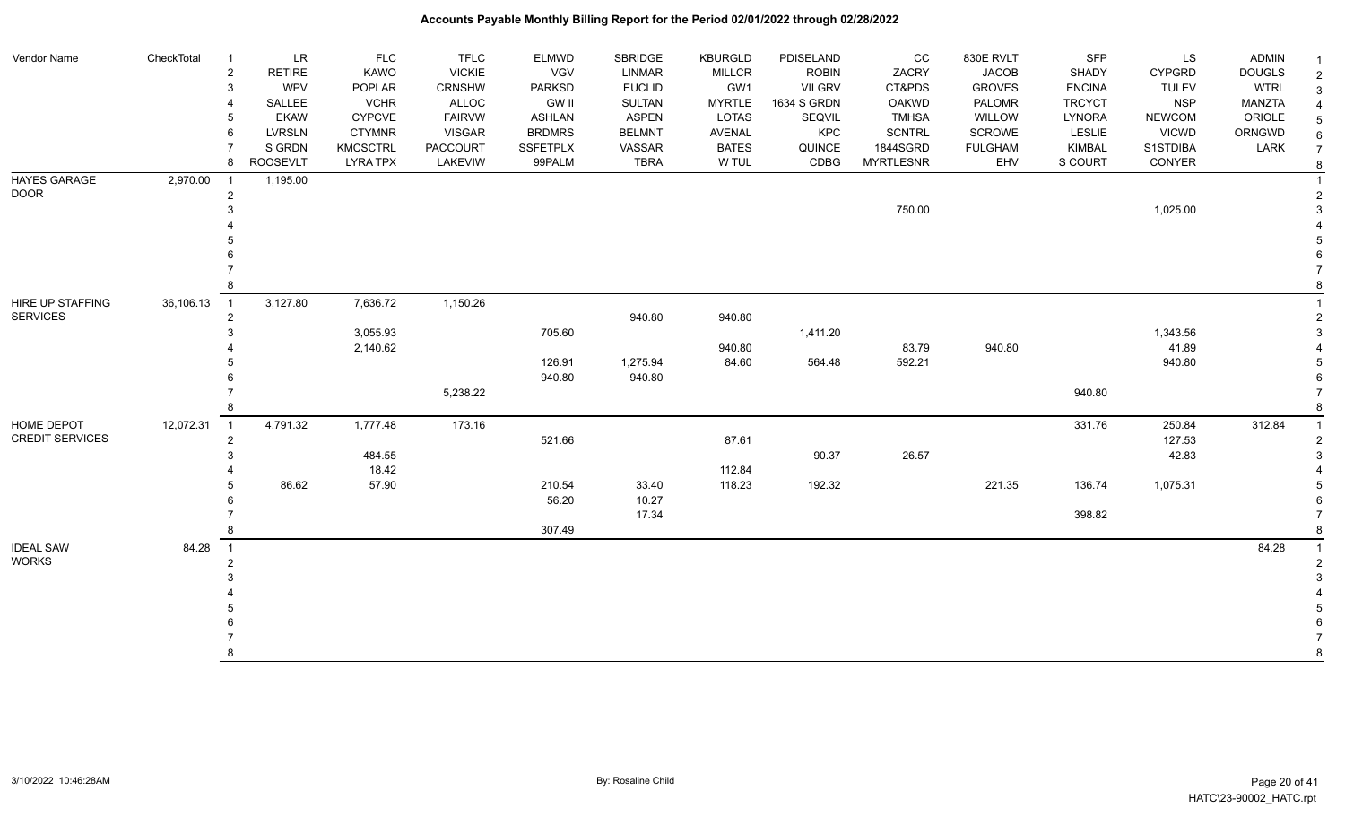# Accounts Payable Monthly Billing Report for the Period 02/01/2022 through 02/28/2022

| Vendor Name | CheckTotal | | LR | FLC | TFLC | ELMWD | SBRIDGE | KBURGLD | PDISELAND | CC | 830E RVLT | SFP | LS | ADMIN | |
|---|---|---|---|---|---|---|---|---|---|---|---|---|---|---|---|
| | | 2 | RETIRE | KAWO | VICKIE | VGV | LINMAR | MILLCR | ROBIN | ZACRY | JACOB | SHADY | CYPGRD | DOUGLS | 2 |
| | | 3 | WPV | POPLAR | CRNSHW | PARKSD | EUCLID | GW1 | VILGRV | CT&PDS | GROVES | ENCINA | TULEV | WTRL | 3 |
| | | 4 | SALLEE | VCHR | ALLOC | GW II | SULTAN | MYRTLE | 1634 S GRDN | OAKWD | PALOMR | TRCYCT | NSP | MANZTA | 4 |
| | | 5 | EKAW | CYPCVE | FAIRVW | ASHLAN | ASPEN | LOTAS | SEQVIL | TMHSA | WILLOW | LYNORA | NEWCOM | ORIOLE | 5 |
| | | 6 | LVRSLN | CTYMNR | VISGAR | BRDMRS | BELMNT | AVENAL | KPC | SCNTRL | SCROWE | LESLIE | VICWD | ORNGWD | 6 |
| | | 7 | S GRDN | KMCSCTRL | PACCOURT | SSFETPLX | VASSAR | BATES | QUINCE | 1844SGRD | FULGHAM | KIMBAL | S1STDIBA | LARK | 7 |
| | | 8 | ROOSEVLT | LYRA TPX | LAKEVIW | 99PALM | TBRA | W TUL | CDBG | MYRTLESNR | EHV | S COURT | CONYER | | 8 |
| HAYES GARAGE DOOR | 2,970.00 | 1 | 1,195.00 | | | | | | | | | | | | 1 |
| | | 2 | | | | | | | | | | | | | 2 |
| | | 3 | | | | | | | | 750.00 | | | 1,025.00 | | 3 |
| | | 4 | | | | | | | | | | | | | 4 |
| | | 5 | | | | | | | | | | | | | 5 |
| | | 6 | | | | | | | | | | | | | 6 |
| | | 7 | | | | | | | | | | | | | 7 |
| | | 8 | | | | | | | | | | | | | 8 |
| HIRE UP STAFFING SERVICES | 36,106.13 | 1 | 3,127.80 | 7,636.72 | 1,150.26 | | | | | | | | | | 1 |
| | | 2 | | | | | 940.80 | 940.80 | | | | | | | 2 |
| | | 3 | | 3,055.93 | | 705.60 | | | 1,411.20 | | | | 1,343.56 | | 3 |
| | | 4 | | 2,140.62 | | | | 940.80 | | 83.79 | 940.80 | | 41.89 | | 4 |
| | | 5 | | | | 126.91 | 1,275.94 | 84.60 | 564.48 | 592.21 | | | 940.80 | | 5 |
| | | 6 | | | | 940.80 | 940.80 | | | | | | | | 6 |
| | | 7 | | | 5,238.22 | | | | | | | 940.80 | | | 7 |
| | | 8 | | | | | | | | | | | | | 8 |
| HOME DEPOT CREDIT SERVICES | 12,072.31 | 1 | 4,791.32 | 1,777.48 | 173.16 | | | | | | | 331.76 | 250.84 | 312.84 | 1 |
| | | 2 | | | | 521.66 | | 87.61 | | | | | 127.53 | | 2 |
| | | 3 | | 484.55 | | | | | 90.37 | 26.57 | | | 42.83 | | 3 |
| | | 4 | | 18.42 | | | | 112.84 | | | | | | | 4 |
| | | 5 | 86.62 | 57.90 | | 210.54 | 33.40 | 118.23 | 192.32 | | 221.35 | 136.74 | 1,075.31 | | 5 |
| | | 6 | | | | 56.20 | 10.27 | | | | | | | | 6 |
| | | 7 | | | | | 17.34 | | | | | 398.82 | | | 7 |
| | | 8 | | | | 307.49 | | | | | | | | | 8 |
| IDEAL SAW WORKS | 84.28 | 1 | | | | | | | | | | | | 84.28 | 1 |
| | | 2 | | | | | | | | | | | | | 2 |
| | | 3 | | | | | | | | | | | | | 3 |
| | | 4 | | | | | | | | | | | | | 4 |
| | | 5 | | | | | | | | | | | | | 5 |
| | | 6 | | | | | | | | | | | | | 6 |
| | | 7 | | | | | | | | | | | | | 7 |
| | | 8 | | | | | | | | | | | | | 8 |

3/10/2022 10:46:28AM By: Rosaline Child HATC\23-90002_HATC.rpt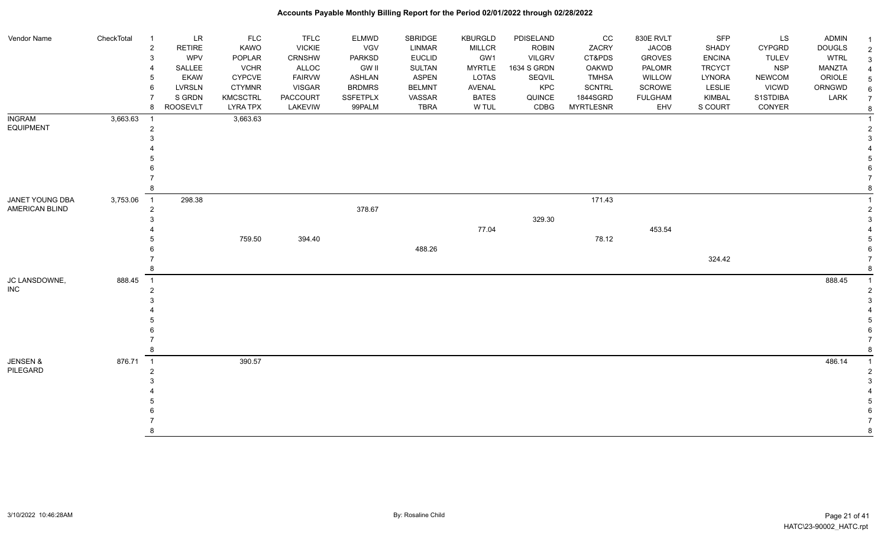# Accounts Payable Monthly Billing Report for the Period 02/01/2022 through 02/28/2022

| Vendor Name | CheckTotal | | | | | | | | | | | | | | |
|---|---|---|---|---|---|---|---|---|---|---|---|---|---|---|---|
| | | 1 | LR | FLC | TFLC | ELMWD | SBRIDGE | KBURGLD | PDISELAND | CC | 830E RVLT | SFP | LS | ADMIN | 1 |
| | | 2 | RETIRE | KAWO | VICKIE | VGV | LINMAR | MILLCR | ROBIN | ZACRY | JACOB | SHADY | CYPGRD | DOUGLS | 2 |
| | | 3 | WPV | POPLAR | CRNSHW | PARKSD | EUCLID | GW1 | VILGRV | CT&PDS | GROVES | ENCINA | TULEV | WTRL | 3 |
| | | 4 | SALLEE | VCHR | ALLOC | GW II | SULTAN | MYRTLE | 1634 S GRDN | OAKWD | PALOMR | TRCYCT | NSP | MANZTA | 4 |
| | | 5 | EKAW | CYPCVE | FAIRVW | ASHLAN | ASPEN | LOTAS | SEQVIL | TMHSA | WILLOW | LYNORA | NEWCOM | ORIOLE | 5 |
| | | 6 | LVRSLN | CTYMNR | VISGAR | BRDMRS | BELMNT | AVENAL | KPC | SCNTRL | SCROWE | LESLIE | VICWD | ORNGWD | 6 |
| | | 7 | S GRDN | KMCSCTRL | PACCOURT | SSFETPLX | VASSAR | BATES | QUINCE | 1844SGRD | FULGHAM | KIMBAL | S1STDIBA | LARK | 7 |
| | | 8 | ROOSEVLT | LYRA TPX | LAKEVIW | 99PALM | TBRA | W TUL | CDBG | MYRTLESNR | EHV | S COURT | CONYER | | 8 |
| INGRAM | 3,663.63 | 1 | | 3,663.63 | | | | | | | | | | | 1 |
| EQUIPMENT | | 2 | | | | | | | | | | | | | 2 |
| | | 3 | | | | | | | | | | | | | 3 |
| | | 4 | | | | | | | | | | | | | 4 |
| | | 5 | | | | | | | | | | | | | 5 |
| | | 6 | | | | | | | | | | | | | 6 |
| | | 7 | | | | | | | | | | | | | 7 |
| | | 8 | | | | | | | | | | | | | 8 |
| JANET YOUNG DBA | 3,753.06 | 1 | 298.38 | | | | | | | 171.43 | | | | | 1 |
| AMERICAN BLIND | | 2 | | | | 378.67 | | | | | | | | | 2 |
| | | 3 | | | | | | | 329.30 | | | | | | 3 |
| | | 4 | | | | | | 77.04 | | | 453.54 | | | | 4 |
| | | 5 | | 759.50 | 394.40 | | | | | 78.12 | | | | | 5 |
| | | 6 | | | | | 488.26 | | | | | | | | 6 |
| | | 7 | | | | | | | | | | 324.42 | | | 7 |
| | | 8 | | | | | | | | | | | | | 8 |
| JC LANSDOWNE, | 888.45 | 1 | | | | | | | | | | | | 888.45 | 1 |
| INC | | 2 | | | | | | | | | | | | | 2 |
| | | 3 | | | | | | | | | | | | | 3 |
| | | 4 | | | | | | | | | | | | | 4 |
| | | 5 | | | | | | | | | | | | | 5 |
| | | 6 | | | | | | | | | | | | | 6 |
| | | 7 | | | | | | | | | | | | | 7 |
| | | 8 | | | | | | | | | | | | | 8 |
| JENSEN & | 876.71 | 1 | | 390.57 | | | | | | | | | | 486.14 | 1 |
| PILEGARD | | 2 | | | | | | | | | | | | | 2 |
| | | 3 | | | | | | | | | | | | | 3 |
| | | 4 | | | | | | | | | | | | | 4 |
| | | 5 | | | | | | | | | | | | | 5 |
| | | 6 | | | | | | | | | | | | | 6 |
| | | 7 | | | | | | | | | | | | | 7 |
| | | 8 | | | | | | | | | | | | | 8 |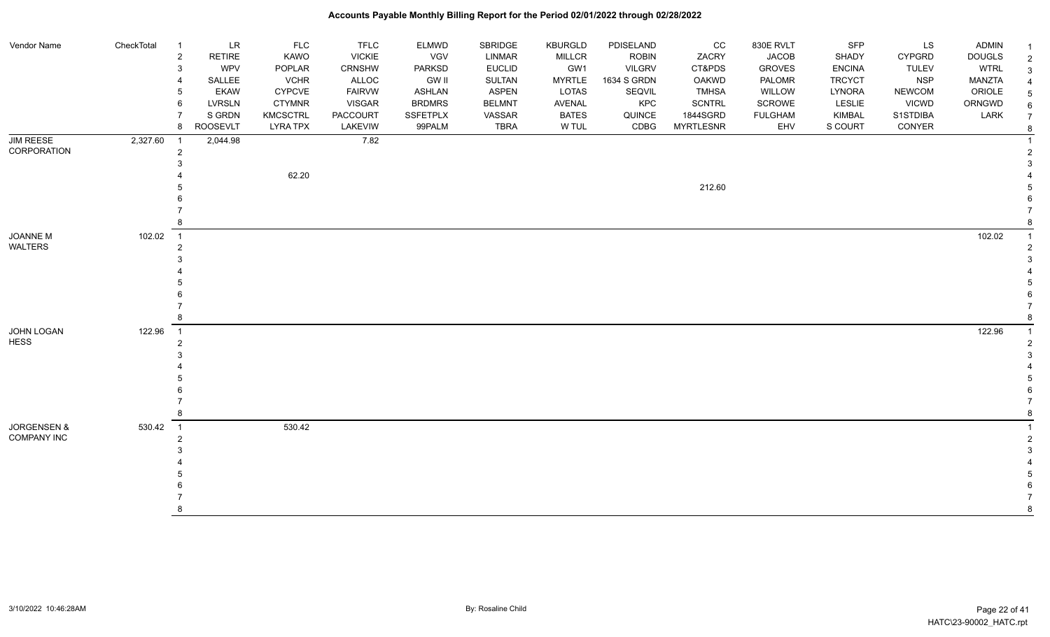# Accounts Payable Monthly Billing Report for the Period 02/01/2022 through 02/28/2022

| Vendor Name | CheckTotal | | | | | | | | | | | | | | | |
|---|---|---|---|---|---|---|---|---|---|---|---|---|---|---|---|---|
| | | 1 | LR | FLC | TFLC | ELMWD | SBRIDGE | KBURGLD | PDISELAND | CC | 830E RVLT | SFP | LS | ADMIN | 1 |
| | | 2 | RETIRE | KAWO | VICKIE | VGV | LINMAR | MILLCR | ROBIN | ZACRY | JACOB | SHADY | CYPGRD | DOUGLS | 2 |
| | | 3 | WPV | POPLAR | CRNSHW | PARKSD | EUCLID | GW1 | VILGRV | CT&PDS | GROVES | ENCINA | TULEV | WTRL | 3 |
| | | 4 | SALLEE | VCHR | ALLOC | GW II | SULTAN | MYRTLE | 1634 S GRDN | OAKWD | PALOMR | TRCYCT | NSP | MANZTA | 4 |
| | | 5 | EKAW | CYPCVE | FAIRVW | ASHLAN | ASPEN | LOTAS | SEQVIL | TMHSA | WILLOW | LYNORA | NEWCOM | ORIOLE | 5 |
| | | 6 | LVRSLN | CTYMNR | VISGAR | BRDMRS | BELMNT | AVENAL | KPC | SCNTRL | SCROWE | LESLIE | VICWD | ORNGWD | 6 |
| | | 7 | S GRDN | KMCSCTRL | PACCOURT | SSFETPLX | VASSAR | BATES | QUINCE | 1844SGRD | FULGHAM | KIMBAL | S1STDIBA | LARK | 7 |
| | | 8 | ROOSEVLT | LYRA TPX | LAKEVIW | 99PALM | TBRA | W TUL | CDBG | MYRTLESNR | EHV | S COURT | CONYER | | 8 |
| JIM REESE CORPORATION | 2,327.60 | 1 | 2,044.98 | | 7.82 | | | | | | | | | | 1 |
| | | 2 | | | | | | | | | | | | | 2 |
| | | 3 | | | | | | | | | | | | | 3 |
| | | 4 | | 62.20 | | | | | | | | | | | 4 |
| | | 5 | | | | | | | | 212.60 | | | | | 5 |
| | | 6 | | | | | | | | | | | | | 6 |
| | | 7 | | | | | | | | | | | | | 7 |
| | | 8 | | | | | | | | | | | | | 8 |
| JOANNE M WALTERS | 102.02 | 1 | | | | | | | | | | | | 102.02 | 1 |
| | | 2 | | | | | | | | | | | | | 2 |
| | | 3 | | | | | | | | | | | | | 3 |
| | | 4 | | | | | | | | | | | | | 4 |
| | | 5 | | | | | | | | | | | | | 5 |
| | | 6 | | | | | | | | | | | | | 6 |
| | | 7 | | | | | | | | | | | | | 7 |
| | | 8 | | | | | | | | | | | | | 8 |
| JOHN LOGAN HESS | 122.96 | 1 | | | | | | | | | | | | 122.96 | 1 |
| | | 2 | | | | | | | | | | | | | 2 |
| | | 3 | | | | | | | | | | | | | 3 |
| | | 4 | | | | | | | | | | | | | 4 |
| | | 5 | | | | | | | | | | | | | 5 |
| | | 6 | | | | | | | | | | | | | 6 |
| | | 7 | | | | | | | | | | | | | 7 |
| | | 8 | | | | | | | | | | | | | 8 |
| JORGENSEN & COMPANY INC | 530.42 | 1 | | 530.42 | | | | | | | | | | | 1 |
| | | 2 | | | | | | | | | | | | | 2 |
| | | 3 | | | | | | | | | | | | | 3 |
| | | 4 | | | | | | | | | | | | | 4 |
| | | 5 | | | | | | | | | | | | | 5 |
| | | 6 | | | | | | | | | | | | | 6 |
| | | 7 | | | | | | | | | | | | | 7 |
| | | 8 | | | | | | | | | | | | | 8 |

3/10/2022 10:46:28AM    By: Rosaline Child    HATC\23-90002_HATC.rpt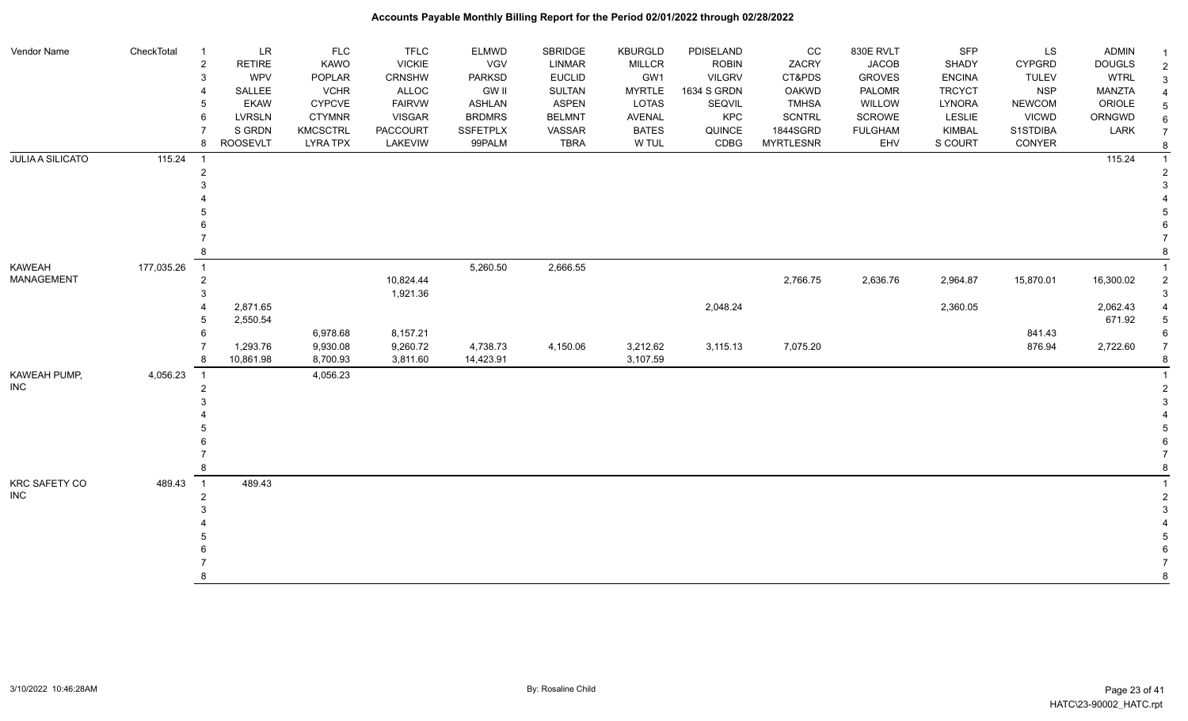# Accounts Payable Monthly Billing Report for the Period 02/01/2022 through 02/28/2022

| Vendor Name | CheckTotal | | | | | | | | | | | | | | |
|---|---|---|---|---|---|---|---|---|---|---|---|---|---|---|---|
| | | 1 | LR | FLC | TFLC | ELMWD | SBRIDGE | KBURGLD | PDISELAND | CC | 830E RVLT | SFP | LS | ADMIN | 1 |
| | | 2 | RETIRE | KAWO | VICKIE | VGV | LINMAR | MILLCR | ROBIN | ZACRY | JACOB | SHADY | CYPGRD | DOUGLS | 2 |
| | | 3 | WPV | POPLAR | CRNSHW | PARKSD | EUCLID | GW1 | VILGRV | CT&PDS | GROVES | ENCINA | TULEV | WTRL | 3 |
| | | 4 | SALLEE | VCHR | ALLOC | GW II | SULTAN | MYRTLE | 1634 S GRDN | OAKWD | PALOMR | TRCYCT | NSP | MANZTA | 4 |
| | | 5 | EKAW | CYPCVE | FAIRVW | ASHLAN | ASPEN | LOTAS | SEQVIL | TMHSA | WILLOW | LYNORA | NEWCOM | ORIOLE | 5 |
| | | 6 | LVRSLN | CTYMNR | VISGAR | BRDMRS | BELMNT | AVENAL | KPC | SCNTRL | SCROWE | LESLIE | VICWD | ORNGWD | 6 |
| | | 7 | S GRDN | KMCSCTRL | PACCOURT | SSFETPLX | VASSAR | BATES | QUINCE | 1844SGRD | FULGHAM | KIMBAL | S1STDIBA | LARK | 7 |
| | | 8 | ROOSEVLT | LYRA TPX | LAKEVIW | 99PALM | TBRA | W TUL | CDBG | MYRTLESNR | EHV | S COURT | CONYER | | 8 |
| JULIA A SILICATO | 115.24 | 1 | | | | | | | | | | | | 115.24 | 1 |
| | | 2 | | | | | | | | | | | | | 2 |
| | | 3 | | | | | | | | | | | | | 3 |
| | | 4 | | | | | | | | | | | | | 4 |
| | | 5 | | | | | | | | | | | | | 5 |
| | | 6 | | | | | | | | | | | | | 6 |
| | | 7 | | | | | | | | | | | | | 7 |
| | | 8 | | | | | | | | | | | | | 8 |
| KAWEAH MANAGEMENT | 177,035.26 | 1 | | | | 5,260.50 | 2,666.55 | | | | | | | | 1 |
| | | 2 | | | 10,824.44 | | | | | 2,766.75 | 2,636.76 | 2,964.87 | 15,870.01 | 16,300.02 | 2 |
| | | 3 | | | 1,921.36 | | | | | | | | | | 3 |
| | | 4 | 2,871.65 | | | | | | 2,048.24 | | | 2,360.05 | | 2,062.43 | 4 |
| | | 5 | 2,550.54 | | | | | | | | | | | 671.92 | 5 |
| | | 6 | | 6,978.68 | 8,157.21 | | | | | | | | 841.43 | | 6 |
| | | 7 | 1,293.76 | 9,930.08 | 9,260.72 | 4,738.73 | 4,150.06 | 3,212.62 | 3,115.13 | 7,075.20 | | | 876.94 | 2,722.60 | 7 |
| | | 8 | 10,861.98 | 8,700.93 | 3,811.60 | 14,423.91 | | 3,107.59 | | | | | | | 8 |
| KAWEAH PUMP, INC | 4,056.23 | 1 | | 4,056.23 | | | | | | | | | | | 1 |
| | | 2 | | | | | | | | | | | | | 2 |
| | | 3 | | | | | | | | | | | | | 3 |
| | | 4 | | | | | | | | | | | | | 4 |
| | | 5 | | | | | | | | | | | | | 5 |
| | | 6 | | | | | | | | | | | | | 6 |
| | | 7 | | | | | | | | | | | | | 7 |
| | | 8 | | | | | | | | | | | | | 8 |
| KRC SAFETY CO INC | 489.43 | 1 | 489.43 | | | | | | | | | | | | 1 |
| | | 2 | | | | | | | | | | | | | 2 |
| | | 3 | | | | | | | | | | | | | 3 |
| | | 4 | | | | | | | | | | | | | 4 |
| | | 5 | | | | | | | | | | | | | 5 |
| | | 6 | | | | | | | | | | | | | 6 |
| | | 7 | | | | | | | | | | | | | 7 |
| | | 8 | | | | | | | | | | | | | 8 |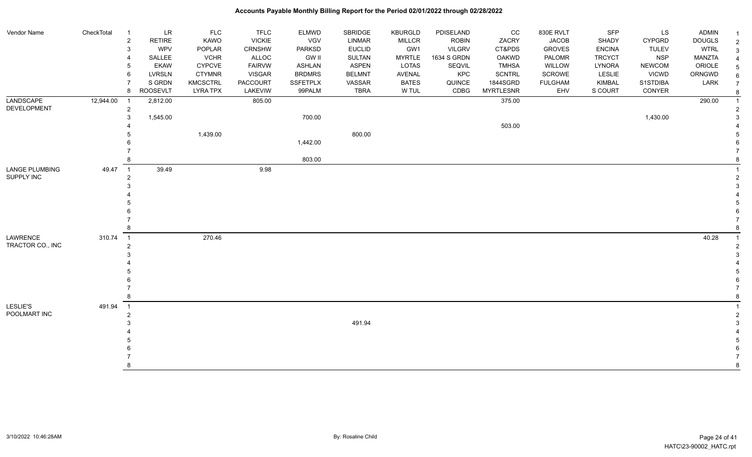# Accounts Payable Monthly Billing Report for the Period 02/01/2022 through 02/28/2022

| Vendor Name | CheckTotal | | | | | | | | | | | | | | |
|---|---|---|---|---|---|---|---|---|---|---|---|---|---|---|---|
| | | 1 | LR | FLC | TFLC | ELMWD | SBRIDGE | KBURGLD | PDISELAND | CC | 830E RVLT | SFP | LS | ADMIN | 1 |
| | | 2 | RETIRE | KAWO | VICKIE | VGV | LINMAR | MILLCR | ROBIN | ZACRY | JACOB | SHADY | CYPGRD | DOUGLS | 2 |
| | | 3 | WPV | POPLAR | CRNSHW | PARKSD | EUCLID | GW1 | VILGRV | CT&PDS | GROVES | ENCINA | TULEV | WTRL | 3 |
| | | 4 | SALLEE | VCHR | ALLOC | GW II | SULTAN | MYRTLE | 1634 S GRDN | OAKWD | PALOMR | TRCYCT | NSP | MANZTA | 4 |
| | | 5 | EKAW | CYPCVE | FAIRVW | ASHLAN | ASPEN | LOTAS | SEQVIL | TMHSA | WILLOW | LYNORA | NEWCOM | ORIOLE | 5 |
| | | 6 | LVRSLN | CTYMNR | VISGAR | BRDMRS | BELMNT | AVENAL | KPC | SCNTRL | SCROWE | LESLIE | VICWD | ORNGWD | 6 |
| | | 7 | S GRDN | KMCSCTRL | PACCOURT | SSFETPLX | VASSAR | BATES | QUINCE | 1844SGRD | FULGHAM | KIMBAL | S1STDIBA | LARK | 7 |
| | | 8 | ROOSEVLT | LYRA TPX | LAKEVIW | 99PALM | TBRA | W TUL | CDBG | MYRTLESNR | EHV | S COURT | CONYER | | 8 |
| LANDSCAPE DEVELOPMENT | 12,944.00 | 1 | 2,812.00 | | 805.00 | | | | | 375.00 | | | | 290.00 | 1 |
| | | 2 | | | | | | | | | | | | | 2 |
| | | 3 | 1,545.00 | | | 700.00 | | | | | | | 1,430.00 | | 3 |
| | | 4 | | | | | | | | 503.00 | | | | | 4 |
| | | 5 | | 1,439.00 | | | 800.00 | | | | | | | | 5 |
| | | 6 | | | | 1,442.00 | | | | | | | | | 6 |
| | | 7 | | | | | | | | | | | | | 7 |
| | | 8 | | | | 803.00 | | | | | | | | | 8 |
| LANGE PLUMBING SUPPLY INC | 49.47 | 1 | 39.49 | | 9.98 | | | | | | | | | | 1 |
| | | 2 | | | | | | | | | | | | | 2 |
| | | 3 | | | | | | | | | | | | | 3 |
| | | 4 | | | | | | | | | | | | | 4 |
| | | 5 | | | | | | | | | | | | | 5 |
| | | 6 | | | | | | | | | | | | | 6 |
| | | 7 | | | | | | | | | | | | | 7 |
| | | 8 | | | | | | | | | | | | | 8 |
| LAWRENCE TRACTOR CO., INC | 310.74 | 1 | | 270.46 | | | | | | | | | | 40.28 | 1 |
| | | 2 | | | | | | | | | | | | | 2 |
| | | 3 | | | | | | | | | | | | | 3 |
| | | 4 | | | | | | | | | | | | | 4 |
| | | 5 | | | | | | | | | | | | | 5 |
| | | 6 | | | | | | | | | | | | | 6 |
| | | 7 | | | | | | | | | | | | | 7 |
| | | 8 | | | | | | | | | | | | | 8 |
| LESLIE'S POOLMART INC | 491.94 | 1 | | | | | | | | | | | | | 1 |
| | | 2 | | | | | | | | | | | | | 2 |
| | | 3 | | | | | 491.94 | | | | | | | | 3 |
| | | 4 | | | | | | | | | | | | | 4 |
| | | 5 | | | | | | | | | | | | | 5 |
| | | 6 | | | | | | | | | | | | | 6 |
| | | 7 | | | | | | | | | | | | | 7 |
| | | 8 | | | | | | | | | | | | | 8 |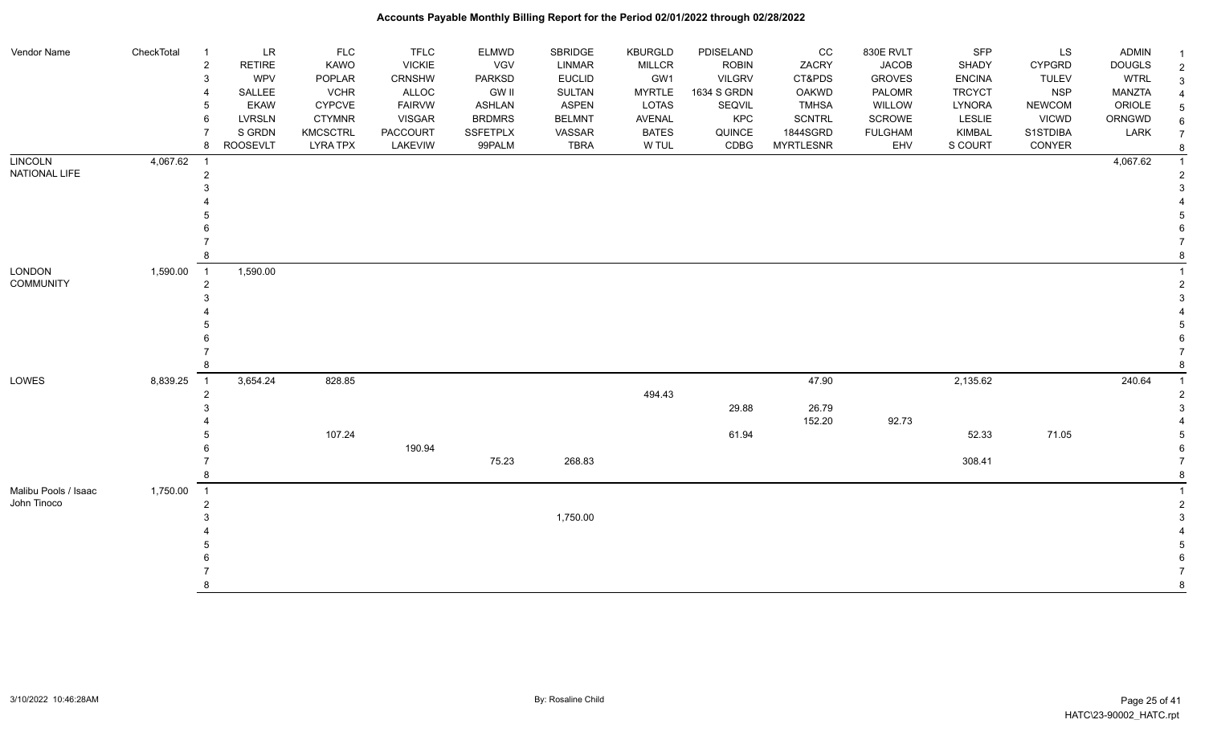# Accounts Payable Monthly Billing Report for the Period 02/01/2022 through 02/28/2022

| Vendor Name | CheckTotal | | | | | | | | | | | | | | |
|---|---|---|---|---|---|---|---|---|---|---|---|---|---|---|---|
| | | 1 | LR | FLC | TFLC | ELMWD | SBRIDGE | KBURGLD | PDISELAND | CC | 830E RVLT | SFP | LS | ADMIN | 1 |
| | | 2 | RETIRE | KAWO | VICKIE | VGV | LINMAR | MILLCR | ROBIN | ZACRY | JACOB | SHADY | CYPGRD | DOUGLS | 2 |
| | | 3 | WPV | POPLAR | CRNSHW | PARKSD | EUCLID | GW1 | VILGRV | CT&PDS | GROVES | ENCINA | TULEV | WTRL | 3 |
| | | 4 | SALLEE | VCHR | ALLOC | GW II | SULTAN | MYRTLE | 1634 S GRDN | OAKWD | PALOMR | TRCYCT | NSP | MANZTA | 4 |
| | | 5 | EKAW | CYPCVE | FAIRVW | ASHLAN | ASPEN | LOTAS | SEQVIL | TMHSA | WILLOW | LYNORA | NEWCOM | ORIOLE | 5 |
| | | 6 | LVRSLN | CTYMNR | VISGAR | BRDMRS | BELMNT | AVENAL | KPC | SCNTRL | SCROWE | LESLIE | VICWD | ORNGWD | 6 |
| | | 7 | S GRDN | KMCSCTRL | PACCOURT | SSFETPLX | VASSAR | BATES | QUINCE | 1844SGRD | FULGHAM | KIMBAL | S1STDIBA | LARK | 7 |
| | | 8 | ROOSEVLT | LYRA TPX | LAKEVIW | 99PALM | TBRA | W TUL | CDBG | MYRTLESNR | EHV | S COURT | CONYER | | 8 |
| LINCOLN NATIONAL LIFE | 4,067.62 | 1 | | | | | | | | | | | | 4,067.62 | 1 |
| | | 2 | | | | | | | | | | | | | 2 |
| | | 3 | | | | | | | | | | | | | 3 |
| | | 4 | | | | | | | | | | | | | 4 |
| | | 5 | | | | | | | | | | | | | 5 |
| | | 6 | | | | | | | | | | | | | 6 |
| | | 7 | | | | | | | | | | | | | 7 |
| | | 8 | | | | | | | | | | | | | 8 |
| LONDON COMMUNITY | 1,590.00 | 1 | 1,590.00 | | | | | | | | | | | | 1 |
| | | 2 | | | | | | | | | | | | | 2 |
| | | 3 | | | | | | | | | | | | | 3 |
| | | 4 | | | | | | | | | | | | | 4 |
| | | 5 | | | | | | | | | | | | | 5 |
| | | 6 | | | | | | | | | | | | | 6 |
| | | 7 | | | | | | | | | | | | | 7 |
| | | 8 | | | | | | | | | | | | | 8 |
| LOWES | 8,839.25 | 1 | 3,654.24 | 828.85 | | | | | | 47.90 | | 2,135.62 | | 240.64 | 1 |
| | | 2 | | | | | | 494.43 | | | | | | | 2 |
| | | 3 | | | | | | | 29.88 | 26.79 | | | | | 3 |
| | | 4 | | | | | | | | 152.20 | 92.73 | | | | 4 |
| | | 5 | | 107.24 | | | | | 61.94 | | | 52.33 | 71.05 | | 5 |
| | | 6 | | | 190.94 | | | | | | | | | | 6 |
| | | 7 | | | | 75.23 | 268.83 | | | | | 308.41 | | | 7 |
| | | 8 | | | | | | | | | | | | | 8 |
| Malibu Pools / Isaac John Tinoco | 1,750.00 | 1 | | | | | | | | | | | | | 1 |
| | | 2 | | | | | | | | | | | | | 2 |
| | | 3 | | | | | 1,750.00 | | | | | | | | 3 |
| | | 4 | | | | | | | | | | | | | 4 |
| | | 5 | | | | | | | | | | | | | 5 |
| | | 6 | | | | | | | | | | | | | 6 |
| | | 7 | | | | | | | | | | | | | 7 |
| | | 8 | | | | | | | | | | | | | 8 |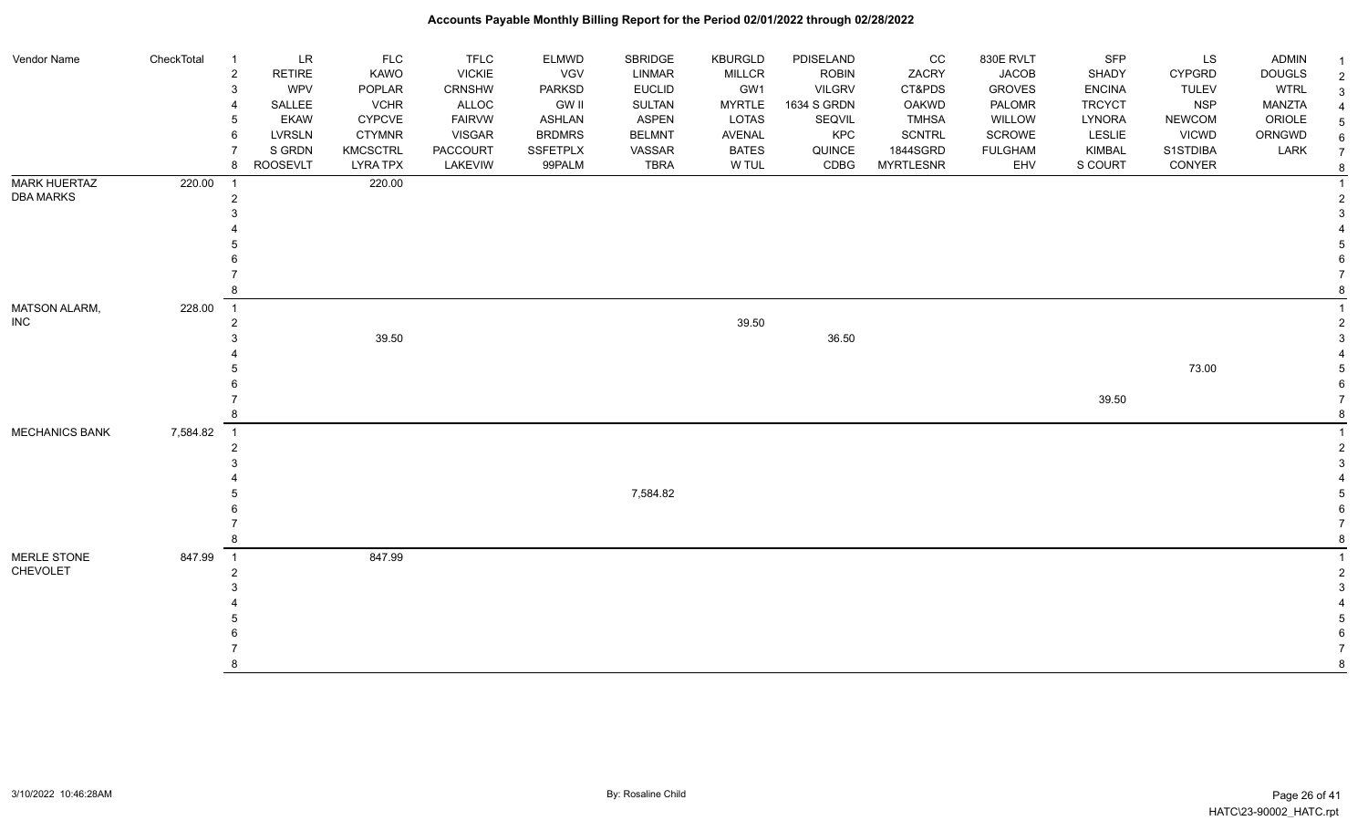# Accounts Payable Monthly Billing Report for the Period 02/01/2022 through 02/28/2022

| Vendor Name | CheckTotal | | | | | | | | | | | | | | |
|---|---|---|---|---|---|---|---|---|---|---|---|---|---|---|---|
| | | 1 | LR | FLC | TFLC | ELMWD | SBRIDGE | KBURGLD | PDISELAND | CC | 830E RVLT | SFP | LS | ADMIN | 1 |
| | | 2 | RETIRE | KAWO | VICKIE | VGV | LINMAR | MILLCR | ROBIN | ZACRY | JACOB | SHADY | CYPGRD | DOUGLS | 2 |
| | | 3 | WPV | POPLAR | CRNSHW | PARKSD | EUCLID | GW1 | VILGRV | CT&PDS | GROVES | ENCINA | TULEV | WTRL | 3 |
| | | 4 | SALLEE | VCHR | ALLOC | GW II | SULTAN | MYRTLE | 1634 S GRDN | OAKWD | PALOMR | TRCYCT | NSP | MANZTA | 4 |
| | | 5 | EKAW | CYPCVE | FAIRVW | ASHLAN | ASPEN | LOTAS | SEQVIL | TMHSA | WILLOW | LYNORA | NEWCOM | ORIOLE | 5 |
| | | 6 | LVRSLN | CTYMNR | VISGAR | BRDMRS | BELMNT | AVENAL | KPC | SCNTRL | SCROWE | LESLIE | VICWD | ORNGWD | 6 |
| | | 7 | S GRDN | KMCSCTRL | PACCOURT | SSFETPLX | VASSAR | BATES | QUINCE | 1844SGRD | FULGHAM | KIMBAL | S1STDIBA | LARK | 7 |
| | | 8 | ROOSEVLT | LYRA TPX | LAKEVIW | 99PALM | TBRA | W TUL | CDBG | MYRTLESNR | EHV | S COURT | CONYER | | 8 |
| MARK HUERTAZ DBA MARKS | 220.00 | 1 | | 220.00 | | | | | | | | | | | 1 |
| | | 2 | | | | | | | | | | | | | 2 |
| | | 3 | | | | | | | | | | | | | 3 |
| | | 4 | | | | | | | | | | | | | 4 |
| | | 5 | | | | | | | | | | | | | 5 |
| | | 6 | | | | | | | | | | | | | 6 |
| | | 7 | | | | | | | | | | | | | 7 |
| | | 8 | | | | | | | | | | | | | 8 |
| MATSON ALARM, INC | 228.00 | 1 | | | | | | | | | | | | | 1 |
| | | 2 | | | | | | 39.50 | | | | | | | 2 |
| | | 3 | | 39.50 | | | | | 36.50 | | | | | | 3 |
| | | 4 | | | | | | | | | | | | | 4 |
| | | 5 | | | | | | | | | | | 73.00 | | 5 |
| | | 6 | | | | | | | | | | | | | 6 |
| | | 7 | | | | | | | | | | 39.50 | | | 7 |
| | | 8 | | | | | | | | | | | | | 8 |
| MECHANICS BANK | 7,584.82 | 1 | | | | | | | | | | | | | 1 |
| | | 2 | | | | | | | | | | | | | 2 |
| | | 3 | | | | | | | | | | | | | 3 |
| | | 4 | | | | | | | | | | | | | 4 |
| | | 5 | | | | | 7,584.82 | | | | | | | | 5 |
| | | 6 | | | | | | | | | | | | | 6 |
| | | 7 | | | | | | | | | | | | | 7 |
| | | 8 | | | | | | | | | | | | | 8 |
| MERLE STONE CHEVOLET | 847.99 | 1 | | 847.99 | | | | | | | | | | | 1 |
| | | 2 | | | | | | | | | | | | | 2 |
| | | 3 | | | | | | | | | | | | | 3 |
| | | 4 | | | | | | | | | | | | | 4 |
| | | 5 | | | | | | | | | | | | | 5 |
| | | 6 | | | | | | | | | | | | | 6 |
| | | 7 | | | | | | | | | | | | | 7 |
| | | 8 | | | | | | | | | | | | | 8 |

3/10/2022 10:46:28AM — By: Rosaline Child — HATC\23-90002_HATC.rpt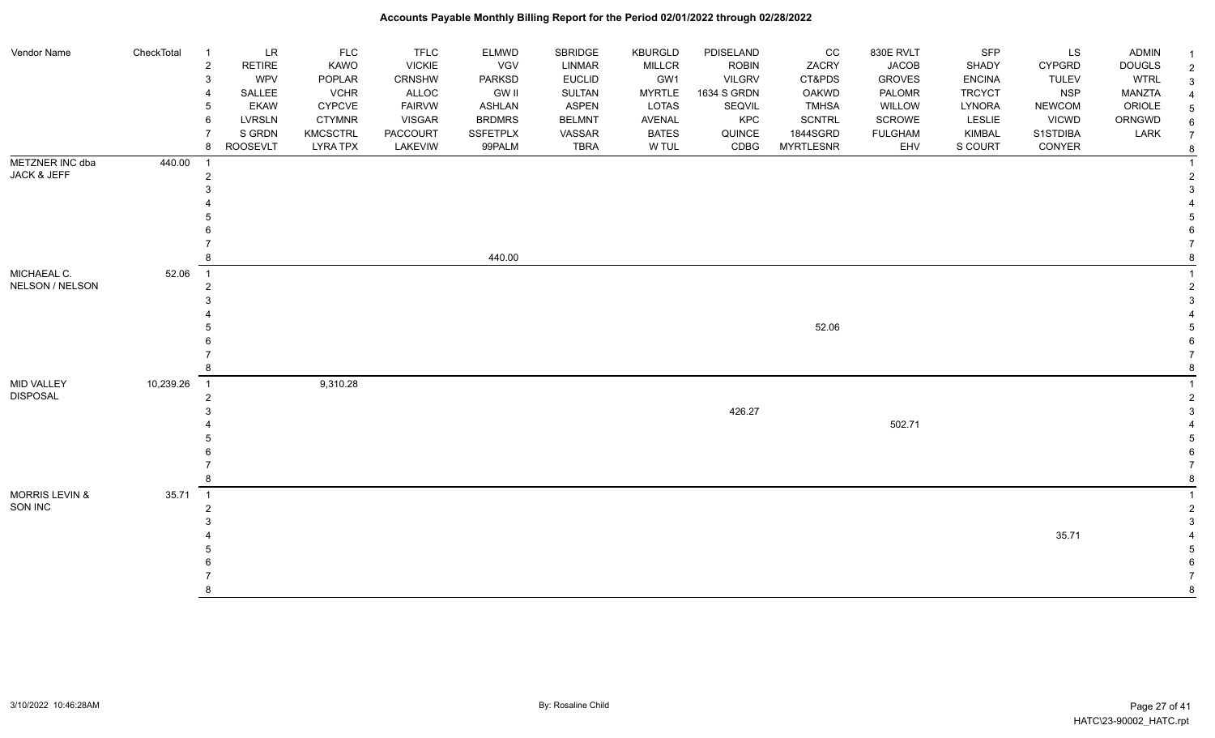# Accounts Payable Monthly Billing Report for the Period 02/01/2022 through 02/28/2022

| Vendor Name | CheckTotal | | | | | | | | | | | | | | |
|---|---|---|---|---|---|---|---|---|---|---|---|---|---|---|---|
| | | 1 | LR | FLC | TFLC | ELMWD | SBRIDGE | KBURGLD | PDISELAND | CC | 830E RVLT | SFP | LS | ADMIN | 1 |
| | | 2 | RETIRE | KAWO | VICKIE | VGV | LINMAR | MILLCR | ROBIN | ZACRY | JACOB | SHADY | CYPGRD | DOUGLS | 2 |
| | | 3 | WPV | POPLAR | CRNSHW | PARKSD | EUCLID | GW1 | VILGRV | CT&PDS | GROVES | ENCINA | TULEV | WTRL | 3 |
| | | 4 | SALLEE | VCHR | ALLOC | GW II | SULTAN | MYRTLE | 1634 S GRDN | OAKWD | PALOMR | TRCYCT | NSP | MANZTA | 4 |
| | | 5 | EKAW | CYPCVE | FAIRVW | ASHLAN | ASPEN | LOTAS | SEQVIL | TMHSA | WILLOW | LYNORA | NEWCOM | ORIOLE | 5 |
| | | 6 | LVRSLN | CTYMNR | VISGAR | BRDMRS | BELMNT | AVENAL | KPC | SCNTRL | SCROWE | LESLIE | VICWD | ORNGWD | 6 |
| | | 7 | S GRDN | KMCSCTRL | PACCOURT | SSFETPLX | VASSAR | BATES | QUINCE | 1844SGRD | FULGHAM | KIMBAL | S1STDIBA | LARK | 7 |
| | | 8 | ROOSEVLT | LYRA TPX | LAKEVIEW | 99PALM | TBRA | W TUL | CDBG | MYRTLESNR | EHV | S COURT | CONYER | | 8 |
| METZNER INC dba JACK & JEFF | 440.00 | 1 | | | | | | | | | | | | | 1 |
| | | 2 | | | | | | | | | | | | | 2 |
| | | 3 | | | | | | | | | | | | | 3 |
| | | 4 | | | | | | | | | | | | | 4 |
| | | 5 | | | | | | | | | | | | | 5 |
| | | 6 | | | | | | | | | | | | | 6 |
| | | 7 | | | | | | | | | | | | | 7 |
| | | 8 | | | | 440.00 | | | | | | | | | 8 |
| MICHAEAL C. NELSON / NELSON | 52.06 | 1 | | | | | | | | | | | | | 1 |
| | | 2 | | | | | | | | | | | | | 2 |
| | | 3 | | | | | | | | | | | | | 3 |
| | | 4 | | | | | | | | | | | | | 4 |
| | | 5 | | | | | | | | 52.06 | | | | | 5 |
| | | 6 | | | | | | | | | | | | | 6 |
| | | 7 | | | | | | | | | | | | | 7 |
| | | 8 | | | | | | | | | | | | | 8 |
| MID VALLEY DISPOSAL | 10,239.26 | 1 | | 9,310.28 | | | | | | | | | | | 1 |
| | | 2 | | | | | | | | | | | | | 2 |
| | | 3 | | | | | | | 426.27 | | | | | | 3 |
| | | 4 | | | | | | | | | 502.71 | | | | 4 |
| | | 5 | | | | | | | | | | | | | 5 |
| | | 6 | | | | | | | | | | | | | 6 |
| | | 7 | | | | | | | | | | | | | 7 |
| | | 8 | | | | | | | | | | | | | 8 |
| MORRIS LEVIN & SON INC | 35.71 | 1 | | | | | | | | | | | | | 1 |
| | | 2 | | | | | | | | | | | | | 2 |
| | | 3 | | | | | | | | | | | | | 3 |
| | | 4 | | | | | | | | | | | 35.71 | | 4 |
| | | 5 | | | | | | | | | | | | | 5 |
| | | 6 | | | | | | | | | | | | | 6 |
| | | 7 | | | | | | | | | | | | | 7 |
| | | 8 | | | | | | | | | | | | | 8 |

3/10/2022 10:46:28AM

By: Rosaline Child

HATC\23-90002_HATC.rpt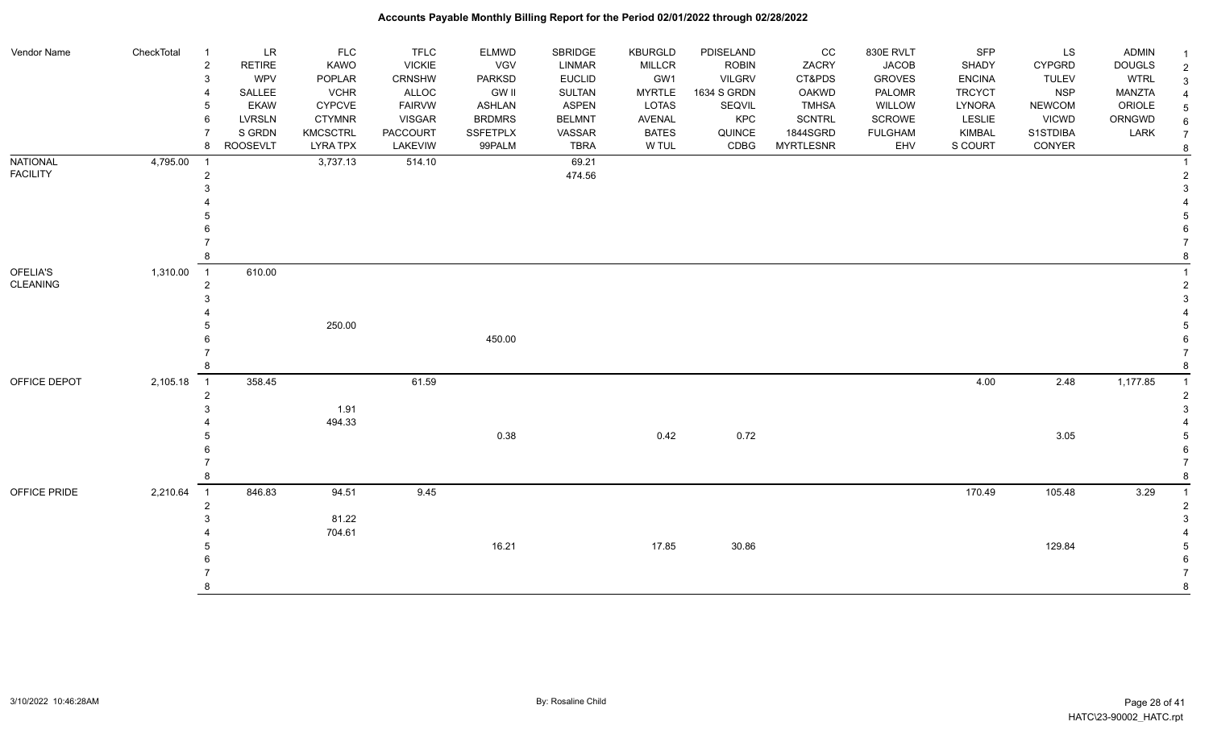# Accounts Payable Monthly Billing Report for the Period 02/01/2022 through 02/28/2022

| Vendor Name | CheckTotal | | | | | | | | | | | | | | |
|---|---|---|---|---|---|---|---|---|---|---|---|---|---|---|---|
| | | 1 | LR | FLC | TFLC | ELMWD | SBRIDGE | KBURGLD | PDISELAND | CC | 830E RVLT | SFP | LS | ADMIN | 1 |
| | | 2 | RETIRE | KAWO | VICKIE | VGV | LINMAR | MILLCR | ROBIN | ZACRY | JACOB | SHADY | CYPGRD | DOUGLS | 2 |
| | | 3 | WPV | POPLAR | CRNSHW | PARKSD | EUCLID | GW1 | VILGRV | CT&PDS | GROVES | ENCINA | TULEV | WTRL | 3 |
| | | 4 | SALLEE | VCHR | ALLOC | GW II | SULTAN | MYRTLE | 1634 S GRDN | OAKWD | PALOMR | TRCYCT | NSP | MANZTA | 4 |
| | | 5 | EKAW | CYPCVE | FAIRVW | ASHLAN | ASPEN | LOTAS | SEQVIL | TMHSA | WILLOW | LYNORA | NEWCOM | ORIOLE | 5 |
| | | 6 | LVRSLN | CTYMNR | VISGAR | BRDMRS | BELMNT | AVENAL | KPC | SCNTRL | SCROWE | LESLIE | VICWD | ORNGWD | 6 |
| | | 7 | S GRDN | KMCSCTRL | PACCOURT | SSFETPLX | VASSAR | BATES | QUINCE | 1844SGRD | FULGHAM | KIMBAL | S1STDIBA | LARK | 7 |
| | | 8 | ROOSEVLT | LYRA TPX | LAKEVIW | 99PALM | TBRA | W TUL | CDBG | MYRTLESNR | EHV | S COURT | CONYER | | 8 |
| NATIONAL FACILITY | 4,795.00 | 1 | | 3,737.13 | 514.10 | | 69.21 | | | | | | | | 1 |
| | | 2 | | | | | 474.56 | | | | | | | | 2 |
| | | 3 | | | | | | | | | | | | | 3 |
| | | 4 | | | | | | | | | | | | | 4 |
| | | 5 | | | | | | | | | | | | | 5 |
| | | 6 | | | | | | | | | | | | | 6 |
| | | 7 | | | | | | | | | | | | | 7 |
| | | 8 | | | | | | | | | | | | | 8 |
| OFELIA'S CLEANING | 1,310.00 | 1 | 610.00 | | | | | | | | | | | | 1 |
| | | 2 | | | | | | | | | | | | | 2 |
| | | 3 | | | | | | | | | | | | | 3 |
| | | 4 | | | | | | | | | | | | | 4 |
| | | 5 | | 250.00 | | | | | | | | | | | 5 |
| | | 6 | | | | 450.00 | | | | | | | | | 6 |
| | | 7 | | | | | | | | | | | | | 7 |
| | | 8 | | | | | | | | | | | | | 8 |
| OFFICE DEPOT | 2,105.18 | 1 | 358.45 | | 61.59 | | | | | | | 4.00 | 2.48 | 1,177.85 | 1 |
| | | 2 | | | | | | | | | | | | | 2 |
| | | 3 | | 1.91 | | | | | | | | | | | 3 |
| | | 4 | | 494.33 | | | | | | | | | | | 4 |
| | | 5 | | | | 0.38 | | 0.42 | 0.72 | | | | 3.05 | | 5 |
| | | 6 | | | | | | | | | | | | | 6 |
| | | 7 | | | | | | | | | | | | | 7 |
| | | 8 | | | | | | | | | | | | | 8 |
| OFFICE PRIDE | 2,210.64 | 1 | 846.83 | 94.51 | 9.45 | | | | | | | 170.49 | 105.48 | 3.29 | 1 |
| | | 2 | | | | | | | | | | | | | 2 |
| | | 3 | | 81.22 | | | | | | | | | | | 3 |
| | | 4 | | 704.61 | | | | | | | | | | | 4 |
| | | 5 | | | | 16.21 | | 17.85 | 30.86 | | | | 129.84 | | 5 |
| | | 6 | | | | | | | | | | | | | 6 |
| | | 7 | | | | | | | | | | | | | 7 |
| | | 8 | | | | | | | | | | | | | 8 |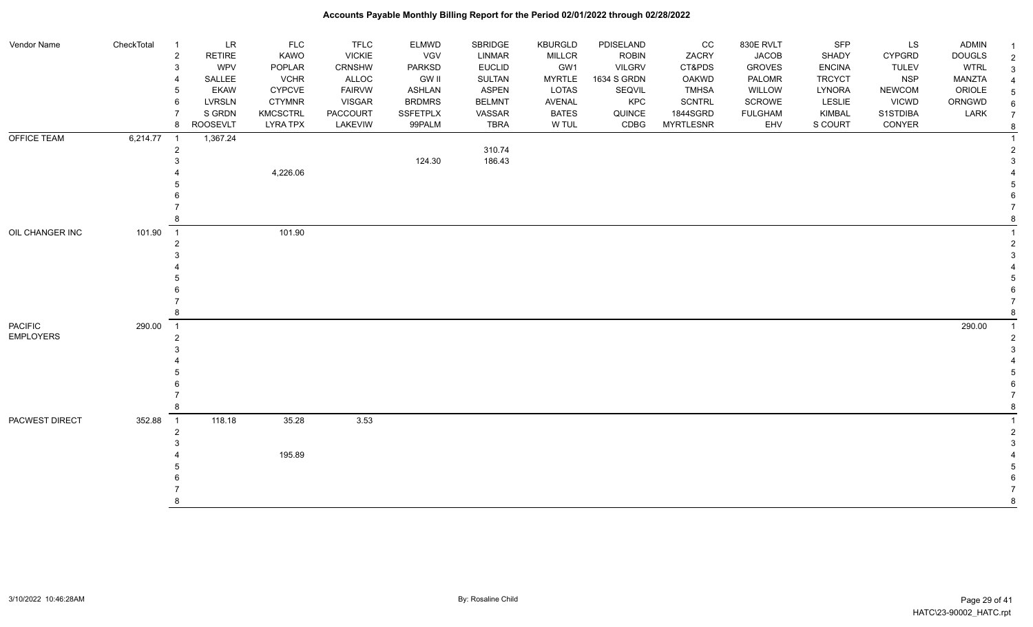# Accounts Payable Monthly Billing Report for the Period 02/01/2022 through 02/28/2022

| Vendor Name | CheckTotal | | LR | FLC | TFLC | ELMWD | SBRIDGE | KBURGLD | PDISELAND | CC | 830E RVLT | SFP | LS | ADMIN | |
|---|---|---|---|---|---|---|---|---|---|---|---|---|---|---|---|
| | | 1 | LR | FLC | TFLC | ELMWD | SBRIDGE | KBURGLD | PDISELAND | CC | 830E RVLT | SFP | LS | ADMIN | 1 |
| | | 2 | RETIRE | KAWO | VICKIE | VGV | LINMAR | MILLCR | ROBIN | ZACRY | JACOB | SHADY | CYPGRD | DOUGLS | 2 |
| | | 3 | WPV | POPLAR | CRNSHW | PARKSD | EUCLID | GW1 | VILGRV | CT&PDS | GROVES | ENCINA | TULEV | WTRL | 3 |
| | | 4 | SALLEE | VCHR | ALLOC | GW II | SULTAN | MYRTLE | 1634 S GRDN | OAKWD | PALOMR | TRCYCT | NSP | MANZTA | 4 |
| | | 5 | EKAW | CYPCVE | FAIRVW | ASHLAN | ASPEN | LOTAS | SEQVIL | TMHSA | WILLOW | LYNORA | NEWCOM | ORIOLE | 5 |
| | | 6 | LVRSLN | CTYMNR | VISGAR | BRDMRS | BELMNT | AVENAL | KPC | SCNTRL | SCROWE | LESLIE | VICWD | ORNGWD | 6 |
| | | 7 | S GRDN | KMCSCTRL | PACCOURT | SSFETPLX | VASSAR | BATES | QUINCE | 1844SGRD | FULGHAM | KIMBAL | S1STDIBA | LARK | 7 |
| | | 8 | ROOSEVLT | LYRA TPX | LAKEVIW | 99PALM | TBRA | W TUL | CDBG | MYRTLESNR | EHV | S COURT | CONYER | | 8 |
| OFFICE TEAM | 6,214.77 | 1 | 1,367.24 | | | | | | | | | | | | 1 |
| | | 2 | | | | | 310.74 | | | | | | | | 2 |
| | | 3 | | | | 124.30 | 186.43 | | | | | | | | 3 |
| | | 4 | | 4,226.06 | | | | | | | | | | | 4 |
| | | 5 | | | | | | | | | | | | | 5 |
| | | 6 | | | | | | | | | | | | | 6 |
| | | 7 | | | | | | | | | | | | | 7 |
| | | 8 | | | | | | | | | | | | | 8 |
| OIL CHANGER INC | 101.90 | 1 | | 101.90 | | | | | | | | | | | 1 |
| | | 2 | | | | | | | | | | | | | 2 |
| | | 3 | | | | | | | | | | | | | 3 |
| | | 4 | | | | | | | | | | | | | 4 |
| | | 5 | | | | | | | | | | | | | 5 |
| | | 6 | | | | | | | | | | | | | 6 |
| | | 7 | | | | | | | | | | | | | 7 |
| | | 8 | | | | | | | | | | | | | 8 |
| PACIFIC EMPLOYERS | 290.00 | 1 | | | | | | | | | | | | 290.00 | 1 |
| | | 2 | | | | | | | | | | | | | 2 |
| | | 3 | | | | | | | | | | | | | 3 |
| | | 4 | | | | | | | | | | | | | 4 |
| | | 5 | | | | | | | | | | | | | 5 |
| | | 6 | | | | | | | | | | | | | 6 |
| | | 7 | | | | | | | | | | | | | 7 |
| | | 8 | | | | | | | | | | | | | 8 |
| PACWEST DIRECT | 352.88 | 1 | 118.18 | 35.28 | 3.53 | | | | | | | | | | 1 |
| | | 2 | | | | | | | | | | | | | 2 |
| | | 3 | | | | | | | | | | | | | 3 |
| | | 4 | | 195.89 | | | | | | | | | | | 4 |
| | | 5 | | | | | | | | | | | | | 5 |
| | | 6 | | | | | | | | | | | | | 6 |
| | | 7 | | | | | | | | | | | | | 7 |
| | | 8 | | | | | | | | | | | | | 8 |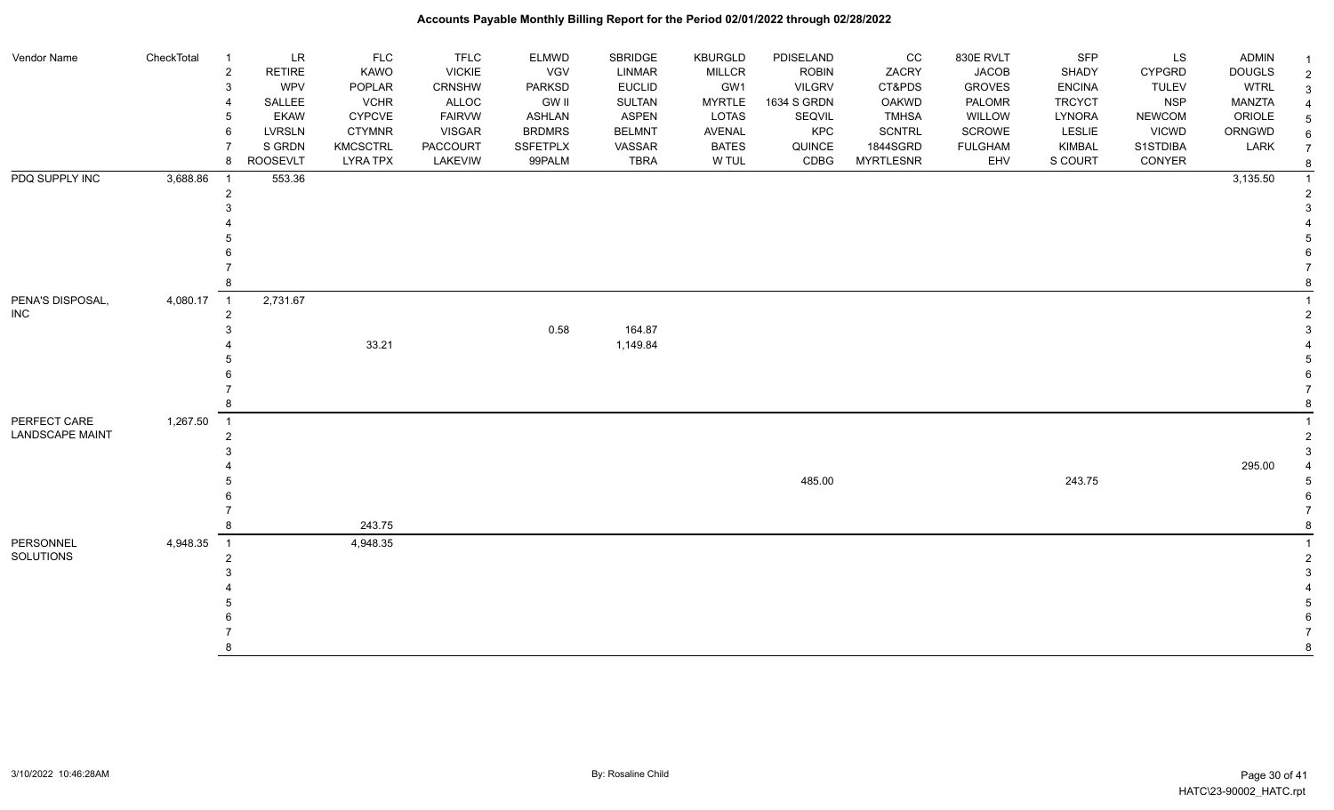# Accounts Payable Monthly Billing Report for the Period 02/01/2022 through 02/28/2022

| Vendor Name | CheckTotal | | | | | | | | | | | | | | |
|---|---|---|---|---|---|---|---|---|---|---|---|---|---|---|---|
| | | 1 | LR | FLC | TFLC | ELMWD | SBRIDGE | KBURGLD | PDISELAND | CC | 830E RVLT | SFP | LS | ADMIN | 1 |
| | | 2 | RETIRE | KAWO | VICKIE | VGV | LINMAR | MILLCR | ROBIN | ZACRY | JACOB | SHADY | CYPGRD | DOUGLS | 2 |
| | | 3 | WPV | POPLAR | CRNSHW | PARKSD | EUCLID | GW1 | VILGRV | CT&PDS | GROVES | ENCINA | TULEV | WTRL | 3 |
| | | 4 | SALLEE | VCHR | ALLOC | GW II | SULTAN | MYRTLE | 1634 S GRDN | OAKWD | PALOMR | TRCYCT | NSP | MANZTA | 4 |
| | | 5 | EKAW | CYPCVE | FAIRVW | ASHLAN | ASPEN | LOTAS | SEQVIL | TMHSA | WILLOW | LYNORA | NEWCOM | ORIOLE | 5 |
| | | 6 | LVRSLN | CTYMNR | VISGAR | BRDMRS | BELMNT | AVENAL | KPC | SCNTRL | SCROWE | LESLIE | VICWD | ORNGWD | 6 |
| | | 7 | S GRDN | KMCSCTRL | PACCOURT | SSFETPLX | VASSAR | BATES | QUINCE | 1844SGRD | FULGHAM | KIMBAL | S1STDIBA | LARK | 7 |
| | | 8 | ROOSEVLT | LYRA TPX | LAKEVIW | 99PALM | TBRA | W TUL | CDBG | MYRTLESNR | EHV | S COURT | CONYER | | 8 |
| PDQ SUPPLY INC | 3,688.86 | 1 | 553.36 | | | | | | | | | | | 3,135.50 | 1 |
| | | 2 | | | | | | | | | | | | | 2 |
| | | 3 | | | | | | | | | | | | | 3 |
| | | 4 | | | | | | | | | | | | | 4 |
| | | 5 | | | | | | | | | | | | | 5 |
| | | 6 | | | | | | | | | | | | | 6 |
| | | 7 | | | | | | | | | | | | | 7 |
| | | 8 | | | | | | | | | | | | | 8 |
| PENA'S DISPOSAL, INC | 4,080.17 | 1 | 2,731.67 | | | | | | | | | | | | 1 |
| | | 2 | | | | | | | | | | | | | 2 |
| | | 3 | | | | 0.58 | 164.87 | | | | | | | | 3 |
| | | 4 | | 33.21 | | | 1,149.84 | | | | | | | | 4 |
| | | 5 | | | | | | | | | | | | | 5 |
| | | 6 | | | | | | | | | | | | | 6 |
| | | 7 | | | | | | | | | | | | | 7 |
| | | 8 | | | | | | | | | | | | | 8 |
| PERFECT CARE LANDSCAPE MAINT | 1,267.50 | 1 | | | | | | | | | | | | | 1 |
| | | 2 | | | | | | | | | | | | | 2 |
| | | 3 | | | | | | | | | | | | | 3 |
| | | 4 | | | | | | | | | | | | 295.00 | 4 |
| | | 5 | | | | | | | 485.00 | | | 243.75 | | | 5 |
| | | 6 | | | | | | | | | | | | | 6 |
| | | 7 | | | | | | | | | | | | | 7 |
| | | 8 | | 243.75 | | | | | | | | | | | 8 |
| PERSONNEL SOLUTIONS | 4,948.35 | 1 | | 4,948.35 | | | | | | | | | | | 1 |
| | | 2 | | | | | | | | | | | | | 2 |
| | | 3 | | | | | | | | | | | | | 3 |
| | | 4 | | | | | | | | | | | | | 4 |
| | | 5 | | | | | | | | | | | | | 5 |
| | | 6 | | | | | | | | | | | | | 6 |
| | | 7 | | | | | | | | | | | | | 7 |
| | | 8 | | | | | | | | | | | | | 8 |

3/10/2022 10:46:28AM — By: Rosaline Child — HATC\23-90002_HATC.rpt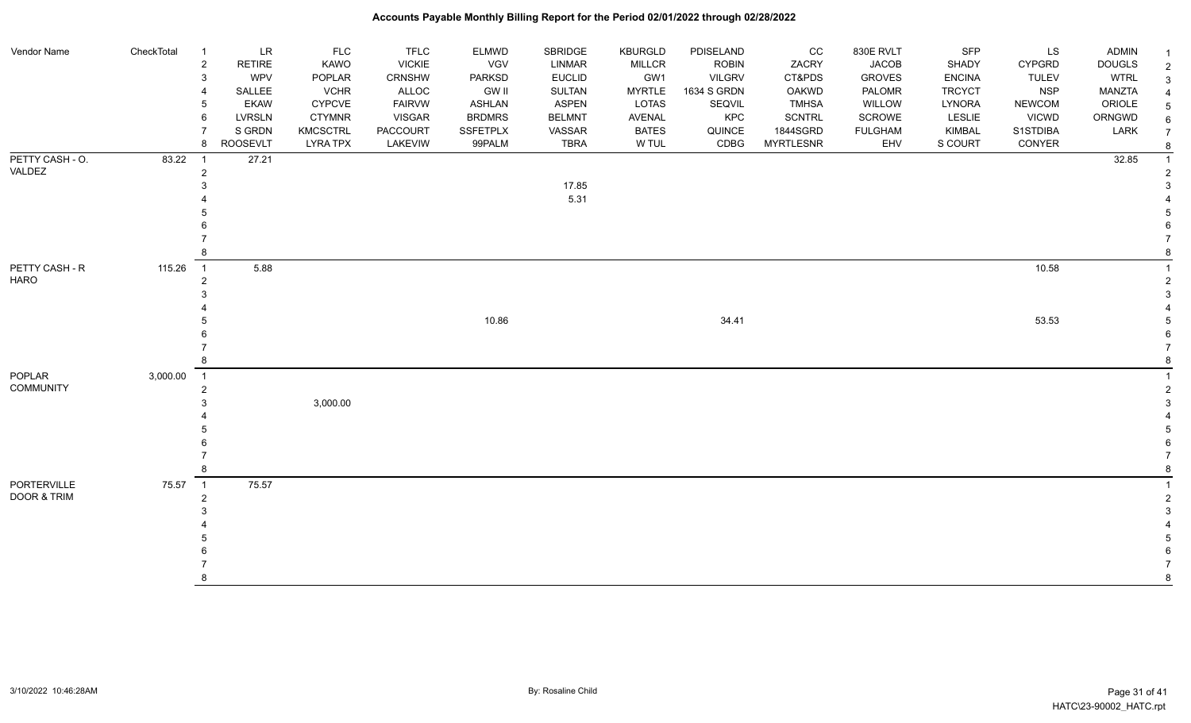# Accounts Payable Monthly Billing Report for the Period 02/01/2022 through 02/28/2022

| Vendor Name | CheckTotal | | | | | | | | | | | | | | |
|---|---|---|---|---|---|---|---|---|---|---|---|---|---|---|---|
| | | 1 | LR | FLC | TFLC | ELMWD | SBRIDGE | KBURGLD | PDISELAND | CC | 830E RVLT | SFP | LS | ADMIN | 1 |
| | | 2 | RETIRE | KAWO | VICKIE | VGV | LINMAR | MILLCR | ROBIN | ZACRY | JACOB | SHADY | CYPGRD | DOUGLS | 2 |
| | | 3 | WPV | POPLAR | CRNSHW | PARKSD | EUCLID | GW1 | VILGRV | CT&PDS | GROVES | ENCINA | TULEV | WTRL | 3 |
| | | 4 | SALLEE | VCHR | ALLOC | GW II | SULTAN | MYRTLE | 1634 S GRDN | OAKWD | PALOMR | TRCYCT | NSP | MANZTA | 4 |
| | | 5 | EKAW | CYPCVE | FAIRVW | ASHLAN | ASPEN | LOTAS | SEQVIL | TMHSA | WILLOW | LYNORA | NEWCOM | ORIOLE | 5 |
| | | 6 | LVRSLN | CTYMNR | VISGAR | BRDMRS | BELMNT | AVENAL | KPC | SCNTRL | SCROWE | LESLIE | VICWD | ORNGWD | 6 |
| | | 7 | S GRDN | KMCSCTRL | PACCOURT | SSFETPLX | VASSAR | BATES | QUINCE | 1844SGRD | FULGHAM | KIMBAL | S1STDIBA | LARK | 7 |
| | | 8 | ROOSEVLT | LYRA TPX | LAKEVIW | 99PALM | TBRA | W TUL | CDBG | MYRTLESNR | EHV | S COURT | CONYER | | 8 |
| PETTY CASH - O. VALDEZ | 83.22 | 1 | 27.21 | | | | | | | | | | | 32.85 | 1 |
| | | 2 | | | | | | | | | | | | | 2 |
| | | 3 | | | | | 17.85 | | | | | | | | 3 |
| | | 4 | | | | | 5.31 | | | | | | | | 4 |
| | | 5 | | | | | | | | | | | | | 5 |
| | | 6 | | | | | | | | | | | | | 6 |
| | | 7 | | | | | | | | | | | | | 7 |
| | | 8 | | | | | | | | | | | | | 8 |
| PETTY CASH - R HARO | 115.26 | 1 | 5.88 | | | | | | | | | | 10.58 | | 1 |
| | | 2 | | | | | | | | | | | | | 2 |
| | | 3 | | | | | | | | | | | | | 3 |
| | | 4 | | | | | | | | | | | | | 4 |
| | | 5 | | | | 10.86 | | | 34.41 | | | | 53.53 | | 5 |
| | | 6 | | | | | | | | | | | | | 6 |
| | | 7 | | | | | | | | | | | | | 7 |
| | | 8 | | | | | | | | | | | | | 8 |
| POPLAR COMMUNITY | 3,000.00 | 1 | | | | | | | | | | | | | 1 |
| | | 2 | | | | | | | | | | | | | 2 |
| | | 3 | | 3,000.00 | | | | | | | | | | | 3 |
| | | 4 | | | | | | | | | | | | | 4 |
| | | 5 | | | | | | | | | | | | | 5 |
| | | 6 | | | | | | | | | | | | | 6 |
| | | 7 | | | | | | | | | | | | | 7 |
| | | 8 | | | | | | | | | | | | | 8 |
| PORTERVILLE DOOR & TRIM | 75.57 | 1 | 75.57 | | | | | | | | | | | | 1 |
| | | 2 | | | | | | | | | | | | | 2 |
| | | 3 | | | | | | | | | | | | | 3 |
| | | 4 | | | | | | | | | | | | | 4 |
| | | 5 | | | | | | | | | | | | | 5 |
| | | 6 | | | | | | | | | | | | | 6 |
| | | 7 | | | | | | | | | | | | | 7 |
| | | 8 | | | | | | | | | | | | | 8 |

3/10/2022 10:46:28AM | By: Rosaline Child | HATC\23-90002_HATC.rpt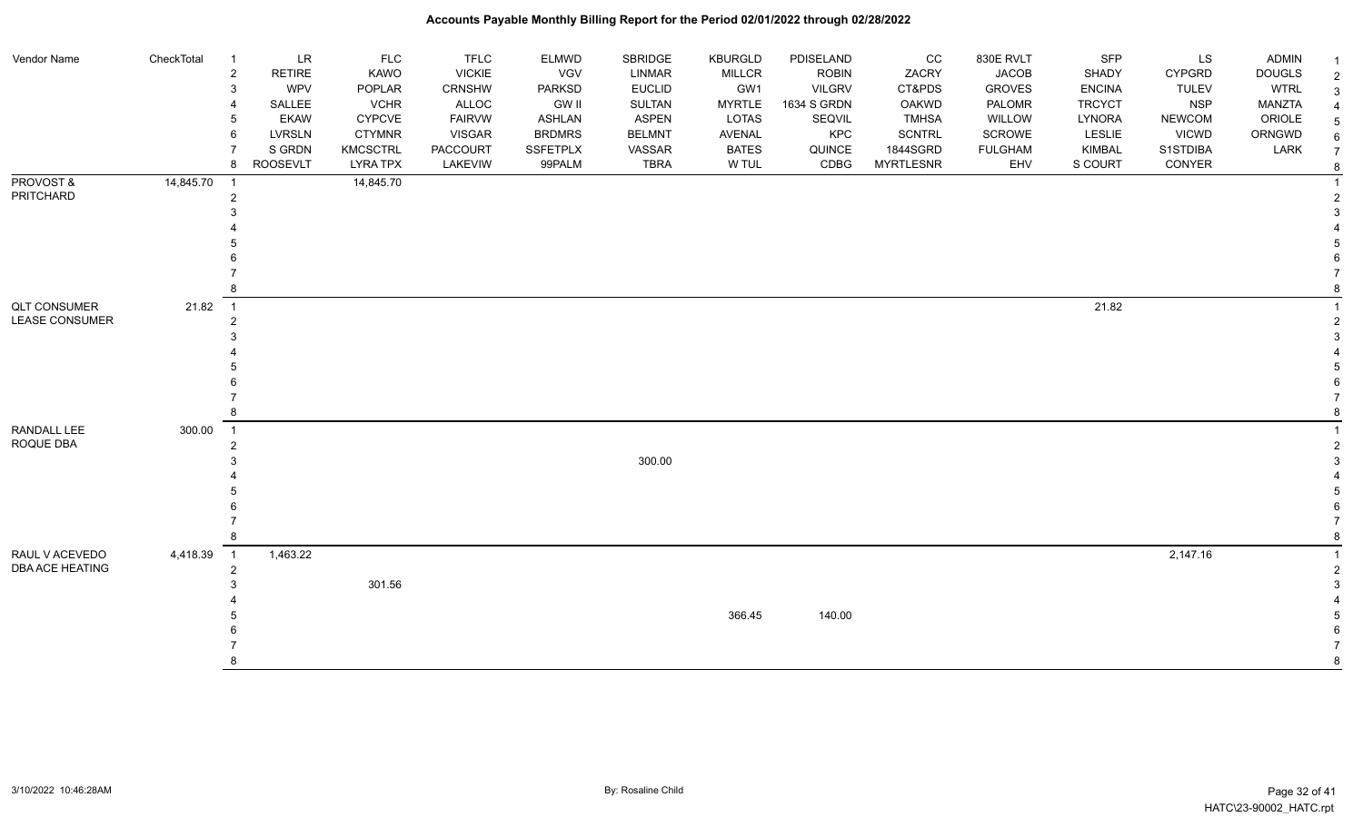# Accounts Payable Monthly Billing Report for the Period 02/01/2022 through 02/28/2022

| Vendor Name | CheckTotal | | | | | | | | | | | | | | |
|---|---|---|---|---|---|---|---|---|---|---|---|---|---|---|---|
| | | 1 | LR | FLC | TFLC | ELMWD | SBRIDGE | KBURGLD | PDISELAND | CC | 830E RVLT | SFP | LS | ADMIN | 1 |
| | | 2 | RETIRE | KAWO | VICKIE | VGV | LINMAR | MILLCR | ROBIN | ZACRY | JACOB | SHADY | CYPGRD | DOUGLS | 2 |
| | | 3 | WPV | POPLAR | CRNSHW | PARKSD | EUCLID | GW1 | VILGRV | CT&PDS | GROVES | ENCINA | TULEV | WTRL | 3 |
| | | 4 | SALLEE | VCHR | ALLOC | GW II | SULTAN | MYRTLE | 1634 S GRDN | OAKWD | PALOMR | TRCYCT | NSP | MANZTA | 4 |
| | | 5 | EKAW | CYPCVE | FAIRVW | ASHLAN | ASPEN | LOTAS | SEQVIL | TMHSA | WILLOW | LYNORA | NEWCOM | ORIOLE | 5 |
| | | 6 | LVRSLN | CTYMNR | VISGAR | BRDMRS | BELMNT | AVENAL | KPC | SCNTRL | SCROWE | LESLIE | VICWD | ORNGWD | 6 |
| | | 7 | S GRDN | KMCSCTRL | PACCOURT | SSFETPLX | VASSAR | BATES | QUINCE | 1844SGRD | FULGHAM | KIMBAL | S1STDIBA | LARK | 7 |
| | | 8 | ROOSEVLT | LYRA TPX | LAKEVIW | 99PALM | TBRA | W TUL | CDBG | MYRTLESNR | EHV | S COURT | CONYER | | 8 |
| PROVOST & | 14,845.70 | 1 | | 14,845.70 | | | | | | | | | | | 1 |
| PRITCHARD | | 2 | | | | | | | | | | | | | 2 |
| | | 3 | | | | | | | | | | | | | 3 |
| | | 4 | | | | | | | | | | | | | 4 |
| | | 5 | | | | | | | | | | | | | 5 |
| | | 6 | | | | | | | | | | | | | 6 |
| | | 7 | | | | | | | | | | | | | 7 |
| | | 8 | | | | | | | | | | | | | 8 |
| QLT CONSUMER | 21.82 | 1 | | | | | | | | | | 21.82 | | | 1 |
| LEASE CONSUMER | | 2 | | | | | | | | | | | | | 2 |
| | | 3 | | | | | | | | | | | | | 3 |
| | | 4 | | | | | | | | | | | | | 4 |
| | | 5 | | | | | | | | | | | | | 5 |
| | | 6 | | | | | | | | | | | | | 6 |
| | | 7 | | | | | | | | | | | | | 7 |
| | | 8 | | | | | | | | | | | | | 8 |
| RANDALL LEE | 300.00 | 1 | | | | | | | | | | | | | 1 |
| ROQUE DBA | | 2 | | | | | | | | | | | | | 2 |
| | | 3 | | | | | 300.00 | | | | | | | | 3 |
| | | 4 | | | | | | | | | | | | | 4 |
| | | 5 | | | | | | | | | | | | | 5 |
| | | 6 | | | | | | | | | | | | | 6 |
| | | 7 | | | | | | | | | | | | | 7 |
| | | 8 | | | | | | | | | | | | | 8 |
| RAUL V ACEVEDO | 4,418.39 | 1 | 1,463.22 | | | | | | | | | | 2,147.16 | | 1 |
| DBA ACE HEATING | | 2 | | | | | | | | | | | | | 2 |
| | | 3 | | 301.56 | | | | | | | | | | | 3 |
| | | 4 | | | | | | | | | | | | | 4 |
| | | 5 | | | | | | 366.45 | 140.00 | | | | | | 5 |
| | | 6 | | | | | | | | | | | | | 6 |
| | | 7 | | | | | | | | | | | | | 7 |
| | | 8 | | | | | | | | | | | | | 8 |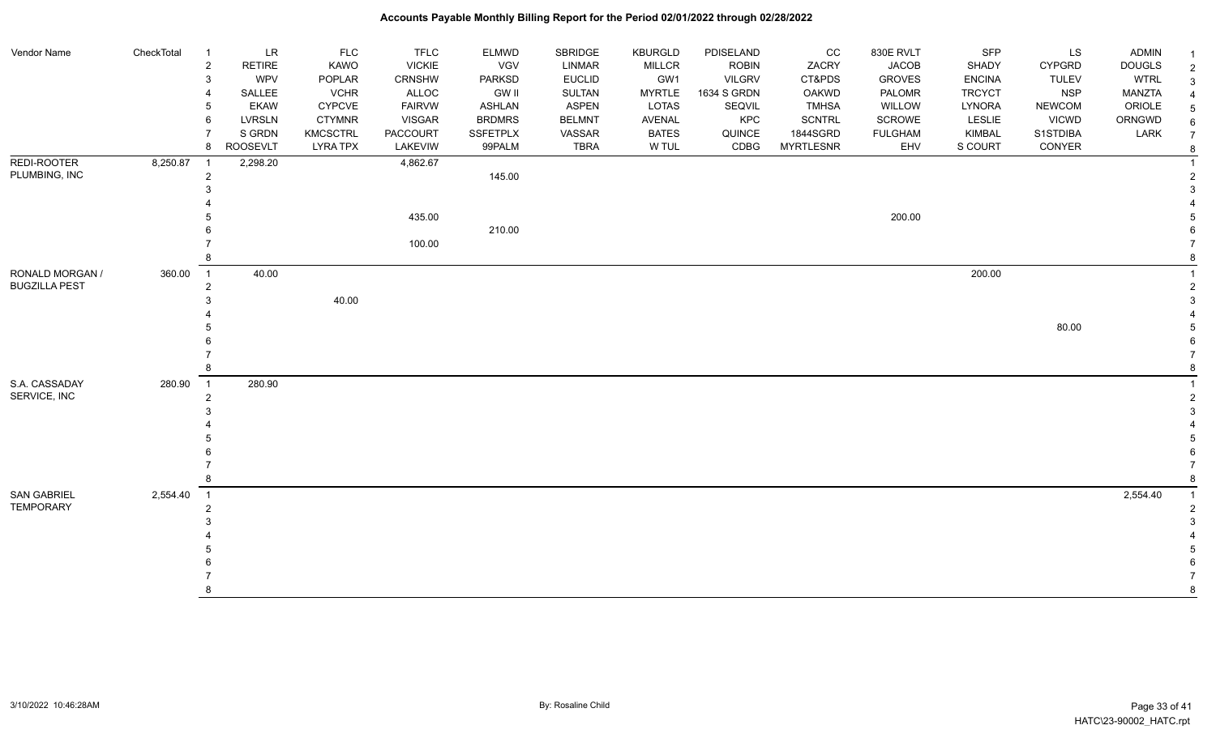# Accounts Payable Monthly Billing Report for the Period 02/01/2022 through 02/28/2022

| Vendor Name | CheckTotal | | | | | | | | | | | | | | |
|---|---|---|---|---|---|---|---|---|---|---|---|---|---|---|---|
| | | 1 | LR | FLC | TFLC | ELMWD | SBRIDGE | KBURGLD | PDISELAND | CC | 830E RVLT | SFP | LS | ADMIN | 1 |
| | | 2 | RETIRE | KAWO | VICKIE | VGV | LINMAR | MILLCR | ROBIN | ZACRY | JACOB | SHADY | CYPGRD | DOUGLS | 2 |
| | | 3 | WPV | POPLAR | CRNSHW | PARKSD | EUCLID | GW1 | VILGRV | CT&PDS | GROVES | ENCINA | TULEV | WTRL | 3 |
| | | 4 | SALLEE | VCHR | ALLOC | GW II | SULTAN | MYRTLE | 1634 S GRDN | OAKWD | PALOMR | TRCYCT | NSP | MANZTA | 4 |
| | | 5 | EKAW | CYPCVE | FAIRVW | ASHLAN | ASPEN | LOTAS | SEQVIL | TMHSA | WILLOW | LYNORA | NEWCOM | ORIOLE | 5 |
| | | 6 | LVRSLN | CTYMNR | VISGAR | BRDMRS | BELMNT | AVENAL | KPC | SCNTRL | SCROWE | LESLIE | VICWD | ORNGWD | 6 |
| | | 7 | S GRDN | KMCSCTRL | PACCOURT | SSFETPLX | VASSAR | BATES | QUINCE | 1844SGRD | FULGHAM | KIMBAL | S1STDIBA | LARK | 7 |
| | | 8 | ROOSEVLT | LYRA TPX | LAKEVIW | 99PALM | TBRA | W TUL | CDBG | MYRTLESNR | EHV | S COURT | CONYER | | 8 |
| REDI-ROOTER PLUMBING, INC | 8,250.87 | 1 | 2,298.20 | | 4,862.67 | | | | | | | | | | 1 |
| | | 2 | | | | 145.00 | | | | | | | | | 2 |
| | | 3 | | | | | | | | | | | | | 3 |
| | | 4 | | | | | | | | | | | | | 4 |
| | | 5 | | | 435.00 | | | | | | 200.00 | | | | 5 |
| | | 6 | | | | 210.00 | | | | | | | | | 6 |
| | | 7 | | | 100.00 | | | | | | | | | | 7 |
| | | 8 | | | | | | | | | | | | | 8 |
| RONALD MORGAN / BUGZILLA PEST | 360.00 | 1 | 40.00 | | | | | | | | | 200.00 | | | 1 |
| | | 2 | | | | | | | | | | | | | 2 |
| | | 3 | | 40.00 | | | | | | | | | | | 3 |
| | | 4 | | | | | | | | | | | | | 4 |
| | | 5 | | | | | | | | | | | 80.00 | | 5 |
| | | 6 | | | | | | | | | | | | | 6 |
| | | 7 | | | | | | | | | | | | | 7 |
| | | 8 | | | | | | | | | | | | | 8 |
| S.A. CASSADAY SERVICE, INC | 280.90 | 1 | 280.90 | | | | | | | | | | | | 1 |
| | | 2 | | | | | | | | | | | | | 2 |
| | | 3 | | | | | | | | | | | | | 3 |
| | | 4 | | | | | | | | | | | | | 4 |
| | | 5 | | | | | | | | | | | | | 5 |
| | | 6 | | | | | | | | | | | | | 6 |
| | | 7 | | | | | | | | | | | | | 7 |
| | | 8 | | | | | | | | | | | | | 8 |
| SAN GABRIEL TEMPORARY | 2,554.40 | 1 | | | | | | | | | | | | 2,554.40 | 1 |
| | | 2 | | | | | | | | | | | | | 2 |
| | | 3 | | | | | | | | | | | | | 3 |
| | | 4 | | | | | | | | | | | | | 4 |
| | | 5 | | | | | | | | | | | | | 5 |
| | | 6 | | | | | | | | | | | | | 6 |
| | | 7 | | | | | | | | | | | | | 7 |
| | | 8 | | | | | | | | | | | | | 8 |

3/10/2022 10:46:28AM

By: Rosaline Child

HATC\23-90002_HATC.rpt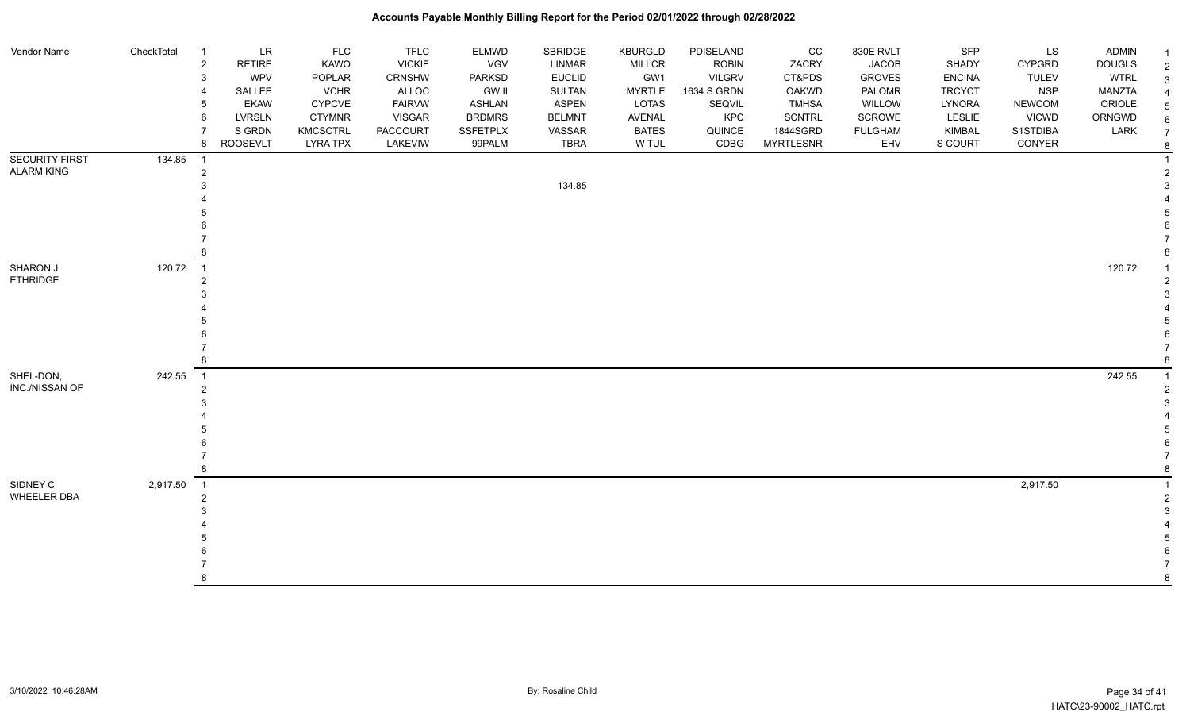# Accounts Payable Monthly Billing Report for the Period 02/01/2022 through 02/28/2022

| Vendor Name | CheckTotal | | | | | | | | | | | | | | |
|---|---|---|---|---|---|---|---|---|---|---|---|---|---|---|---|
| | | 1 | LR | FLC | TFLC | ELMWD | SBRIDGE | KBURGLD | PDISELAND | CC | 830E RVLT | SFP | LS | ADMIN | 1 |
| | | 2 | RETIRE | KAWO | VICKIE | VGV | LINMAR | MILLCR | ROBIN | ZACRY | JACOB | SHADY | CYPGRD | DOUGLS | 2 |
| | | 3 | WPV | POPLAR | CRNSHW | PARKSD | EUCLID | GW1 | VILGRV | CT&PDS | GROVES | ENCINA | TULEV | WTRL | 3 |
| | | 4 | SALLEE | VCHR | ALLOC | GW II | SULTAN | MYRTLE | 1634 S GRDN | OAKWD | PALOMR | TRCYCT | NSP | MANZTA | 4 |
| | | 5 | EKAW | CYPCVE | FAIRVW | ASHLAN | ASPEN | LOTAS | SEQVIL | TMHSA | WILLOW | LYNORA | NEWCOM | ORIOLE | 5 |
| | | 6 | LVRSLN | CTYMNR | VISGAR | BRDMRS | BELMNT | AVENAL | KPC | SCNTRL | SCROWE | LESLIE | VICWD | ORNGWD | 6 |
| | | 7 | S GRDN | KMCSCTRL | PACCOURT | SSFETPLX | VASSAR | BATES | QUINCE | 1844SGRDN | FULGHAM | KIMBAL | S1STDIBA | LARK | 7 |
| | | 8 | ROOSEVLT | LYRA TPX | LAKEVIW | 99PALM | TBRA | W TUL | CDBG | MYRTLESNR | EHV | S COURT | CONYER | | 8 |
| SECURITY FIRST | 134.85 | 1 | | | | | | | | | | | | | 1 |
| ALARM KING | | 2 | | | | | | | | | | | | | 2 |
| | | 3 | | | | | 134.85 | | | | | | | | 3 |
| | | 4 | | | | | | | | | | | | | 4 |
| | | 5 | | | | | | | | | | | | | 5 |
| | | 6 | | | | | | | | | | | | | 6 |
| | | 7 | | | | | | | | | | | | | 7 |
| | | 8 | | | | | | | | | | | | | 8 |
| SHARON J | 120.72 | 1 | | | | | | | | | | | | 120.72 | 1 |
| ETHRIDGE | | 2 | | | | | | | | | | | | | 2 |
| | | 3 | | | | | | | | | | | | | 3 |
| | | 4 | | | | | | | | | | | | | 4 |
| | | 5 | | | | | | | | | | | | | 5 |
| | | 6 | | | | | | | | | | | | | 6 |
| | | 7 | | | | | | | | | | | | | 7 |
| | | 8 | | | | | | | | | | | | | 8 |
| SHEL-DON, | 242.55 | 1 | | | | | | | | | | | | 242.55 | 1 |
| INC./NISSAN OF | | 2 | | | | | | | | | | | | | 2 |
| | | 3 | | | | | | | | | | | | | 3 |
| | | 4 | | | | | | | | | | | | | 4 |
| | | 5 | | | | | | | | | | | | | 5 |
| | | 6 | | | | | | | | | | | | | 6 |
| | | 7 | | | | | | | | | | | | | 7 |
| | | 8 | | | | | | | | | | | | | 8 |
| SIDNEY C | 2,917.50 | 1 | | | | | | | | | | | 2,917.50 | | 1 |
| WHEELER DBA | | 2 | | | | | | | | | | | | | 2 |
| | | 3 | | | | | | | | | | | | | 3 |
| | | 4 | | | | | | | | | | | | | 4 |
| | | 5 | | | | | | | | | | | | | 5 |
| | | 6 | | | | | | | | | | | | | 6 |
| | | 7 | | | | | | | | | | | | | 7 |
| | | 8 | | | | | | | | | | | | | 8 |

3/10/2022 10:46:28AM By: Rosaline Child HATC\23-90002_HATC.rpt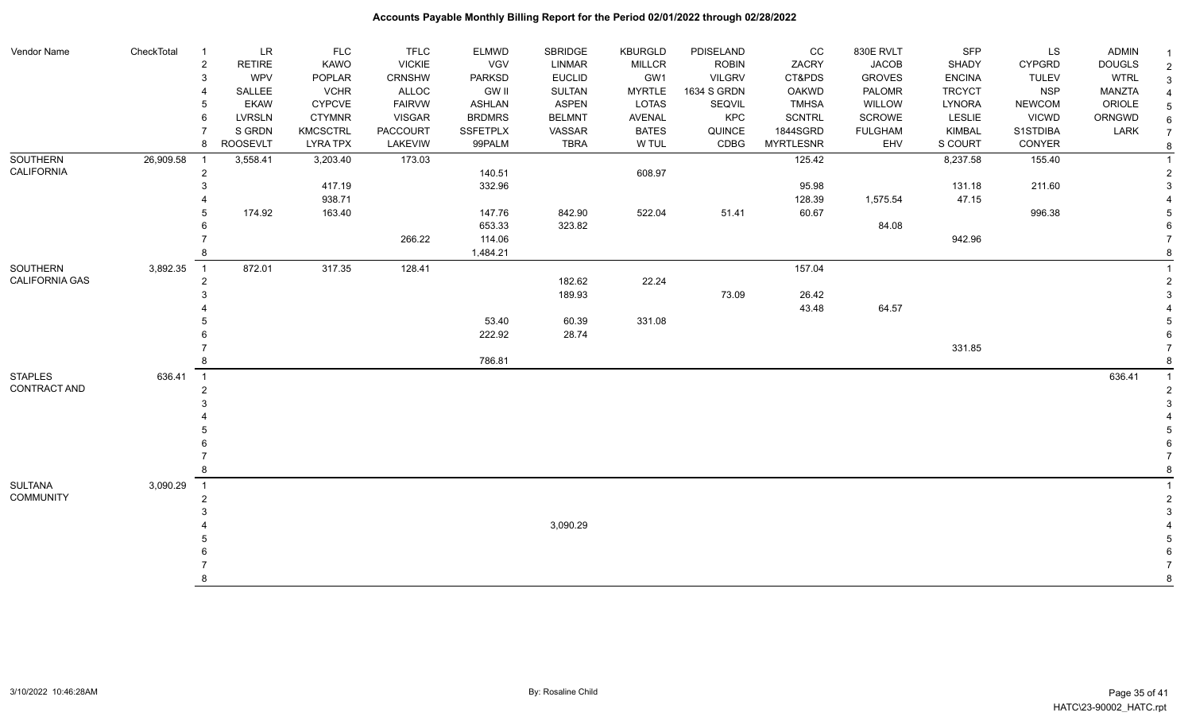# Accounts Payable Monthly Billing Report for the Period 02/01/2022 through 02/28/2022

| Vendor Name | CheckTotal | | | | | | | | | | | | | | |
|---|---|---|---|---|---|---|---|---|---|---|---|---|---|---|---|
| | | 1 | LR | FLC | TFLC | ELMWD | SBRIDGE | KBURGLD | PDISELAND | CC | 830E RVLT | SFP | LS | ADMIN | 1 |
| | | 2 | RETIRE | KAWO | VICKIE | VGV | LINMAR | MILLCR | ROBIN | ZACRY | JACOB | SHADY | CYPGRD | DOUGLS | 2 |
| | | 3 | WPV | POPLAR | CRNSHW | PARKSD | EUCLID | GW1 | VILGRV | CT&PDS | GROVES | ENCINA | TULEV | WTRL | 3 |
| | | 4 | SALLEE | VCHR | ALLOC | GW II | SULTAN | MYRTLE | 1634 S GRDN | OAKWD | PALOMR | TRCYCT | NSP | MANZTA | 4 |
| | | 5 | EKAW | CYPCVE | FAIRVW | ASHLAN | ASPEN | LOTAS | SEQVIL | TMHSA | WILLOW | LYNORA | NEWCOM | ORIOLE | 5 |
| | | 6 | LVRSLN | CTYMNR | VISGAR | BRDMRS | BELMNT | AVENAL | KPC | SCNTRL | SCROWE | LESLIE | VICWD | ORNGWD | 6 |
| | | 7 | S GRDN | KMCSCTRL | PACCOURT | SSFETPLX | VASSAR | BATES | QUINCE | 1844SGRD | FULGHAM | KIMBAL | S1STDIBA | LARK | 7 |
| | | 8 | ROOSEVLT | LYRA TPX | LAKEVIW | 99PALM | TBRA | W TUL | CDBG | MYRTLESNR | EHV | S COURT | CONYER | | 8 |
| SOUTHERN CALIFORNIA | 26,909.58 | 1 | 3,558.41 | 3,203.40 | 173.03 | | | | | 125.42 | | 8,237.58 | 155.40 | | 1 |
| | | 2 | | | | 140.51 | | 608.97 | | | | | | | 2 |
| | | 3 | | 417.19 | | 332.96 | | | | 95.98 | | 131.18 | 211.60 | | 3 |
| | | 4 | | 938.71 | | | | | | 128.39 | 1,575.54 | 47.15 | | | 4 |
| | | 5 | 174.92 | 163.40 | | 147.76 | 842.90 | 522.04 | 51.41 | 60.67 | | | 996.38 | | 5 |
| | | 6 | | | | 653.33 | 323.82 | | | | 84.08 | | | | 6 |
| | | 7 | | | 266.22 | 114.06 | | | | | | 942.96 | | | 7 |
| | | 8 | | | | 1,484.21 | | | | | | | | | 8 |
| SOUTHERN CALIFORNIA GAS | 3,892.35 | 1 | 872.01 | 317.35 | 128.41 | | | | | 157.04 | | | | | 1 |
| | | 2 | | | | | 182.62 | 22.24 | | | | | | | 2 |
| | | 3 | | | | | 189.93 | | 73.09 | 26.42 | | | | | 3 |
| | | 4 | | | | | | | | 43.48 | 64.57 | | | | 4 |
| | | 5 | | | | 53.40 | 60.39 | 331.08 | | | | | | | 5 |
| | | 6 | | | | 222.92 | 28.74 | | | | | | | | 6 |
| | | 7 | | | | | | | | | | 331.85 | | | 7 |
| | | 8 | | | | 786.81 | | | | | | | | | 8 |
| STAPLES CONTRACT AND | 636.41 | 1 | | | | | | | | | | | | 636.41 | 1 |
| | | 2 | | | | | | | | | | | | | 2 |
| | | 3 | | | | | | | | | | | | | 3 |
| | | 4 | | | | | | | | | | | | | 4 |
| | | 5 | | | | | | | | | | | | | 5 |
| | | 6 | | | | | | | | | | | | | 6 |
| | | 7 | | | | | | | | | | | | | 7 |
| | | 8 | | | | | | | | | | | | | 8 |
| SULTANA COMMUNITY | 3,090.29 | 1 | | | | | | | | | | | | | 1 |
| | | 2 | | | | | | | | | | | | | 2 |
| | | 3 | | | | | | | | | | | | | 3 |
| | | 4 | | | | | 3,090.29 | | | | | | | | 4 |
| | | 5 | | | | | | | | | | | | | 5 |
| | | 6 | | | | | | | | | | | | | 6 |
| | | 7 | | | | | | | | | | | | | 7 |
| | | 8 | | | | | | | | | | | | | 8 |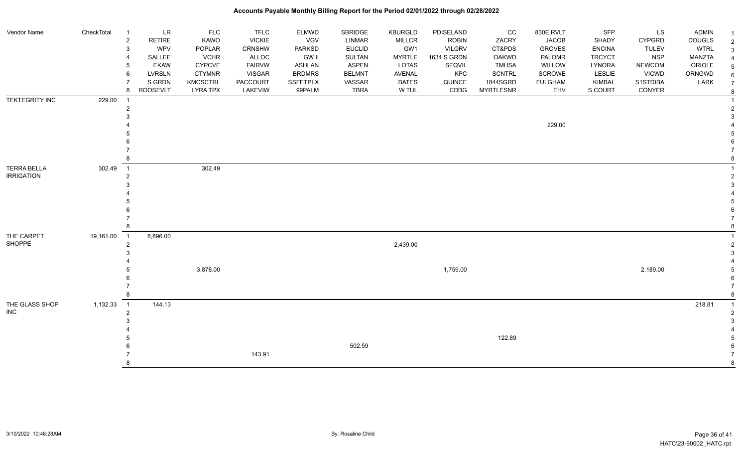# Accounts Payable Monthly Billing Report for the Period 02/01/2022 through 02/28/2022

| Vendor Name | CheckTotal | | | | | | | | | | | | | | |
|---|---|---|---|---|---|---|---|---|---|---|---|---|---|---|---|
| | | 1 | LR | FLC | TFLC | ELMWD | SBRIDGE | KBURGLD | PDISELAND | CC | 830E RVLT | SFP | LS | ADMIN | 1 |
| | | 2 | RETIRE | KAWO | VICKIE | VGV | LINMAR | MILLCR | ROBIN | ZACRY | JACOB | SHADY | CYPGRD | DOUGLS | 2 |
| | | 3 | WPV | POPLAR | CRNSHW | PARKSD | EUCLID | GW1 | VILGRV | CT&PDS | GROVES | ENCINA | TULEV | WTRL | 3 |
| | | 4 | SALLEE | VCHR | ALLOC | GW II | SULTAN | MYRTLE | 1634 S GRDN | OAKWD | PALOMR | TRCYCT | NSP | MANZTA | 4 |
| | | 5 | EKAW | CYPCVE | FAIRVW | ASHLAN | ASPEN | LOTAS | SEQVIL | TMHSA | WILLOW | LYNORA | NEWCOM | ORIOLE | 5 |
| | | 6 | LVRSLN | CTYMNR | VISGAR | BRDMRS | BELMNT | AVENAL | KPC | SCNTRL | SCROWE | LESLIE | VICWD | ORNGWD | 6 |
| | | 7 | S GRDN | KMCSCTRL | PACCOURT | SSFETPLX | VASSAR | BATES | QUINCE | 1844SGRD | FULGHAM | KIMBAL | S1STDIBA | LARK | 7 |
| | | 8 | ROOSEVLT | LYRA TPX | LAKEVIW | 99PALM | TBRA | W TUL | CDBG | MYRTLESNR | EHV | S COURT | CONYER | | 8 |
| TEKTEGRITY INC | 229.00 | 1 | | | | | | | | | | | | | 1 |
| | | 2 | | | | | | | | | | | | | 2 |
| | | 3 | | | | | | | | | | | | | 3 |
| | | 4 | | | | | | | | | 229.00 | | | | 4 |
| | | 5 | | | | | | | | | | | | | 5 |
| | | 6 | | | | | | | | | | | | | 6 |
| | | 7 | | | | | | | | | | | | | 7 |
| | | 8 | | | | | | | | | | | | | 8 |
| TERRA BELLA IRRIGATION | 302.49 | 1 | | 302.49 | | | | | | | | | | | 1 |
| | | 2 | | | | | | | | | | | | | 2 |
| | | 3 | | | | | | | | | | | | | 3 |
| | | 4 | | | | | | | | | | | | | 4 |
| | | 5 | | | | | | | | | | | | | 5 |
| | | 6 | | | | | | | | | | | | | 6 |
| | | 7 | | | | | | | | | | | | | 7 |
| | | 8 | | | | | | | | | | | | | 8 |
| THE CARPET SHOPPE | 19,161.00 | 1 | 8,896.00 | | | | | | | | | | | | 1 |
| | | 2 | | | | | | 2,439.00 | | | | | | | 2 |
| | | 3 | | | | | | | | | | | | | 3 |
| | | 4 | | | | | | | | | | | | | 4 |
| | | 5 | | 3,878.00 | | | | | 1,759.00 | | | | 2,189.00 | | 5 |
| | | 6 | | | | | | | | | | | | | 6 |
| | | 7 | | | | | | | | | | | | | 7 |
| | | 8 | | | | | | | | | | | | | 8 |
| THE GLASS SHOP INC | 1,132.33 | 1 | 144.13 | | | | | | | | | | | 218.81 | 1 |
| | | 2 | | | | | | | | | | | | | 2 |
| | | 3 | | | | | | | | | | | | | 3 |
| | | 4 | | | | | | | | | | | | | 4 |
| | | 5 | | | | | | | | 122.89 | | | | | 5 |
| | | 6 | | | | | 502.59 | | | | | | | | 6 |
| | | 7 | | | 143.91 | | | | | | | | | | 7 |
| | | 8 | | | | | | | | | | | | | 8 |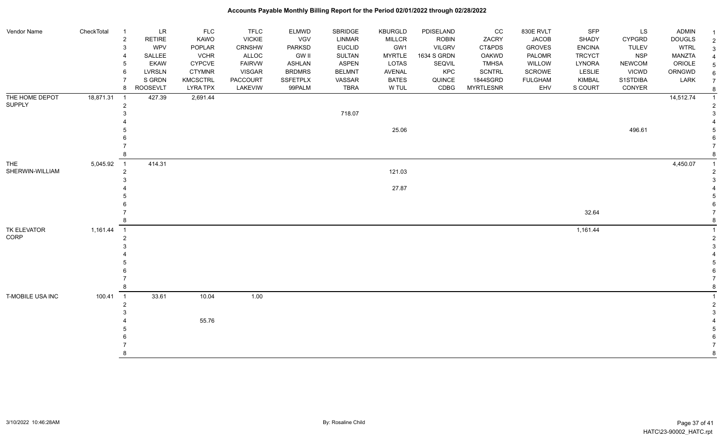# Accounts Payable Monthly Billing Report for the Period 02/01/2022 through 02/28/2022

| Vendor Name | CheckTotal | | | | | | | | | | | | | | | |
|---|---|---|---|---|---|---|---|---|---|---|---|---|---|---|---|---|
| | | 1 | LR | FLC | TFLC | ELMWD | SBRIDGE | KBURGLD | PDISELAND | CC | 830E RVLT | SFP | LS | ADMIN | 1 |
| | | 2 | RETIRE | KAWO | VICKIE | VGV | LINMAR | MILLCR | ROBIN | ZACRY | JACOB | SHADY | CYPGRD | DOUGLS | 2 |
| | | 3 | WPV | POPLAR | CRNSHW | PARKSD | EUCLID | GW1 | VILGRV | CT&PDS | GROVES | ENCINA | TULEV | WTRL | 3 |
| | | 4 | SALLEE | VCHR | ALLOC | GW II | SULTAN | MYRTLE | 1634 S GRDN | OAKWD | PALOMR | TRCYCT | NSP | MANZTA | 4 |
| | | 5 | EKAW | CYPCVE | FAIRVW | ASHLAN | ASPEN | LOTAS | SEQVIL | TMHSA | WILLOW | LYNORA | NEWCOM | ORIOLE | 5 |
| | | 6 | LVRSLN | CTYMNR | VISGAR | BRDMRS | BELMNT | AVENAL | KPC | SCNTRL | SCROWE | LESLIE | VICWD | ORNGWD | 6 |
| | | 7 | S GRDN | KMCSCTRL | PACCOURT | SSFETPLX | VASSAR | BATES | QUINCE | 1844SGRD | FULGHAM | KIMBAL | S1STDIBA | LARK | 7 |
| | | 8 | ROOSEVLT | LYRA TPX | LAKEVIW | 99PALM | TBRA | W TUL | CDBG | MYRTLESNR | EHV | S COURT | CONYER | | 8 |
| THE HOME DEPOT SUPPLY | 18,871.31 | 1 | 427.39 | 2,691.44 | | | | | | | | | | 14,512.74 | 1 |
| | | 2 | | | | | | | | | | | | | 2 |
| | | 3 | | | | | 718.07 | | | | | | | | 3 |
| | | 4 | | | | | | | | | | | | | 4 |
| | | 5 | | | | | | 25.06 | | | | | 496.61 | | 5 |
| | | 6 | | | | | | | | | | | | | 6 |
| | | 7 | | | | | | | | | | | | | 7 |
| | | 8 | | | | | | | | | | | | | 8 |
| THE SHERWIN-WILLIAM | 5,045.92 | 1 | 414.31 | | | | | | | | | | | 4,450.07 | 1 |
| | | 2 | | | | | | 121.03 | | | | | | | 2 |
| | | 3 | | | | | | | | | | | | | 3 |
| | | 4 | | | | | | 27.87 | | | | | | | 4 |
| | | 5 | | | | | | | | | | | | | 5 |
| | | 6 | | | | | | | | | | | | | 6 |
| | | 7 | | | | | | | | | | 32.64 | | | 7 |
| | | 8 | | | | | | | | | | | | | 8 |
| TK ELEVATOR CORP | 1,161.44 | 1 | | | | | | | | | | 1,161.44 | | | 1 |
| | | 2 | | | | | | | | | | | | | 2 |
| | | 3 | | | | | | | | | | | | | 3 |
| | | 4 | | | | | | | | | | | | | 4 |
| | | 5 | | | | | | | | | | | | | 5 |
| | | 6 | | | | | | | | | | | | | 6 |
| | | 7 | | | | | | | | | | | | | 7 |
| | | 8 | | | | | | | | | | | | | 8 |
| T-MOBILE USA INC | 100.41 | 1 | 33.61 | 10.04 | 1.00 | | | | | | | | | | 1 |
| | | 2 | | | | | | | | | | | | | 2 |
| | | 3 | | | | | | | | | | | | | 3 |
| | | 4 | | 55.76 | | | | | | | | | | | 4 |
| | | 5 | | | | | | | | | | | | | 5 |
| | | 6 | | | | | | | | | | | | | 6 |
| | | 7 | | | | | | | | | | | | | 7 |
| | | 8 | | | | | | | | | | | | | 8 |

3/10/2022 10:46:28AM

By: Rosaline Child

HATC\23-90002_HATC.rpt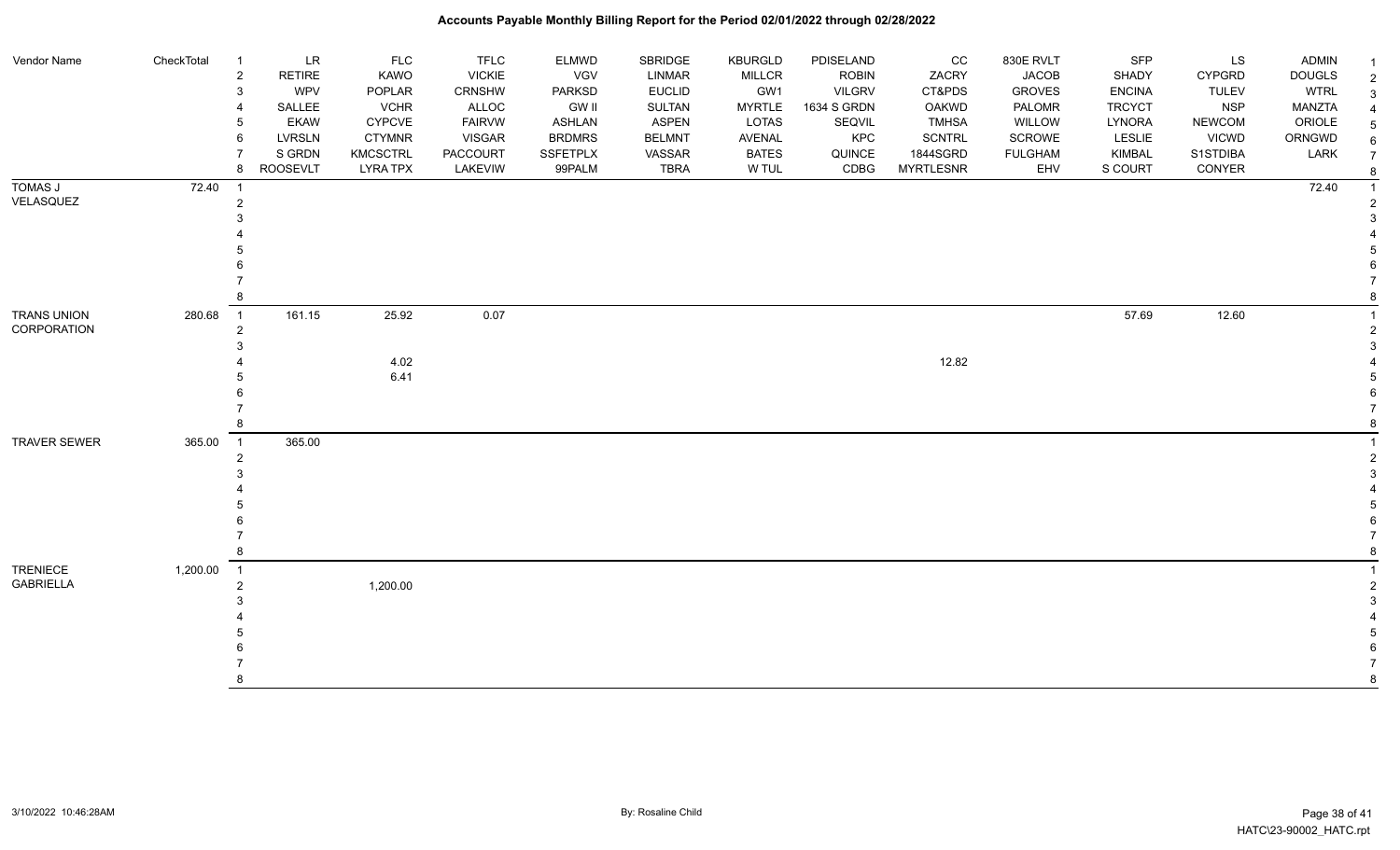# Accounts Payable Monthly Billing Report for the Period 02/01/2022 through 02/28/2022

| Vendor Name | CheckTotal | | | | | | | | | | | | | | |
|---|---|---|---|---|---|---|---|---|---|---|---|---|---|---|---|
| | | 1 | LR | FLC | TFLC | ELMWD | SBRIDGE | KBURGLD | PDISELAND | CC | 830E RVLT | SFP | LS | ADMIN | 1 |
| | | 2 | RETIRE | KAWO | VICKIE | VGV | LINMAR | MILLCR | ROBIN | ZACRY | JACOB | SHADY | CYPGRD | DOUGLS | 2 |
| | | 3 | WPV | POPLAR | CRNSHW | PARKSD | EUCLID | GW1 | VILGRV | CT&PDS | GROVES | ENCINA | TULEV | WTRL | 3 |
| | | 4 | SALLEE | VCHR | ALLOC | GW II | SULTAN | MYRTLE | 1634 S GRDN | OAKWD | PALOMR | TRCYCT | NSP | MANZTA | 4 |
| | | 5 | EKAW | CYPCVE | FAIRVW | ASHLAN | ASPEN | LOTAS | SEQVIL | TMHSA | WILLOW | LYNORA | NEWCOM | ORIOLE | 5 |
| | | 6 | LVRSLN | CTYMNR | VISGAR | BRDMRS | BELMNT | AVENAL | KPC | SCNTRL | SCROWE | LESLIE | VICWD | ORNGWD | 6 |
| | | 7 | S GRDN | KMCSCTRL | PACCOURT | SSFETPLX | VASSAR | BATES | QUINCE | 1844SGRD | FULGHAM | KIMBAL | S1STDIBA | LARK | 7 |
| | | 8 | ROOSEVLT | LYRA TPX | LAKEVIW | 99PALM | TBRA | W TUL | CDBG | MYRTLESNR | EHV | S COURT | CONYER | | 8 |
| TOMAS J VELASQUEZ | 72.40 | 1 | | | | | | | | | | | | 72.40 | 1 |
| | | 2 | | | | | | | | | | | | | 2 |
| | | 3 | | | | | | | | | | | | | 3 |
| | | 4 | | | | | | | | | | | | | 4 |
| | | 5 | | | | | | | | | | | | | 5 |
| | | 6 | | | | | | | | | | | | | 6 |
| | | 7 | | | | | | | | | | | | | 7 |
| | | 8 | | | | | | | | | | | | | 8 |
| TRANS UNION CORPORATION | 280.68 | 1 | 161.15 | 25.92 | 0.07 | | | | | | | 57.69 | 12.60 | | 1 |
| | | 2 | | | | | | | | | | | | | 2 |
| | | 3 | | | | | | | | | | | | | 3 |
| | | 4 | | 4.02 | | | | | | 12.82 | | | | | 4 |
| | | 5 | | 6.41 | | | | | | | | | | | 5 |
| | | 6 | | | | | | | | | | | | | 6 |
| | | 7 | | | | | | | | | | | | | 7 |
| | | 8 | | | | | | | | | | | | | 8 |
| TRAVER SEWER | 365.00 | 1 | 365.00 | | | | | | | | | | | | 1 |
| | | 2 | | | | | | | | | | | | | 2 |
| | | 3 | | | | | | | | | | | | | 3 |
| | | 4 | | | | | | | | | | | | | 4 |
| | | 5 | | | | | | | | | | | | | 5 |
| | | 6 | | | | | | | | | | | | | 6 |
| | | 7 | | | | | | | | | | | | | 7 |
| | | 8 | | | | | | | | | | | | | 8 |
| TRENIECE GABRIELLA | 1,200.00 | 1 | | | | | | | | | | | | | 1 |
| | | 2 | | 1,200.00 | | | | | | | | | | | 2 |
| | | 3 | | | | | | | | | | | | | 3 |
| | | 4 | | | | | | | | | | | | | 4 |
| | | 5 | | | | | | | | | | | | | 5 |
| | | 6 | | | | | | | | | | | | | 6 |
| | | 7 | | | | | | | | | | | | | 7 |
| | | 8 | | | | | | | | | | | | | 8 |

3/10/2022 10:46:28AM

By: Rosaline Child

HATC\23-90002_HATC.rpt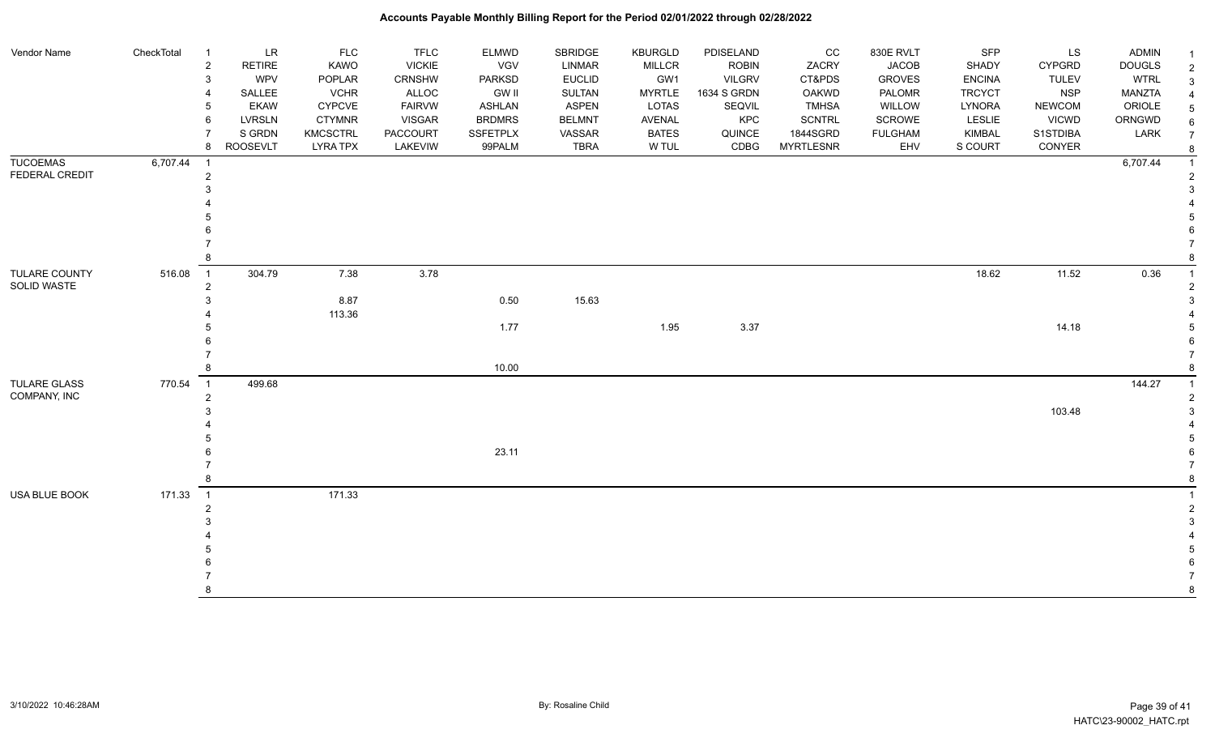# Accounts Payable Monthly Billing Report for the Period 02/01/2022 through 02/28/2022

| Vendor Name | CheckTotal | | | | | | | | | | | | | | | |
|---|---|---|---|---|---|---|---|---|---|---|---|---|---|---|---|---|
| | | 1 | LR | FLC | TFLC | ELMWD | SBRIDGE | KBURGLD | PDISELAND | CC | 830E RVLT | SFP | LS | ADMIN | 1 |
| | | 2 | RETIRE | KAWO | VICKIE | VGV | LINMAR | MILLCR | ROBIN | ZACRY | JACOB | SHADY | CYPGRD | DOUGLS | 2 |
| | | 3 | WPV | POPLAR | CRNSHW | PARKSD | EUCLID | GW1 | VILGRV | CT&PDS | GROVES | ENCINA | TULEV | WTRL | 3 |
| | | 4 | SALLEE | VCHR | ALLOC | GW II | SULTAN | MYRTLE | 1634 S GRDN | OAKWD | PALOMR | TRCYCT | NSP | MANZTA | 4 |
| | | 5 | EKAW | CYPCVE | FAIRVW | ASHLAN | ASPEN | LOTAS | SEQVIL | TMHSA | WILLOW | LYNORA | NEWCOM | ORIOLE | 5 |
| | | 6 | LVRSLN | CTYMNR | VISGAR | BRDMRS | BELMNT | AVENAL | KPC | SCNTRL | SCROWE | LESLIE | VICWD | ORNGWD | 6 |
| | | 7 | S GRDN | KMCSCTRL | PACCOURT | SSFETPLX | VASSAR | BATES | QUINCE | 1844SGRD | FULGHAM | KIMBAL | S1STDIBA | LARK | 7 |
| | | 8 | ROOSEVLT | LYRA TPX | LAKEVIW | 99PALM | TBRA | W TUL | CDBG | MYRTLESNR | EHV | S COURT | CONYER | | 8 |
| TUCOEMAS | 6,707.44 | 1 | | | | | | | | | | | | 6,707.44 | 1 |
| FEDERAL CREDIT | | 2 | | | | | | | | | | | | | 2 |
| | | 3 | | | | | | | | | | | | | 3 |
| | | 4 | | | | | | | | | | | | | 4 |
| | | 5 | | | | | | | | | | | | | 5 |
| | | 6 | | | | | | | | | | | | | 6 |
| | | 7 | | | | | | | | | | | | | 7 |
| | | 8 | | | | | | | | | | | | | 8 |
| TULARE COUNTY | 516.08 | 1 | 304.79 | 7.38 | 3.78 | | | | | | | 18.62 | 11.52 | 0.36 | 1 |
| SOLID WASTE | | 2 | | | | | | | | | | | | | 2 |
| | | 3 | | 8.87 | | 0.50 | 15.63 | | | | | | | | 3 |
| | | 4 | | 113.36 | | | | | | | | | | | 4 |
| | | 5 | | | | 1.77 | | 1.95 | 3.37 | | | | 14.18 | | 5 |
| | | 6 | | | | | | | | | | | | | 6 |
| | | 7 | | | | | | | | | | | | | 7 |
| | | 8 | | | | 10.00 | | | | | | | | | 8 |
| TULARE GLASS | 770.54 | 1 | 499.68 | | | | | | | | | | | 144.27 | 1 |
| COMPANY, INC | | 2 | | | | | | | | | | | | | 2 |
| | | 3 | | | | | | | | | | | 103.48 | | 3 |
| | | 4 | | | | | | | | | | | | | 4 |
| | | 5 | | | | | | | | | | | | | 5 |
| | | 6 | | | | 23.11 | | | | | | | | | 6 |
| | | 7 | | | | | | | | | | | | | 7 |
| | | 8 | | | | | | | | | | | | | 8 |
| USA BLUE BOOK | 171.33 | 1 | | 171.33 | | | | | | | | | | | 1 |
| | | 2 | | | | | | | | | | | | | 2 |
| | | 3 | | | | | | | | | | | | | 3 |
| | | 4 | | | | | | | | | | | | | 4 |
| | | 5 | | | | | | | | | | | | | 5 |
| | | 6 | | | | | | | | | | | | | 6 |
| | | 7 | | | | | | | | | | | | | 7 |
| | | 8 | | | | | | | | | | | | | 8 |

3/10/2022 10:46:28AM

By: Rosaline Child

HATC\23-90002_HATC.rpt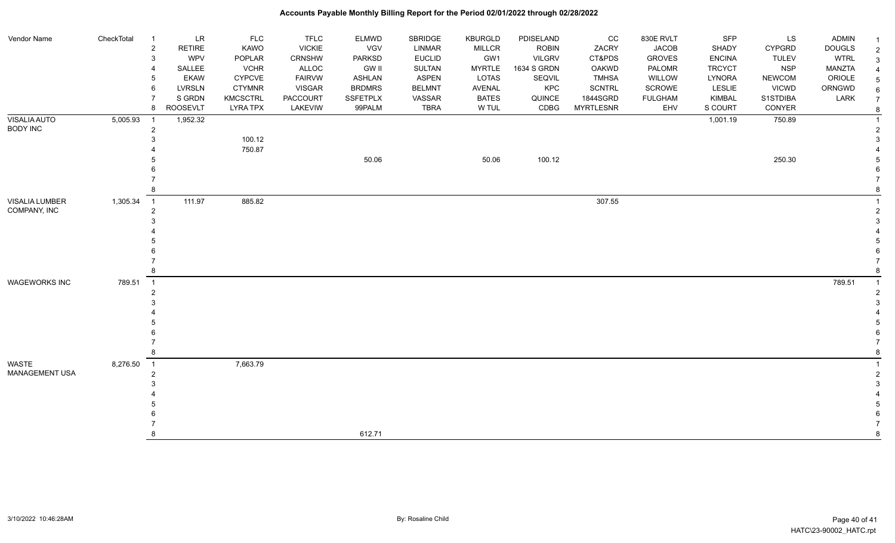| Vendor Name | CheckTotal | | LR | FLC | TFLC | ELMWD | SBRIDGE | KBURGLD | PDISELAND | CC | 830E RVLT | SFP | LS | ADMIN | |
|---|---|---|---|---|---|---|---|---|---|---|---|---|---|---|---|
| | | 1 | LR | FLC | TFLC | ELMWD | SBRIDGE | KBURGLD | PDISELAND | CC | 830E RVLT | SFP | LS | ADMIN | 1 |
| | | 2 | RETIRE | KAWO | VICKIE | VGV | LINMAR | MILLCR | ROBIN | ZACRY | JACOB | SHADY | CYPGRD | DOUGLS | 2 |
| | | 3 | WPV | POPLAR | CRNSHW | PARKSD | EUCLID | GW1 | VILGRV | CT&PDS | GROVES | ENCINA | TULEV | WTRL | 3 |
| | | 4 | SALLEE | VCHR | ALLOC | GW II | SULTAN | MYRTLE | 1634 S GRDN | OAKWD | PALOMR | TRCYCT | NSP | MANZTA | 4 |
| | | 5 | EKAW | CYPCVE | FAIRVW | ASHLAN | ASPEN | LOTAS | SEQVIL | TMHSA | WILLOW | LYNORA | NEWCOM | ORIOLE | 5 |
| | | 6 | LVRSLN | CTYMNR | VISGAR | BRDMRS | BELMNT | AVENAL | KPC | SCNTRL | SCROWE | LESLIE | VICWD | ORNGWD | 6 |
| | | 7 | S GRDN | KMCSCTRL | PACCOURT | SSFETPLX | VASSAR | BATES | QUINCE | 1844SGRDN | FULGHAM | KIMBAL | S1STDIBA | LARK | 7 |
| | | 8 | ROOSEVLT | LYRA TPX | LAKEVIW | 99PALM | TBRA | W TUL | CDBG | MYRTLESNR | EHV | S COURT | CONYER | | 8 |
| VISALIA AUTO BODY INC | 5,005.93 | 1 | 1,952.32 | | | | | | | | | 1,001.19 | 750.89 | | 1 |
| | | 2 | | | | | | | | | | | | | 2 |
| | | 3 | | 100.12 | | | | | | | | | | | 3 |
| | | 4 | | 750.87 | | | | | | | | | | | 4 |
| | | 5 | | | | 50.06 | | 50.06 | 100.12 | | | | 250.30 | | 5 |
| | | 6 | | | | | | | | | | | | | 6 |
| | | 7 | | | | | | | | | | | | | 7 |
| | | 8 | | | | | | | | | | | | | 8 |
| VISALIA LUMBER COMPANY, INC | 1,305.34 | 1 | 111.97 | 885.82 | | | | | | 307.55 | | | | | 1 |
| | | 2 | | | | | | | | | | | | | 2 |
| | | 3 | | | | | | | | | | | | | 3 |
| | | 4 | | | | | | | | | | | | | 4 |
| | | 5 | | | | | | | | | | | | | 5 |
| | | 6 | | | | | | | | | | | | | 6 |
| | | 7 | | | | | | | | | | | | | 7 |
| | | 8 | | | | | | | | | | | | | 8 |
| WAGEWORKS INC | 789.51 | 1 | | | | | | | | | | | | 789.51 | 1 |
| | | 2 | | | | | | | | | | | | | 2 |
| | | 3 | | | | | | | | | | | | | 3 |
| | | 4 | | | | | | | | | | | | | 4 |
| | | 5 | | | | | | | | | | | | | 5 |
| | | 6 | | | | | | | | | | | | | 6 |
| | | 7 | | | | | | | | | | | | | 7 |
| | | 8 | | | | | | | | | | | | | 8 |
| WASTE MANAGEMENT USA | 8,276.50 | 1 | | 7,663.79 | | | | | | | | | | | 1 |
| | | 2 | | | | | | | | | | | | | 2 |
| | | 3 | | | | | | | | | | | | | 3 |
| | | 4 | | | | | | | | | | | | | 4 |
| | | 5 | | | | | | | | | | | | | 5 |
| | | 6 | | | | | | | | | | | | | 6 |
| | | 7 | | | | | | | | | | | | | 7 |
| | | 8 | | | | 612.71 | | | | | | | | | 8 |

By: Rosaline Child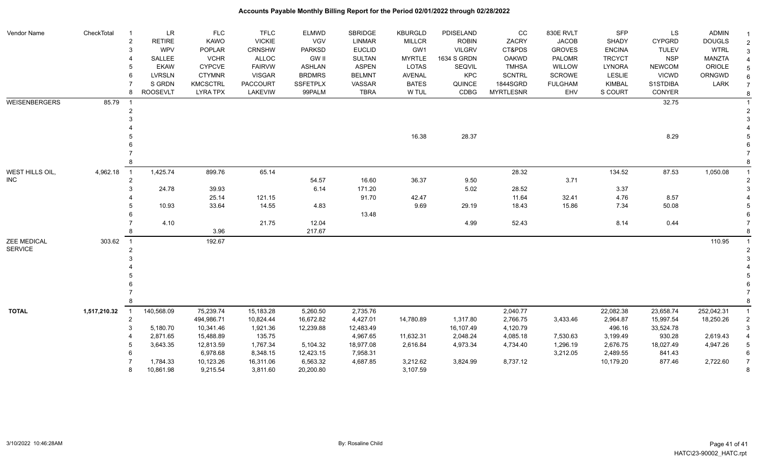| Vendor Name | CheckTotal | | LR | FLC | TFLC | ELMWD | SBRIDGE | KBURGLD | PDISELAND | CC | 830E RVLT | SFP | LS | ADMIN | |
|---|---|---|---|---|---|---|---|---|---|---|---|---|---|---|---|
| | | 1 | LR | FLC | TFLC | ELMWD | SBRIDGE | KBURGLD | PDISELAND | CC | 830E RVLT | SFP | LS | ADMIN | 1 |
| | | 2 | RETIRE | KAWO | VICKIE | VGV | LINMAR | MILLCR | ROBIN | ZACRY | JACOB | SHADY | CYPGRD | DOUGLS | 2 |
| | | 3 | WPV | POPLAR | CRNSHW | PARKSD | EUCLID | GW1 | VILGRV | CT&PDS | GROVES | ENCINA | TULEV | WTRL | 3 |
| | | 4 | SALLEE | VCHR | ALLOC | GW II | SULTAN | MYRTLE | 1634 S GRDN | OAKWD | PALOMR | TRCYCT | NSP | MANZTA | 4 |
| | | 5 | EKAW | CYPCVE | FAIRVW | ASHLAN | ASPEN | LOTAS | SEQVIL | TMHSA | WILLOW | LYNORA | NEWCOM | ORIOLE | 5 |
| | | 6 | LVRSLN | CTYMNR | VISGAR | BRDMRS | BELMNT | AVENAL | KPC | SCNTRL | SCROWE | LESLIE | VICWD | ORNGWD | 6 |
| | | 7 | S GRDN | KMCSCTRL | PACCOURT | SSFETPLX | VASSAR | BATES | QUINCE | 1844SGRD | FULGHAM | KIMBAL | S1STDIBA | LARK | 7 |
| | | 8 | ROOSEVLT | LYRA TPX | LAKEVIW | 99PALM | TBRA | W TUL | CDBG | MYRTLESNR | EHV | S COURT | CONYER | | 8 |
| WEISENBERGERS | 85.79 | 1 | | | | | | | | | | | 32.75 | | 1 |
| | | 2 | | | | | | | | | | | | | 2 |
| | | 3 | | | | | | | | | | | | | 3 |
| | | 4 | | | | | | | | | | | | | 4 |
| | | 5 | | | | | | 16.38 | 28.37 | | | | 8.29 | | 5 |
| | | 6 | | | | | | | | | | | | | 6 |
| | | 7 | | | | | | | | | | | | | 7 |
| | | 8 | | | | | | | | | | | | | 8 |
| WEST HILLS OIL, INC | 4,962.18 | 1 | 1,425.74 | 899.76 | 65.14 | | | | | 28.32 | | 134.52 | 87.53 | 1,050.08 | 1 |
| | | 2 | | | | 54.57 | 16.60 | 36.37 | 9.50 | | 3.71 | | | | 2 |
| | | 3 | 24.78 | 39.93 | | 6.14 | 171.20 | | 5.02 | 28.52 | | 3.37 | | | 3 |
| | | 4 | | 25.14 | 121.15 | | 91.70 | 42.47 | | 11.64 | 32.41 | 4.76 | 8.57 | | 4 |
| | | 5 | 10.93 | 33.64 | 14.55 | 4.83 | | 9.69 | 29.19 | 18.43 | 15.86 | 7.34 | 50.08 | | 5 |
| | | 6 | | | | | 13.48 | | | | | | | | 6 |
| | | 7 | 4.10 | | 21.75 | 12.04 | | | 4.99 | 52.43 | | 8.14 | 0.44 | | 7 |
| | | 8 | | 3.96 | | 217.67 | | | | | | | | | 8 |
| ZEE MEDICAL SERVICE | 303.62 | 1 | | 192.67 | | | | | | | | | | 110.95 | 1 |
| | | 2 | | | | | | | | | | | | | 2 |
| | | 3 | | | | | | | | | | | | | 3 |
| | | 4 | | | | | | | | | | | | | 4 |
| | | 5 | | | | | | | | | | | | | 5 |
| | | 6 | | | | | | | | | | | | | 6 |
| | | 7 | | | | | | | | | | | | | 7 |
| | | 8 | | | | | | | | | | | | | 8 |
| **TOTAL** | **1,517,210.32** | 1 | 140,568.09 | 75,239.74 | 15,183.28 | 5,260.50 | 2,735.76 | | | 2,040.77 | | 22,082.38 | 23,658.74 | 252,042.31 | 1 |
| | | 2 | | 494,986.71 | 10,824.44 | 16,672.82 | 4,427.01 | 14,780.89 | 1,317.80 | 2,766.75 | 3,433.46 | 2,964.87 | 15,997.54 | 18,250.26 | 2 |
| | | 3 | 5,180.70 | 10,341.46 | 1,921.36 | 12,239.88 | 12,483.49 | | 16,107.49 | 4,120.79 | | 496.16 | 33,524.78 | | 3 |
| | | 4 | 2,871.65 | 15,488.89 | 135.75 | | 4,967.65 | 11,632.31 | 2,048.24 | 4,085.18 | 7,530.63 | 3,199.49 | 930.28 | 2,619.43 | 4 |
| | | 5 | 3,643.35 | 12,813.59 | 1,767.34 | 5,104.32 | 18,977.08 | 2,616.84 | 4,973.34 | 4,734.40 | 1,296.19 | 2,676.75 | 18,027.49 | 4,947.26 | 5 |
| | | 6 | | 6,978.68 | 8,348.15 | 12,423.15 | 7,958.31 | | | | 3,212.05 | 2,489.55 | 841.43 | | 6 |
| | | 7 | 1,784.33 | 10,123.26 | 16,311.06 | 6,563.32 | 4,687.85 | 3,212.62 | 3,824.99 | 8,737.12 | | 10,179.20 | 877.46 | 2,722.60 | 7 |
| | | 8 | 10,861.98 | 9,215.54 | 3,811.60 | 20,200.80 | | 3,107.59 | | | | | | | 8 |